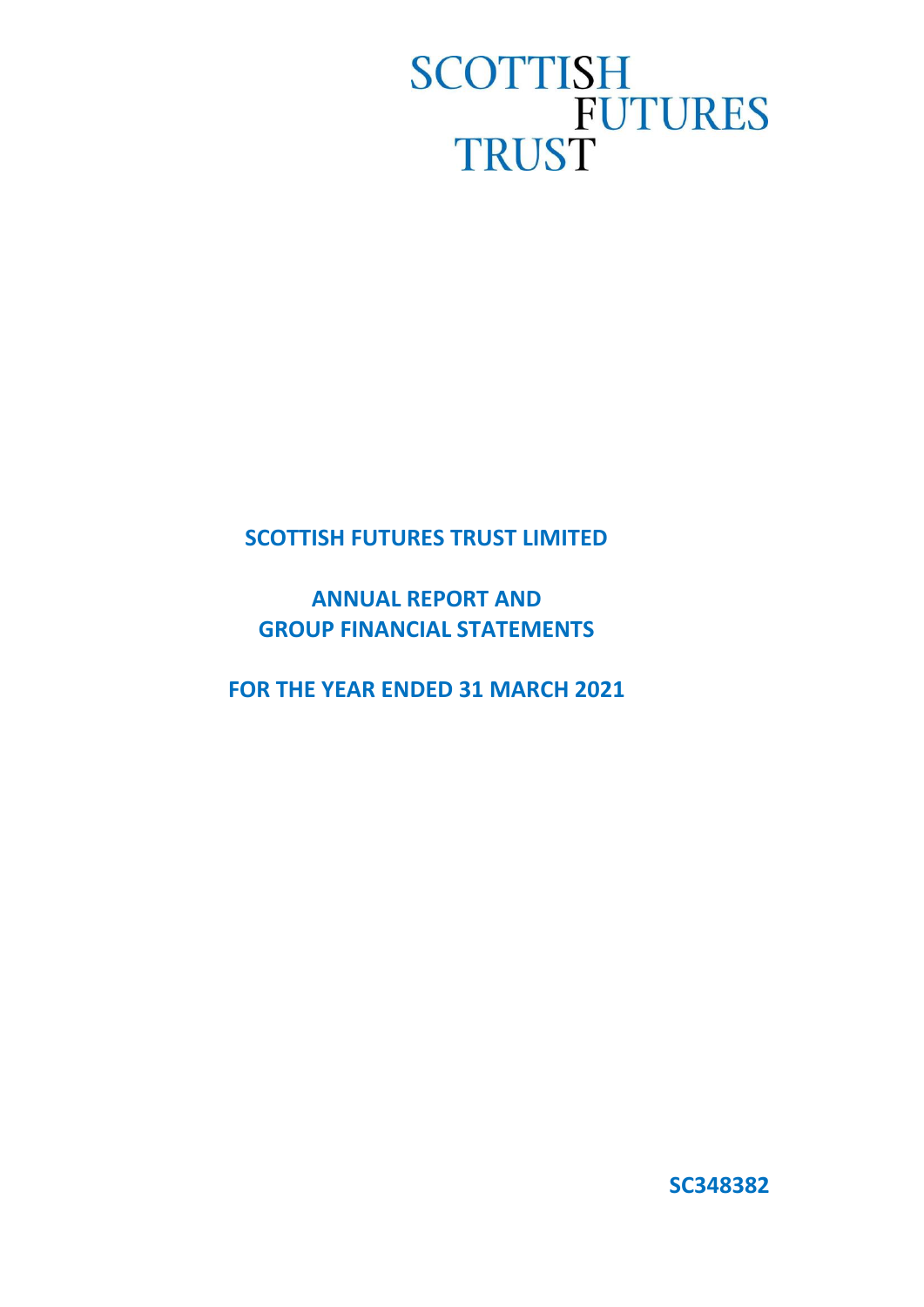SCOTTISH
FUTURES
TRUST

# SCOTTISH FUTURES TRUST LIMITED

## ANNUAL REPORT AND GROUP FINANCIAL STATEMENTS

## FOR THE YEAR ENDED 31 MARCH 2021

**SC348382**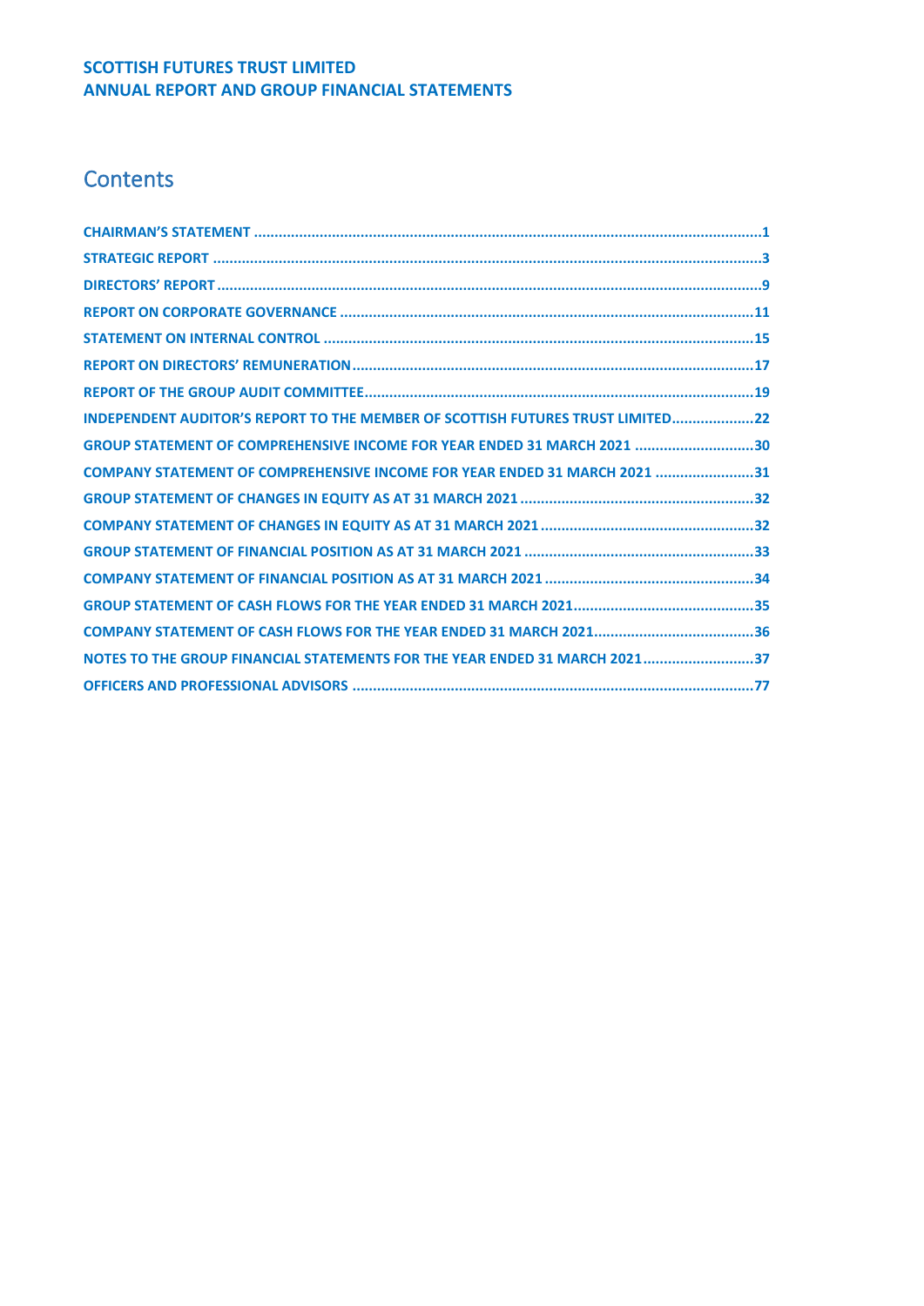**SCOTTISH FUTURES TRUST LIMITED**
**ANNUAL REPORT AND GROUP FINANCIAL STATEMENTS**

# Contents

- **CHAIRMAN'S STATEMENT** .......... 1
- **STRATEGIC REPORT** .......... 3
- **DIRECTORS' REPORT** .......... 9
- **REPORT ON CORPORATE GOVERNANCE** .......... 11
- **STATEMENT ON INTERNAL CONTROL** .......... 15
- **REPORT ON DIRECTORS' REMUNERATION** .......... 17
- **REPORT OF THE GROUP AUDIT COMMITTEE** .......... 19
- **INDEPENDENT AUDITOR'S REPORT TO THE MEMBER OF SCOTTISH FUTURES TRUST LIMITED** .......... 22
- **GROUP STATEMENT OF COMPREHENSIVE INCOME FOR YEAR ENDED 31 MARCH 2021** .......... 30
- **COMPANY STATEMENT OF COMPREHENSIVE INCOME FOR YEAR ENDED 31 MARCH 2021** .......... 31
- **GROUP STATEMENT OF CHANGES IN EQUITY AS AT 31 MARCH 2021** .......... 32
- **COMPANY STATEMENT OF CHANGES IN EQUITY AS AT 31 MARCH 2021** .......... 32
- **GROUP STATEMENT OF FINANCIAL POSITION AS AT 31 MARCH 2021** .......... 33
- **COMPANY STATEMENT OF FINANCIAL POSITION AS AT 31 MARCH 2021** .......... 34
- **GROUP STATEMENT OF CASH FLOWS FOR THE YEAR ENDED 31 MARCH 2021** .......... 35
- **COMPANY STATEMENT OF CASH FLOWS FOR THE YEAR ENDED 31 MARCH 2021** .......... 36
- **NOTES TO THE GROUP FINANCIAL STATEMENTS FOR THE YEAR ENDED 31 MARCH 2021** .......... 37
- **OFFICERS AND PROFESSIONAL ADVISORS** .......... 77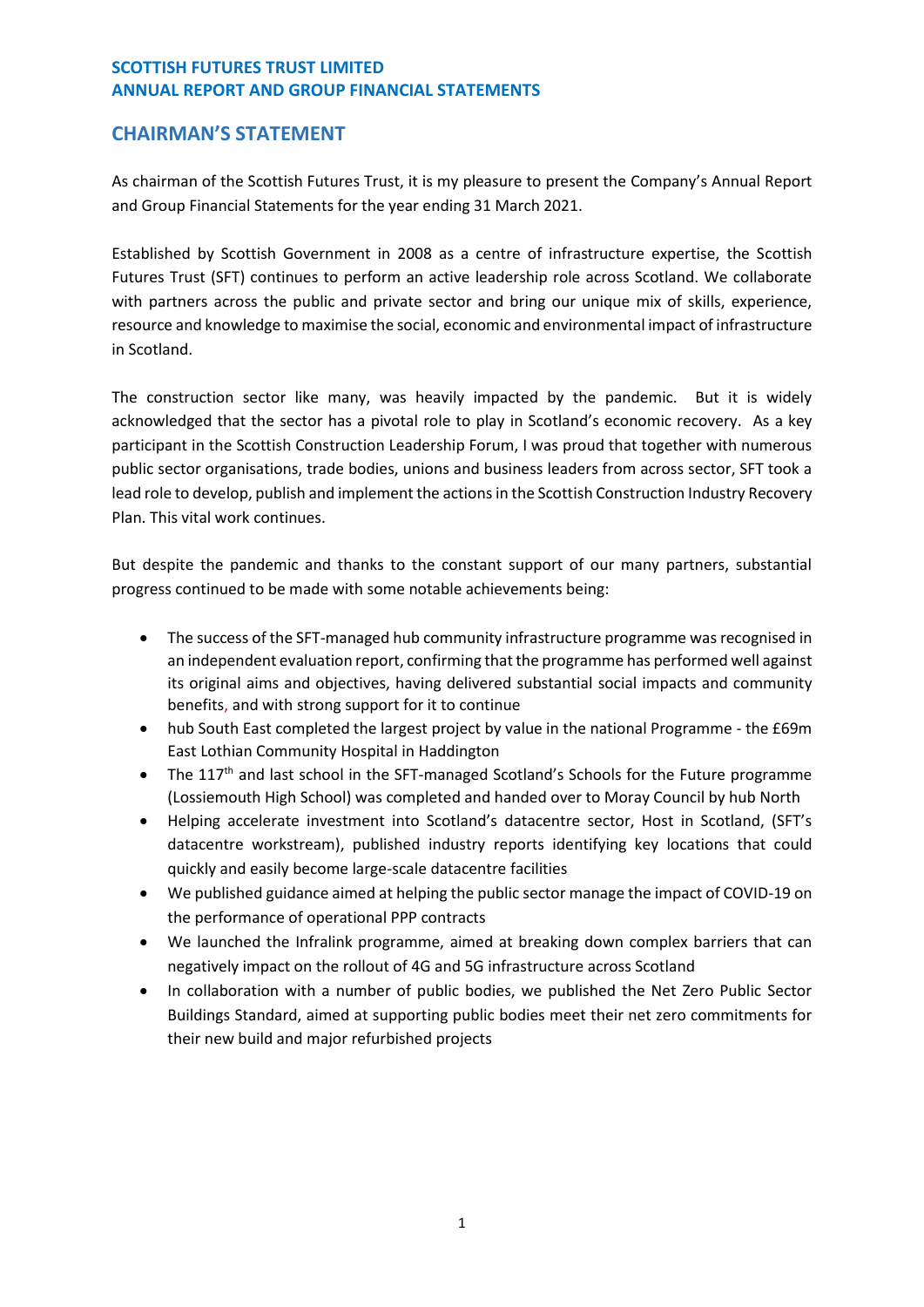# SCOTTISH FUTURES TRUST LIMITED
# ANNUAL REPORT AND GROUP FINANCIAL STATEMENTS

## CHAIRMAN'S STATEMENT

As chairman of the Scottish Futures Trust, it is my pleasure to present the Company's Annual Report and Group Financial Statements for the year ending 31 March 2021.

Established by Scottish Government in 2008 as a centre of infrastructure expertise, the Scottish Futures Trust (SFT) continues to perform an active leadership role across Scotland. We collaborate with partners across the public and private sector and bring our unique mix of skills, experience, resource and knowledge to maximise the social, economic and environmental impact of infrastructure in Scotland.

The construction sector like many, was heavily impacted by the pandemic. But it is widely acknowledged that the sector has a pivotal role to play in Scotland's economic recovery. As a key participant in the Scottish Construction Leadership Forum, I was proud that together with numerous public sector organisations, trade bodies, unions and business leaders from across sector, SFT took a lead role to develop, publish and implement the actions in the Scottish Construction Industry Recovery Plan. This vital work continues.

But despite the pandemic and thanks to the constant support of our many partners, substantial progress continued to be made with some notable achievements being:

- The success of the SFT-managed hub community infrastructure programme was recognised in an independent evaluation report, confirming that the programme has performed well against its original aims and objectives, having delivered substantial social impacts and community benefits, and with strong support for it to continue
- hub South East completed the largest project by value in the national Programme - the £69m East Lothian Community Hospital in Haddington
- The 117th and last school in the SFT-managed Scotland's Schools for the Future programme (Lossiemouth High School) was completed and handed over to Moray Council by hub North
- Helping accelerate investment into Scotland's datacentre sector, Host in Scotland, (SFT's datacentre workstream), published industry reports identifying key locations that could quickly and easily become large-scale datacentre facilities
- We published guidance aimed at helping the public sector manage the impact of COVID-19 on the performance of operational PPP contracts
- We launched the Infralink programme, aimed at breaking down complex barriers that can negatively impact on the rollout of 4G and 5G infrastructure across Scotland
- In collaboration with a number of public bodies, we published the Net Zero Public Sector Buildings Standard, aimed at supporting public bodies meet their net zero commitments for their new build and major refurbished projects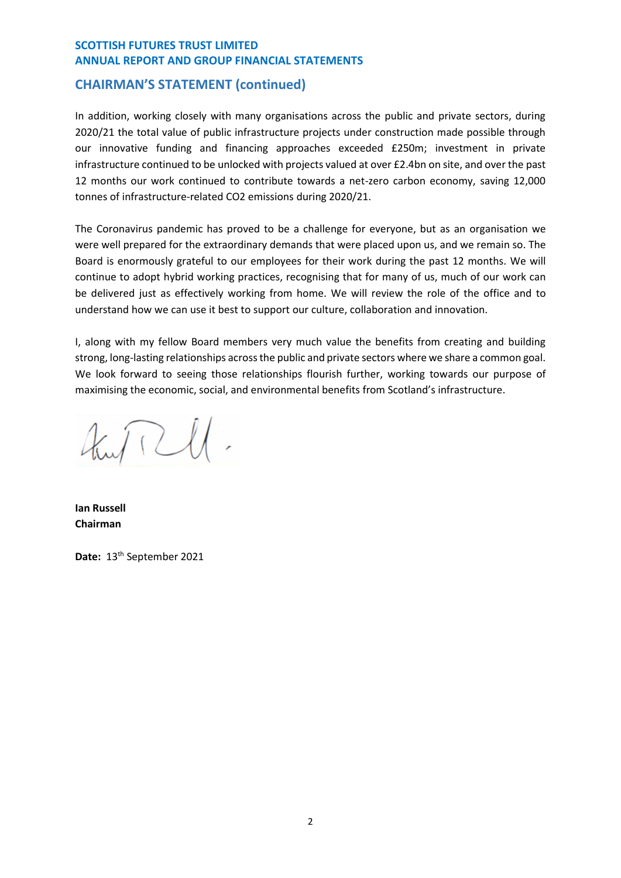## CHAIRMAN'S STATEMENT (continued)

In addition, working closely with many organisations across the public and private sectors, during 2020/21 the total value of public infrastructure projects under construction made possible through our innovative funding and financing approaches exceeded £250m; investment in private infrastructure continued to be unlocked with projects valued at over £2.4bn on site, and over the past 12 months our work continued to contribute towards a net-zero carbon economy, saving 12,000 tonnes of infrastructure-related $CO_2$ emissions during 2020/21.

The Coronavirus pandemic has proved to be a challenge for everyone, but as an organisation we were well prepared for the extraordinary demands that were placed upon us, and we remain so. The Board is enormously grateful to our employees for their work during the past 12 months. We will continue to adopt hybrid working practices, recognising that for many of us, much of our work can be delivered just as effectively working from home. We will review the role of the office and to understand how we can use it best to support our culture, collaboration and innovation.

I, along with my fellow Board members very much value the benefits from creating and building strong, long-lasting relationships across the public and private sectors where we share a common goal. We look forward to seeing those relationships flourish further, working towards our purpose of maximising the economic, social, and environmental benefits from Scotland's infrastructure.

**Ian Russell**
**Chairman**

**Date:** 13th September 2021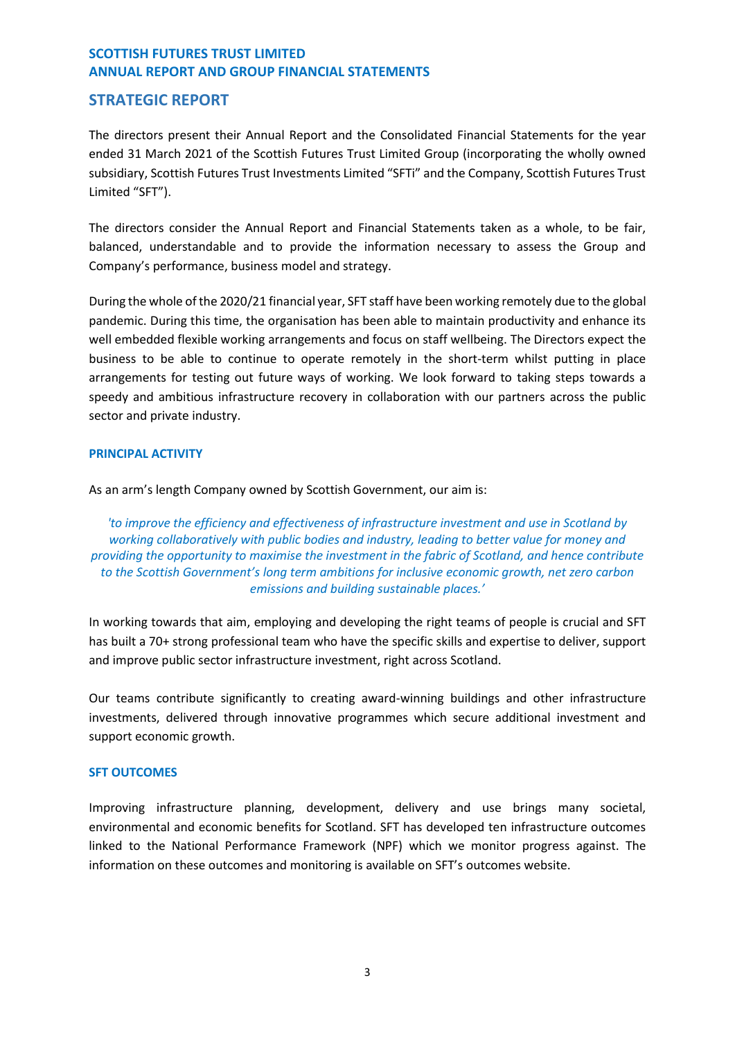## STRATEGIC REPORT

The directors present their Annual Report and the Consolidated Financial Statements for the year ended 31 March 2021 of the Scottish Futures Trust Limited Group (incorporating the wholly owned subsidiary, Scottish Futures Trust Investments Limited "SFTi" and the Company, Scottish Futures Trust Limited "SFT").

The directors consider the Annual Report and Financial Statements taken as a whole, to be fair, balanced, understandable and to provide the information necessary to assess the Group and Company's performance, business model and strategy.

During the whole of the 2020/21 financial year, SFT staff have been working remotely due to the global pandemic. During this time, the organisation has been able to maintain productivity and enhance its well embedded flexible working arrangements and focus on staff wellbeing. The Directors expect the business to be able to continue to operate remotely in the short-term whilst putting in place arrangements for testing out future ways of working. We look forward to taking steps towards a speedy and ambitious infrastructure recovery in collaboration with our partners across the public sector and private industry.

### PRINCIPAL ACTIVITY

As an arm's length Company owned by Scottish Government, our aim is:

*'to improve the efficiency and effectiveness of infrastructure investment and use in Scotland by working collaboratively with public bodies and industry, leading to better value for money and providing the opportunity to maximise the investment in the fabric of Scotland, and hence contribute to the Scottish Government's long term ambitions for inclusive economic growth, net zero carbon emissions and building sustainable places.'*

In working towards that aim, employing and developing the right teams of people is crucial and SFT has built a 70+ strong professional team who have the specific skills and expertise to deliver, support and improve public sector infrastructure investment, right across Scotland.

Our teams contribute significantly to creating award-winning buildings and other infrastructure investments, delivered through innovative programmes which secure additional investment and support economic growth.

### SFT OUTCOMES

Improving infrastructure planning, development, delivery and use brings many societal, environmental and economic benefits for Scotland. SFT has developed ten infrastructure outcomes linked to the National Performance Framework (NPF) which we monitor progress against. The information on these outcomes and monitoring is available on SFT's outcomes website.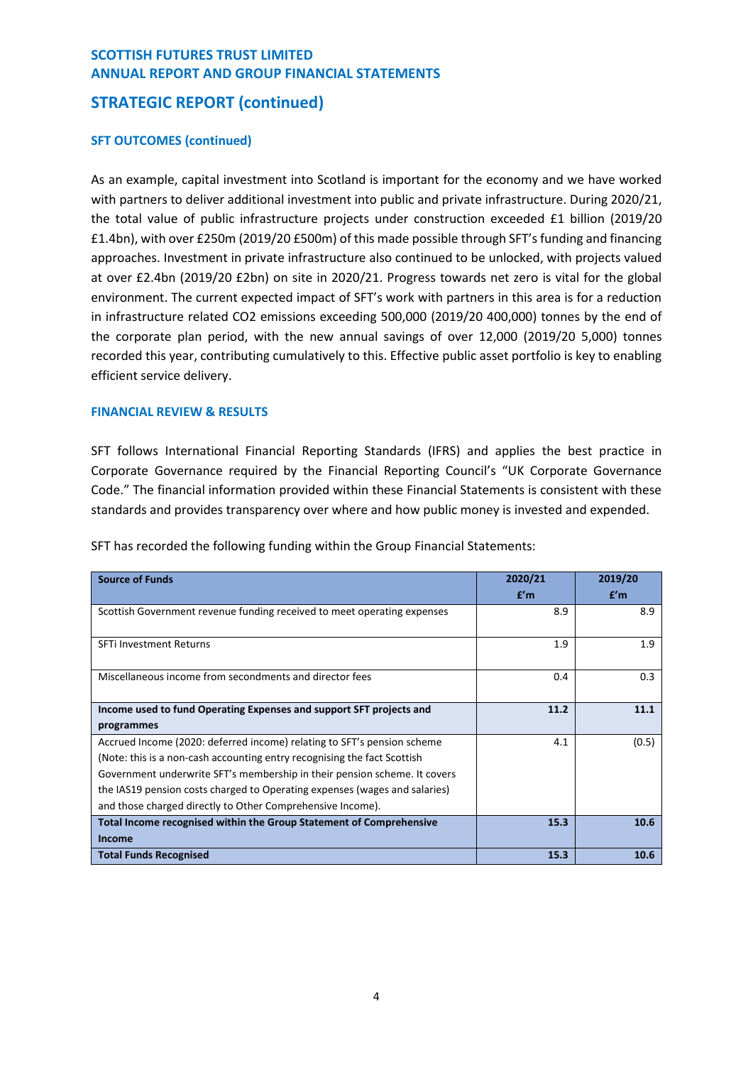## STRATEGIC REPORT (continued)

### SFT OUTCOMES (continued)

As an example, capital investment into Scotland is important for the economy and we have worked with partners to deliver additional investment into public and private infrastructure. During 2020/21, the total value of public infrastructure projects under construction exceeded £1 billion (2019/20 £1.4bn), with over £250m (2019/20 £500m) of this made possible through SFT's funding and financing approaches. Investment in private infrastructure also continued to be unlocked, with projects valued at over £2.4bn (2019/20 £2bn) on site in 2020/21. Progress towards net zero is vital for the global environment. The current expected impact of SFT's work with partners in this area is for a reduction in infrastructure related $CO_2$ emissions exceeding 500,000 (2019/20 400,000) tonnes by the end of the corporate plan period, with the new annual savings of over 12,000 (2019/20 5,000) tonnes recorded this year, contributing cumulatively to this. Effective public asset portfolio is key to enabling efficient service delivery.

### FINANCIAL REVIEW & RESULTS

SFT follows International Financial Reporting Standards (IFRS) and applies the best practice in Corporate Governance required by the Financial Reporting Council's "UK Corporate Governance Code." The financial information provided within these Financial Statements is consistent with these standards and provides transparency over where and how public money is invested and expended.

SFT has recorded the following funding within the Group Financial Statements:

| Source of Funds | 2020/21 £'m | 2019/20 £'m |
|---|---|---|
| Scottish Government revenue funding received to meet operating expenses | 8.9 | 8.9 |
| SFTi Investment Returns | 1.9 | 1.9 |
| Miscellaneous income from secondments and director fees | 0.4 | 0.3 |
| **Income used to fund Operating Expenses and support SFT projects and programmes** | **11.2** | **11.1** |
| Accrued Income (2020: deferred income) relating to SFT's pension scheme (Note: this is a non-cash accounting entry recognising the fact Scottish Government underwrite SFT's membership in their pension scheme. It covers the IAS19 pension costs charged to Operating expenses (wages and salaries) and those charged directly to Other Comprehensive Income). | 4.1 | (0.5) |
| **Total Income recognised within the Group Statement of Comprehensive Income** | **15.3** | **10.6** |
| **Total Funds Recognised** | **15.3** | **10.6** |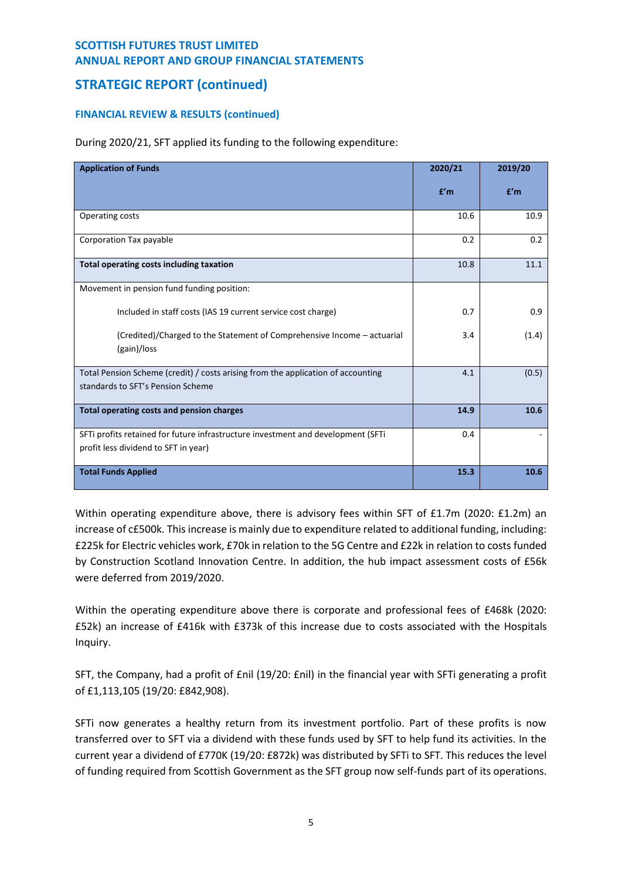## STRATEGIC REPORT (continued)

### FINANCIAL REVIEW & RESULTS (continued)

During 2020/21, SFT applied its funding to the following expenditure:

| Application of Funds | 2020/21 £'m | 2019/20 £'m |
|---|---|---|
| Operating costs | 10.6 | 10.9 |
| Corporation Tax payable | 0.2 | 0.2 |
| **Total operating costs including taxation** | 10.8 | 11.1 |
| Movement in pension fund funding position: | | |
| Included in staff costs (IAS 19 current service cost charge) | 0.7 | 0.9 |
| (Credited)/Charged to the Statement of Comprehensive Income – actuarial (gain)/loss | 3.4 | (1.4) |
| Total Pension Scheme (credit) / costs arising from the application of accounting standards to SFT's Pension Scheme | 4.1 | (0.5) |
| **Total operating costs and pension charges** | **14.9** | **10.6** |
| SFTi profits retained for future infrastructure investment and development (SFTi profit less dividend to SFT in year) | 0.4 | - |
| **Total Funds Applied** | **15.3** | **10.6** |

Within operating expenditure above, there is advisory fees within SFT of £1.7m (2020: £1.2m) an increase of c£500k. This increase is mainly due to expenditure related to additional funding, including: £225k for Electric vehicles work, £70k in relation to the 5G Centre and £22k in relation to costs funded by Construction Scotland Innovation Centre. In addition, the hub impact assessment costs of £56k were deferred from 2019/2020.

Within the operating expenditure above there is corporate and professional fees of £468k (2020: £52k) an increase of £416k with £373k of this increase due to costs associated with the Hospitals Inquiry.

SFT, the Company, had a profit of £nil (19/20: £nil) in the financial year with SFTi generating a profit of £1,113,105 (19/20: £842,908).

SFTi now generates a healthy return from its investment portfolio. Part of these profits is now transferred over to SFT via a dividend with these funds used by SFT to help fund its activities. In the current year a dividend of £770K (19/20: £872k) was distributed by SFTi to SFT. This reduces the level of funding required from Scottish Government as the SFT group now self-funds part of its operations.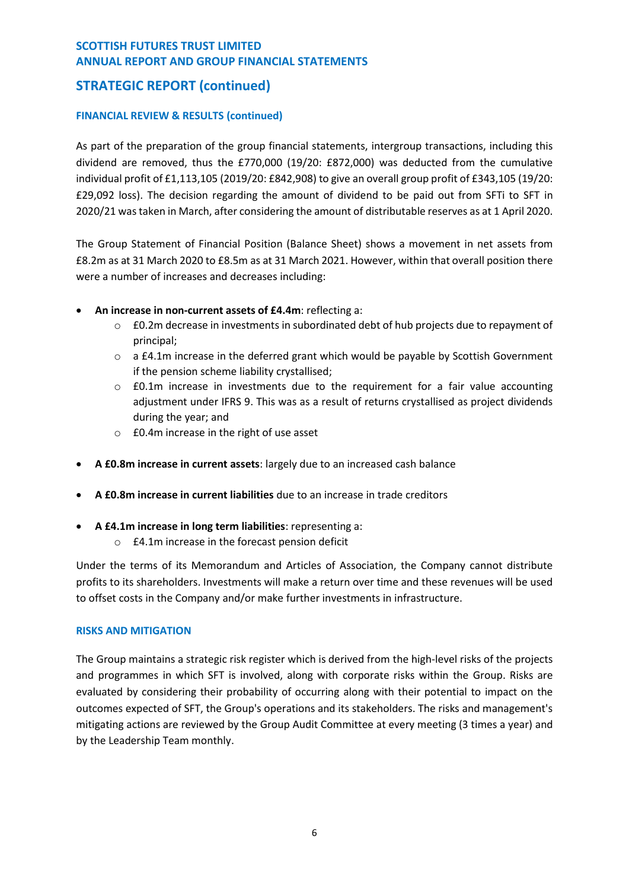## STRATEGIC REPORT (continued)

### FINANCIAL REVIEW & RESULTS (continued)

As part of the preparation of the group financial statements, intergroup transactions, including this dividend are removed, thus the £770,000 (19/20: £872,000) was deducted from the cumulative individual profit of £1,113,105 (2019/20: £842,908) to give an overall group profit of £343,105 (19/20: £29,092 loss). The decision regarding the amount of dividend to be paid out from SFTi to SFT in 2020/21 was taken in March, after considering the amount of distributable reserves as at 1 April 2020.

The Group Statement of Financial Position (Balance Sheet) shows a movement in net assets from £8.2m as at 31 March 2020 to £8.5m as at 31 March 2021. However, within that overall position there were a number of increases and decreases including:

- **An increase in non-current assets of £4.4m**: reflecting a:
  - £0.2m decrease in investments in subordinated debt of hub projects due to repayment of principal;
  - a £4.1m increase in the deferred grant which would be payable by Scottish Government if the pension scheme liability crystallised;
  - £0.1m increase in investments due to the requirement for a fair value accounting adjustment under IFRS 9. This was as a result of returns crystallised as project dividends during the year; and
  - £0.4m increase in the right of use asset
- **A £0.8m increase in current assets**: largely due to an increased cash balance
- **A £0.8m increase in current liabilities** due to an increase in trade creditors
- **A £4.1m increase in long term liabilities**: representing a:
  - £4.1m increase in the forecast pension deficit

Under the terms of its Memorandum and Articles of Association, the Company cannot distribute profits to its shareholders. Investments will make a return over time and these revenues will be used to offset costs in the Company and/or make further investments in infrastructure.

### RISKS AND MITIGATION

The Group maintains a strategic risk register which is derived from the high-level risks of the projects and programmes in which SFT is involved, along with corporate risks within the Group. Risks are evaluated by considering their probability of occurring along with their potential to impact on the outcomes expected of SFT, the Group's operations and its stakeholders. The risks and management's mitigating actions are reviewed by the Group Audit Committee at every meeting (3 times a year) and by the Leadership Team monthly.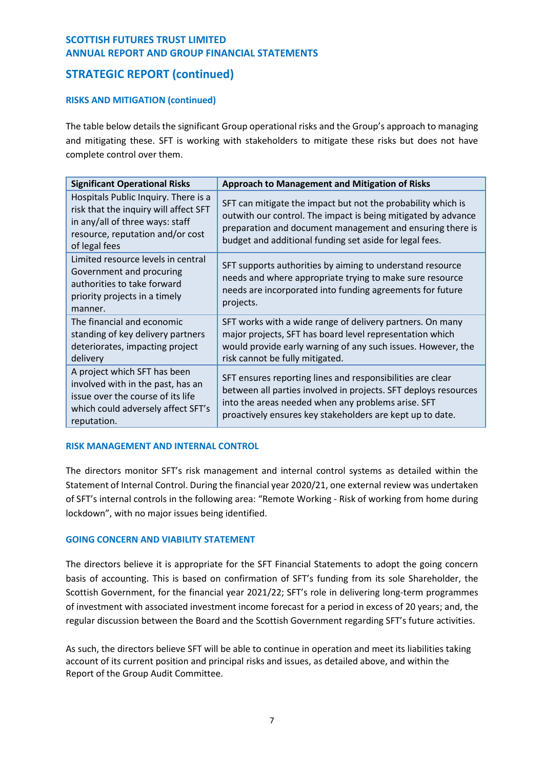## STRATEGIC REPORT (continued)

### RISKS AND MITIGATION (continued)

The table below details the significant Group operational risks and the Group's approach to managing and mitigating these. SFT is working with stakeholders to mitigate these risks but does not have complete control over them.

| Significant Operational Risks | Approach to Management and Mitigation of Risks |
|---|---|
| Hospitals Public Inquiry. There is a risk that the inquiry will affect SFT in any/all of three ways: staff resource, reputation and/or cost of legal fees | SFT can mitigate the impact but not the probability which is outwith our control. The impact is being mitigated by advance preparation and document management and ensuring there is budget and additional funding set aside for legal fees. |
| Limited resource levels in central Government and procuring authorities to take forward priority projects in a timely manner. | SFT supports authorities by aiming to understand resource needs and where appropriate trying to make sure resource needs are incorporated into funding agreements for future projects. |
| The financial and economic standing of key delivery partners deteriorates, impacting project delivery | SFT works with a wide range of delivery partners. On many major projects, SFT has board level representation which would provide early warning of any such issues. However, the risk cannot be fully mitigated. |
| A project which SFT has been involved with in the past, has an issue over the course of its life which could adversely affect SFT's reputation. | SFT ensures reporting lines and responsibilities are clear between all parties involved in projects. SFT deploys resources into the areas needed when any problems arise. SFT proactively ensures key stakeholders are kept up to date. |

### RISK MANAGEMENT AND INTERNAL CONTROL

The directors monitor SFT's risk management and internal control systems as detailed within the Statement of Internal Control. During the financial year 2020/21, one external review was undertaken of SFT's internal controls in the following area: "Remote Working - Risk of working from home during lockdown", with no major issues being identified.

### GOING CONCERN AND VIABILITY STATEMENT

The directors believe it is appropriate for the SFT Financial Statements to adopt the going concern basis of accounting. This is based on confirmation of SFT's funding from its sole Shareholder, the Scottish Government, for the financial year 2021/22; SFT's role in delivering long-term programmes of investment with associated investment income forecast for a period in excess of 20 years; and, the regular discussion between the Board and the Scottish Government regarding SFT's future activities.

As such, the directors believe SFT will be able to continue in operation and meet its liabilities taking account of its current position and principal risks and issues, as detailed above, and within the Report of the Group Audit Committee.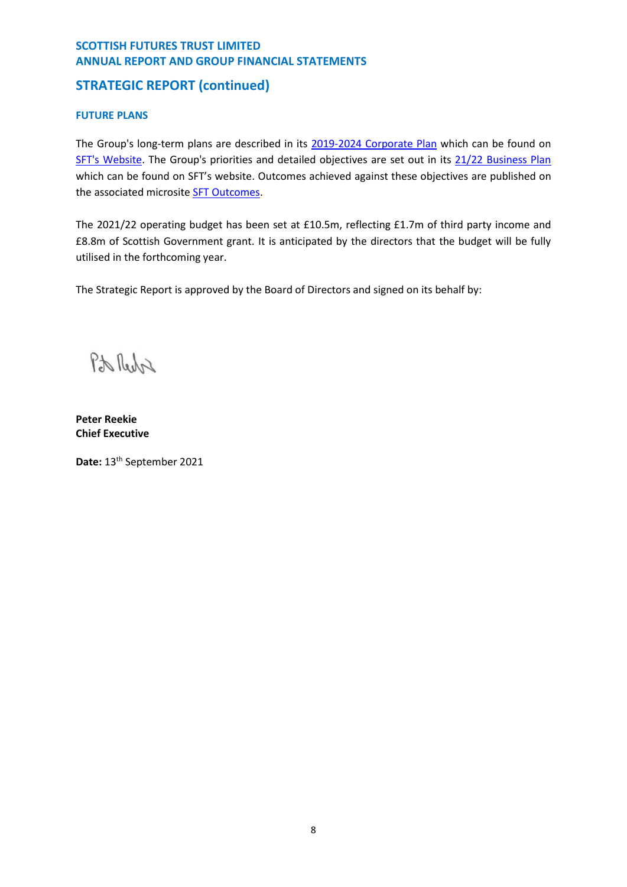## STRATEGIC REPORT (continued)

### FUTURE PLANS

The Group's long-term plans are described in its 2019-2024 Corporate Plan which can be found on SFT's Website. The Group's priorities and detailed objectives are set out in its 21/22 Business Plan which can be found on SFT's website. Outcomes achieved against these objectives are published on the associated microsite SFT Outcomes.

The 2021/22 operating budget has been set at £10.5m, reflecting £1.7m of third party income and £8.8m of Scottish Government grant. It is anticipated by the directors that the budget will be fully utilised in the forthcoming year.

The Strategic Report is approved by the Board of Directors and signed on its behalf by:

**Peter Reekie**
**Chief Executive**

**Date:** 13th September 2021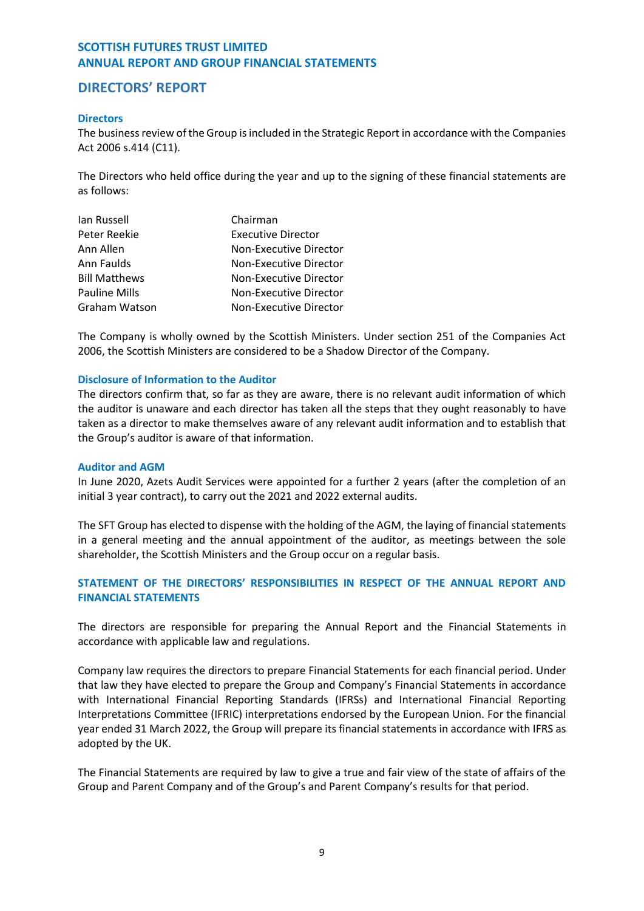## DIRECTORS' REPORT

### Directors

The business review of the Group is included in the Strategic Report in accordance with the Companies Act 2006 s.414 (C11).

The Directors who held office during the year and up to the signing of these financial statements are as follows:

| | |
|---|---|
| Ian Russell | Chairman |
| Peter Reekie | Executive Director |
| Ann Allen | Non-Executive Director |
| Ann Faulds | Non-Executive Director |
| Bill Matthews | Non-Executive Director |
| Pauline Mills | Non-Executive Director |
| Graham Watson | Non-Executive Director |

The Company is wholly owned by the Scottish Ministers. Under section 251 of the Companies Act 2006, the Scottish Ministers are considered to be a Shadow Director of the Company.

### Disclosure of Information to the Auditor

The directors confirm that, so far as they are aware, there is no relevant audit information of which the auditor is unaware and each director has taken all the steps that they ought reasonably to have taken as a director to make themselves aware of any relevant audit information and to establish that the Group's auditor is aware of that information.

### Auditor and AGM

In June 2020, Azets Audit Services were appointed for a further 2 years (after the completion of an initial 3 year contract), to carry out the 2021 and 2022 external audits.

The SFT Group has elected to dispense with the holding of the AGM, the laying of financial statements in a general meeting and the annual appointment of the auditor, as meetings between the sole shareholder, the Scottish Ministers and the Group occur on a regular basis.

### STATEMENT OF THE DIRECTORS' RESPONSIBILITIES IN RESPECT OF THE ANNUAL REPORT AND FINANCIAL STATEMENTS

The directors are responsible for preparing the Annual Report and the Financial Statements in accordance with applicable law and regulations.

Company law requires the directors to prepare Financial Statements for each financial period. Under that law they have elected to prepare the Group and Company's Financial Statements in accordance with International Financial Reporting Standards (IFRSs) and International Financial Reporting Interpretations Committee (IFRIC) interpretations endorsed by the European Union. For the financial year ended 31 March 2022, the Group will prepare its financial statements in accordance with IFRS as adopted by the UK.

The Financial Statements are required by law to give a true and fair view of the state of affairs of the Group and Parent Company and of the Group's and Parent Company's results for that period.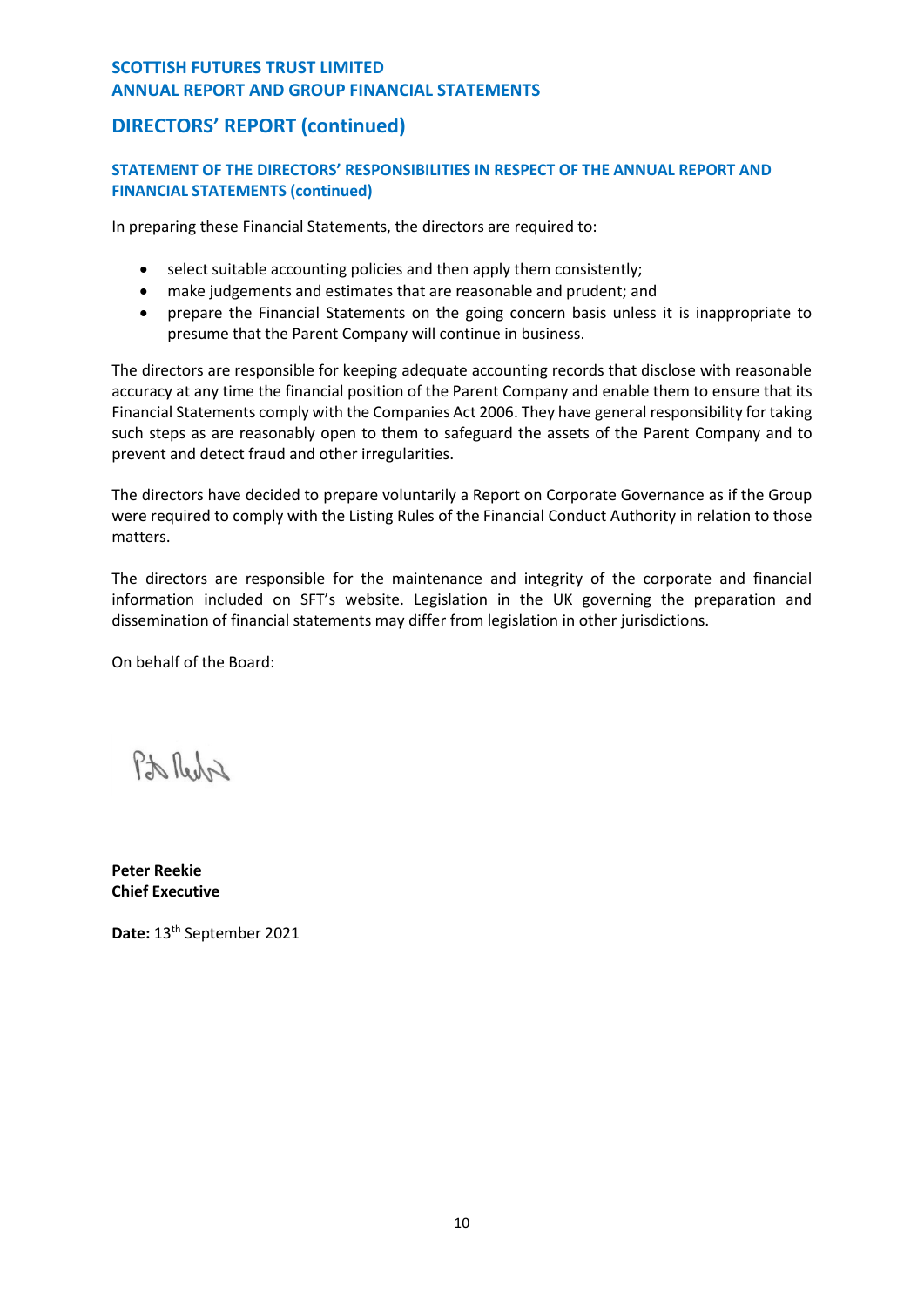## DIRECTORS' REPORT (continued)

### STATEMENT OF THE DIRECTORS' RESPONSIBILITIES IN RESPECT OF THE ANNUAL REPORT AND FINANCIAL STATEMENTS (continued)

In preparing these Financial Statements, the directors are required to:

- select suitable accounting policies and then apply them consistently;
- make judgements and estimates that are reasonable and prudent; and
- prepare the Financial Statements on the going concern basis unless it is inappropriate to presume that the Parent Company will continue in business.

The directors are responsible for keeping adequate accounting records that disclose with reasonable accuracy at any time the financial position of the Parent Company and enable them to ensure that its Financial Statements comply with the Companies Act 2006. They have general responsibility for taking such steps as are reasonably open to them to safeguard the assets of the Parent Company and to prevent and detect fraud and other irregularities.

The directors have decided to prepare voluntarily a Report on Corporate Governance as if the Group were required to comply with the Listing Rules of the Financial Conduct Authority in relation to those matters.

The directors are responsible for the maintenance and integrity of the corporate and financial information included on SFT's website. Legislation in the UK governing the preparation and dissemination of financial statements may differ from legislation in other jurisdictions.

On behalf of the Board:

**Peter Reekie**
**Chief Executive**

**Date:** 13th September 2021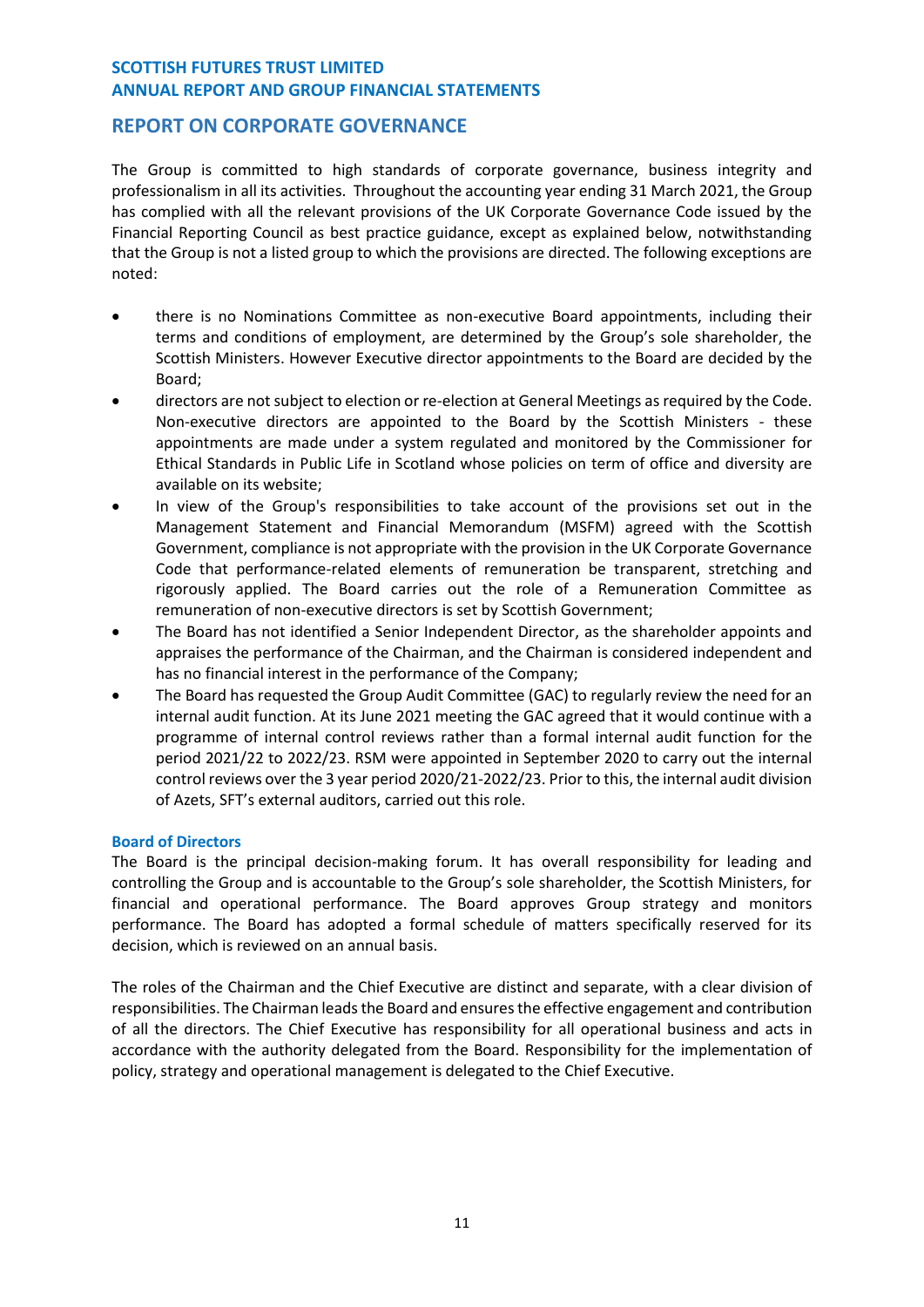## REPORT ON CORPORATE GOVERNANCE

The Group is committed to high standards of corporate governance, business integrity and professionalism in all its activities. Throughout the accounting year ending 31 March 2021, the Group has complied with all the relevant provisions of the UK Corporate Governance Code issued by the Financial Reporting Council as best practice guidance, except as explained below, notwithstanding that the Group is not a listed group to which the provisions are directed. The following exceptions are noted:

- there is no Nominations Committee as non-executive Board appointments, including their terms and conditions of employment, are determined by the Group's sole shareholder, the Scottish Ministers. However Executive director appointments to the Board are decided by the Board;
- directors are not subject to election or re-election at General Meetings as required by the Code. Non-executive directors are appointed to the Board by the Scottish Ministers - these appointments are made under a system regulated and monitored by the Commissioner for Ethical Standards in Public Life in Scotland whose policies on term of office and diversity are available on its website;
- In view of the Group's responsibilities to take account of the provisions set out in the Management Statement and Financial Memorandum (MSFM) agreed with the Scottish Government, compliance is not appropriate with the provision in the UK Corporate Governance Code that performance-related elements of remuneration be transparent, stretching and rigorously applied. The Board carries out the role of a Remuneration Committee as remuneration of non-executive directors is set by Scottish Government;
- The Board has not identified a Senior Independent Director, as the shareholder appoints and appraises the performance of the Chairman, and the Chairman is considered independent and has no financial interest in the performance of the Company;
- The Board has requested the Group Audit Committee (GAC) to regularly review the need for an internal audit function. At its June 2021 meeting the GAC agreed that it would continue with a programme of internal control reviews rather than a formal internal audit function for the period 2021/22 to 2022/23. RSM were appointed in September 2020 to carry out the internal control reviews over the 3 year period 2020/21-2022/23. Prior to this, the internal audit division of Azets, SFT's external auditors, carried out this role.

### Board of Directors

The Board is the principal decision-making forum. It has overall responsibility for leading and controlling the Group and is accountable to the Group's sole shareholder, the Scottish Ministers, for financial and operational performance. The Board approves Group strategy and monitors performance. The Board has adopted a formal schedule of matters specifically reserved for its decision, which is reviewed on an annual basis.

The roles of the Chairman and the Chief Executive are distinct and separate, with a clear division of responsibilities. The Chairman leads the Board and ensures the effective engagement and contribution of all the directors. The Chief Executive has responsibility for all operational business and acts in accordance with the authority delegated from the Board. Responsibility for the implementation of policy, strategy and operational management is delegated to the Chief Executive.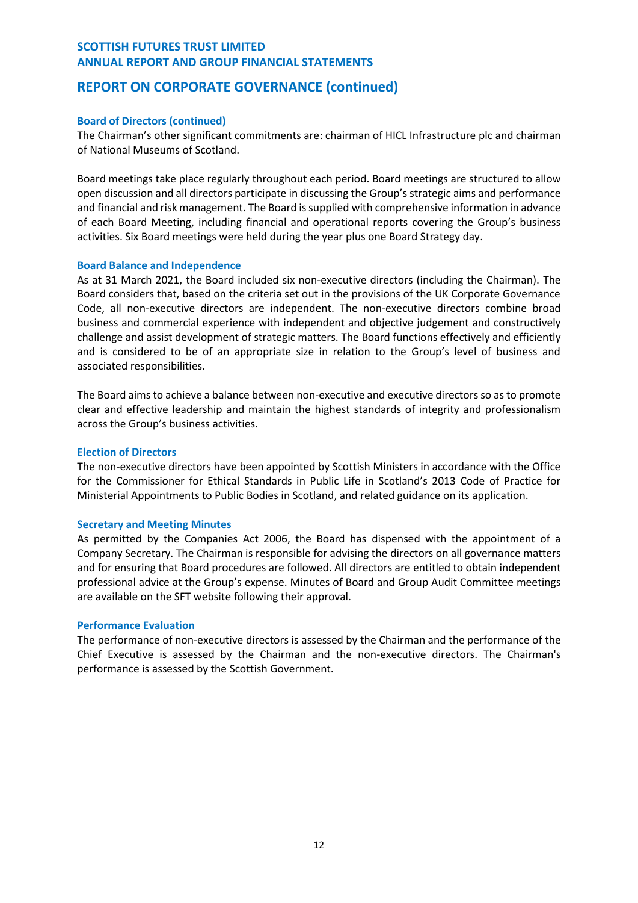## REPORT ON CORPORATE GOVERNANCE (continued)

### Board of Directors (continued)

The Chairman's other significant commitments are: chairman of HICL Infrastructure plc and chairman of National Museums of Scotland.

Board meetings take place regularly throughout each period. Board meetings are structured to allow open discussion and all directors participate in discussing the Group's strategic aims and performance and financial and risk management. The Board is supplied with comprehensive information in advance of each Board Meeting, including financial and operational reports covering the Group's business activities. Six Board meetings were held during the year plus one Board Strategy day.

### Board Balance and Independence

As at 31 March 2021, the Board included six non-executive directors (including the Chairman). The Board considers that, based on the criteria set out in the provisions of the UK Corporate Governance Code, all non-executive directors are independent. The non-executive directors combine broad business and commercial experience with independent and objective judgement and constructively challenge and assist development of strategic matters. The Board functions effectively and efficiently and is considered to be of an appropriate size in relation to the Group's level of business and associated responsibilities.

The Board aims to achieve a balance between non-executive and executive directors so as to promote clear and effective leadership and maintain the highest standards of integrity and professionalism across the Group's business activities.

### Election of Directors

The non-executive directors have been appointed by Scottish Ministers in accordance with the Office for the Commissioner for Ethical Standards in Public Life in Scotland's 2013 Code of Practice for Ministerial Appointments to Public Bodies in Scotland, and related guidance on its application.

### Secretary and Meeting Minutes

As permitted by the Companies Act 2006, the Board has dispensed with the appointment of a Company Secretary. The Chairman is responsible for advising the directors on all governance matters and for ensuring that Board procedures are followed. All directors are entitled to obtain independent professional advice at the Group's expense. Minutes of Board and Group Audit Committee meetings are available on the SFT website following their approval.

### Performance Evaluation

The performance of non-executive directors is assessed by the Chairman and the performance of the Chief Executive is assessed by the Chairman and the non-executive directors. The Chairman's performance is assessed by the Scottish Government.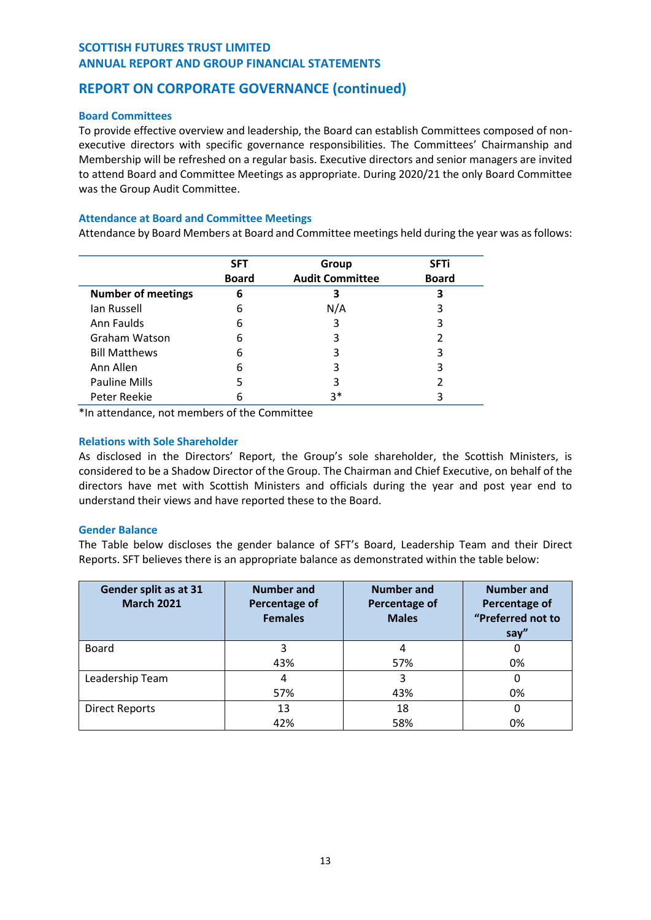## REPORT ON CORPORATE GOVERNANCE (continued)

### Board Committees

To provide effective overview and leadership, the Board can establish Committees composed of non-executive directors with specific governance responsibilities. The Committees' Chairmanship and Membership will be refreshed on a regular basis. Executive directors and senior managers are invited to attend Board and Committee Meetings as appropriate. During 2020/21 the only Board Committee was the Group Audit Committee.

### Attendance at Board and Committee Meetings

Attendance by Board Members at Board and Committee meetings held during the year was as follows:

| | SFT Board | Group Audit Committee | SFTi Board |
|---|---|---|---|
| **Number of meetings** | **6** | **3** | **3** |
| Ian Russell | 6 | N/A | 3 |
| Ann Faulds | 6 | 3 | 3 |
| Graham Watson | 6 | 3 | 2 |
| Bill Matthews | 6 | 3 | 3 |
| Ann Allen | 6 | 3 | 3 |
| Pauline Mills | 5 | 3 | 2 |
| Peter Reekie | 6 | 3* | 3 |

*In attendance, not members of the Committee

### Relations with Sole Shareholder

As disclosed in the Directors' Report, the Group's sole shareholder, the Scottish Ministers, is considered to be a Shadow Director of the Group. The Chairman and Chief Executive, on behalf of the directors have met with Scottish Ministers and officials during the year and post year end to understand their views and have reported these to the Board.

### Gender Balance

The Table below discloses the gender balance of SFT's Board, Leadership Team and their Direct Reports. SFT believes there is an appropriate balance as demonstrated within the table below:

| Gender split as at 31 March 2021 | Number and Percentage of Females | Number and Percentage of Males | Number and Percentage of "Preferred not to say" |
|---|---|---|---|
| Board | 3<br>43% | 4<br>57% | 0<br>0% |
| Leadership Team | 4<br>57% | 3<br>43% | 0<br>0% |
| Direct Reports | 13<br>42% | 18<br>58% | 0<br>0% |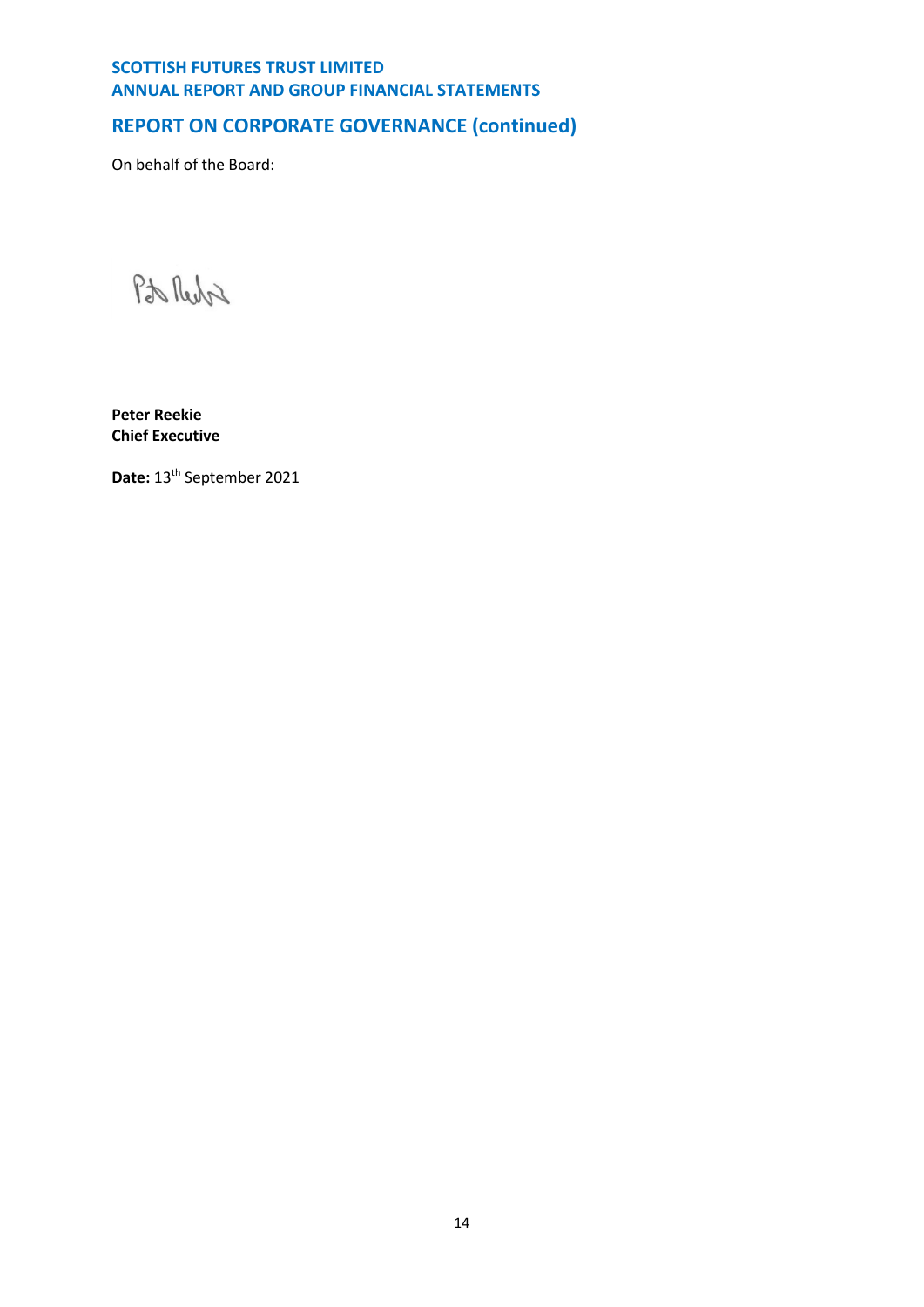## REPORT ON CORPORATE GOVERNANCE (continued)

On behalf of the Board:

**Peter Reekie**
**Chief Executive**

**Date:** 13th September 2021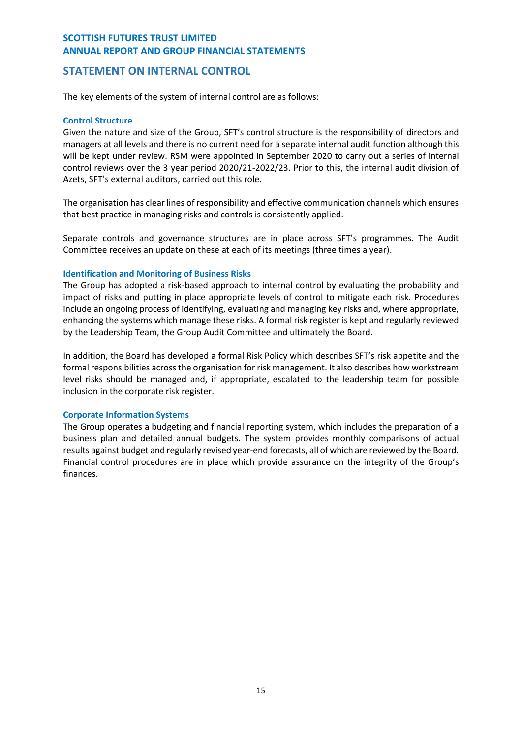## STATEMENT ON INTERNAL CONTROL

The key elements of the system of internal control are as follows:

### Control Structure

Given the nature and size of the Group, SFT's control structure is the responsibility of directors and managers at all levels and there is no current need for a separate internal audit function although this will be kept under review. RSM were appointed in September 2020 to carry out a series of internal control reviews over the 3 year period 2020/21-2022/23. Prior to this, the internal audit division of Azets, SFT's external auditors, carried out this role.

The organisation has clear lines of responsibility and effective communication channels which ensures that best practice in managing risks and controls is consistently applied.

Separate controls and governance structures are in place across SFT's programmes. The Audit Committee receives an update on these at each of its meetings (three times a year).

### Identification and Monitoring of Business Risks

The Group has adopted a risk-based approach to internal control by evaluating the probability and impact of risks and putting in place appropriate levels of control to mitigate each risk. Procedures include an ongoing process of identifying, evaluating and managing key risks and, where appropriate, enhancing the systems which manage these risks. A formal risk register is kept and regularly reviewed by the Leadership Team, the Group Audit Committee and ultimately the Board.

In addition, the Board has developed a formal Risk Policy which describes SFT's risk appetite and the formal responsibilities across the organisation for risk management. It also describes how workstream level risks should be managed and, if appropriate, escalated to the leadership team for possible inclusion in the corporate risk register.

### Corporate Information Systems

The Group operates a budgeting and financial reporting system, which includes the preparation of a business plan and detailed annual budgets. The system provides monthly comparisons of actual results against budget and regularly revised year-end forecasts, all of which are reviewed by the Board. Financial control procedures are in place which provide assurance on the integrity of the Group's finances.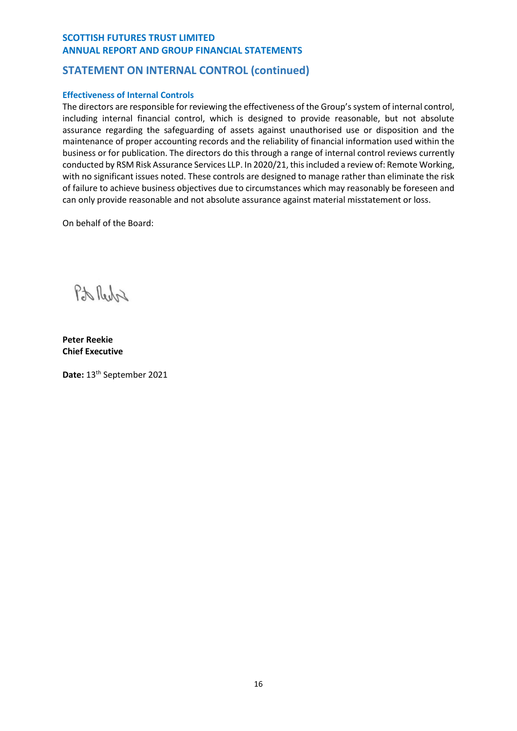## STATEMENT ON INTERNAL CONTROL (continued)

### Effectiveness of Internal Controls

The directors are responsible for reviewing the effectiveness of the Group's system of internal control, including internal financial control, which is designed to provide reasonable, but not absolute assurance regarding the safeguarding of assets against unauthorised use or disposition and the maintenance of proper accounting records and the reliability of financial information used within the business or for publication. The directors do this through a range of internal control reviews currently conducted by RSM Risk Assurance Services LLP. In 2020/21, this included a review of: Remote Working, with no significant issues noted. These controls are designed to manage rather than eliminate the risk of failure to achieve business objectives due to circumstances which may reasonably be foreseen and can only provide reasonable and not absolute assurance against material misstatement or loss.

On behalf of the Board:

**Peter Reekie**
**Chief Executive**

**Date:** 13th September 2021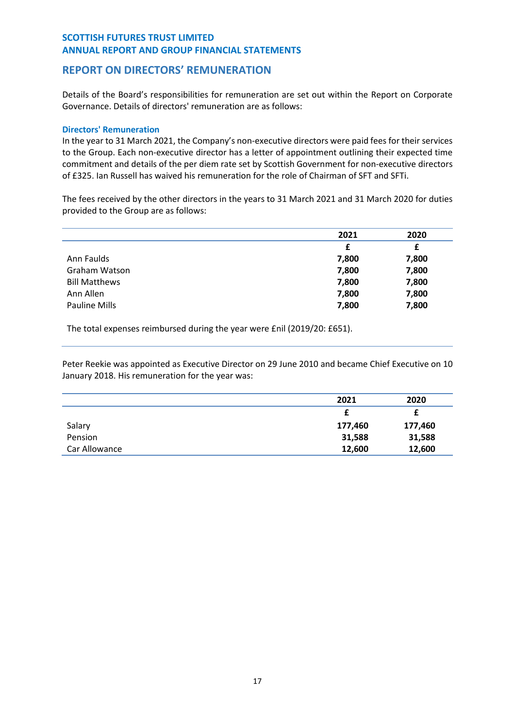# REPORT ON DIRECTORS' REMUNERATION

Details of the Board's responsibilities for remuneration are set out within the Report on Corporate Governance. Details of directors' remuneration are as follows:

### Directors' Remuneration

In the year to 31 March 2021, the Company's non-executive directors were paid fees for their services to the Group. Each non-executive director has a letter of appointment outlining their expected time commitment and details of the per diem rate set by Scottish Government for non-executive directors of £325. Ian Russell has waived his remuneration for the role of Chairman of SFT and SFTi.

The fees received by the other directors in the years to 31 March 2021 and 31 March 2020 for duties provided to the Group are as follows:

| | 2021 | 2020 |
|---|---|---|
| | **£** | **£** |
| Ann Faulds | **7,800** | **7,800** |
| Graham Watson | **7,800** | **7,800** |
| Bill Matthews | **7,800** | **7,800** |
| Ann Allen | **7,800** | **7,800** |
| Pauline Mills | **7,800** | **7,800** |

The total expenses reimbursed during the year were £nil (2019/20: £651).

Peter Reekie was appointed as Executive Director on 29 June 2010 and became Chief Executive on 10 January 2018. His remuneration for the year was:

| | 2021 | 2020 |
|---|---|---|
| | **£** | **£** |
| Salary | **177,460** | **177,460** |
| Pension | **31,588** | **31,588** |
| Car Allowance | **12,600** | **12,600** |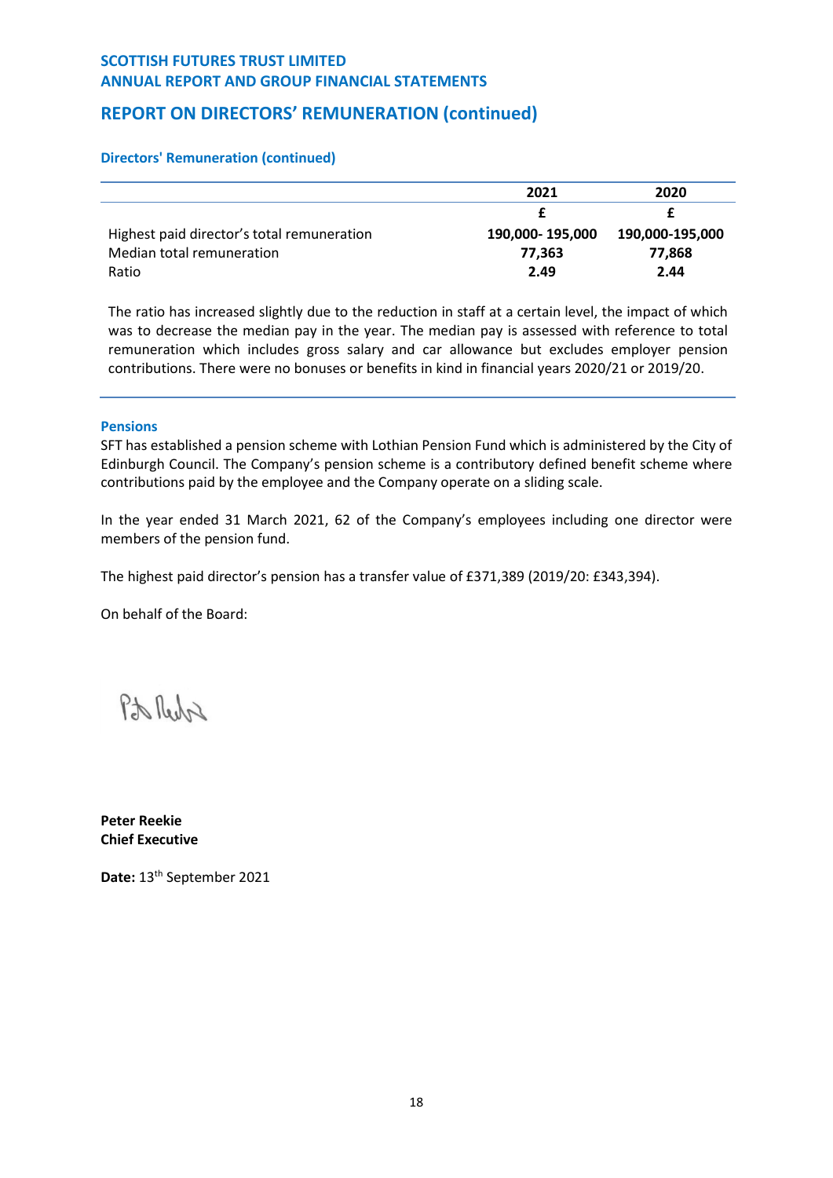## REPORT ON DIRECTORS' REMUNERATION (continued)

### Directors' Remuneration (continued)

| | 2021 | 2020 |
|---|---|---|
| | £ | £ |
| Highest paid director's total remuneration | **190,000- 195,000** | **190,000-195,000** |
| Median total remuneration | **77,363** | **77,868** |
| Ratio | **2.49** | **2.44** |

The ratio has increased slightly due to the reduction in staff at a certain level, the impact of which was to decrease the median pay in the year. The median pay is assessed with reference to total remuneration which includes gross salary and car allowance but excludes employer pension contributions. There were no bonuses or benefits in kind in financial years 2020/21 or 2019/20.

### Pensions

SFT has established a pension scheme with Lothian Pension Fund which is administered by the City of Edinburgh Council. The Company's pension scheme is a contributory defined benefit scheme where contributions paid by the employee and the Company operate on a sliding scale.

In the year ended 31 March 2021, 62 of the Company's employees including one director were members of the pension fund.

The highest paid director's pension has a transfer value of £371,389 (2019/20: £343,394).

On behalf of the Board:

**Peter Reekie**
**Chief Executive**

**Date:** 13th September 2021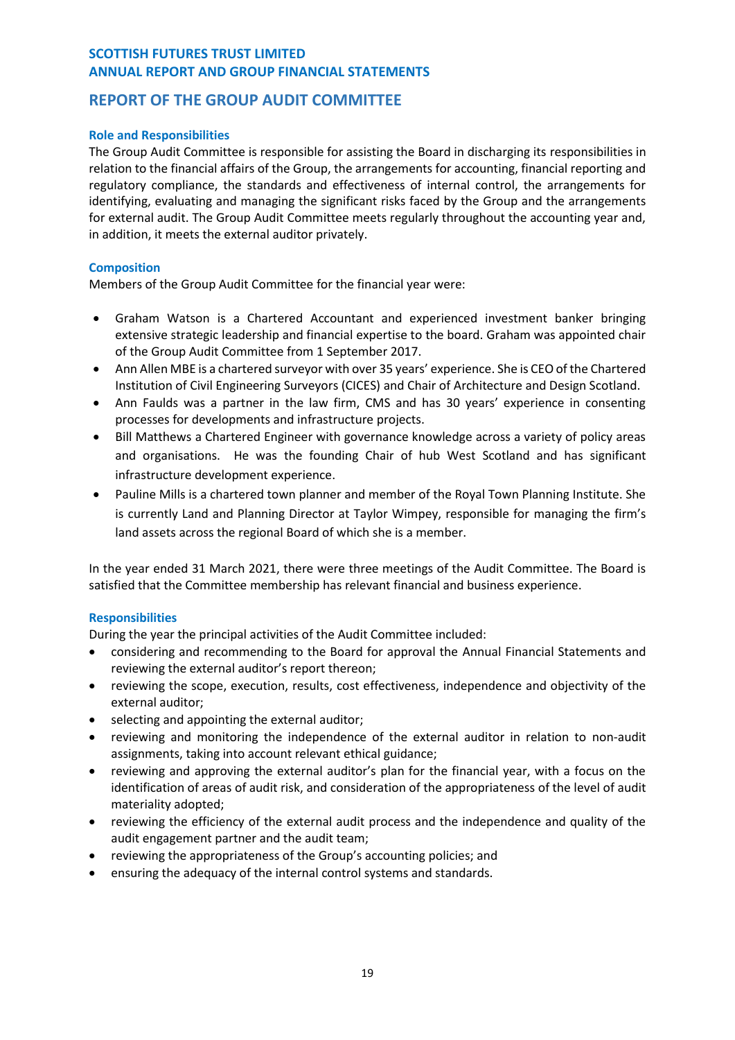# REPORT OF THE GROUP AUDIT COMMITTEE

### Role and Responsibilities

The Group Audit Committee is responsible for assisting the Board in discharging its responsibilities in relation to the financial affairs of the Group, the arrangements for accounting, financial reporting and regulatory compliance, the standards and effectiveness of internal control, the arrangements for identifying, evaluating and managing the significant risks faced by the Group and the arrangements for external audit. The Group Audit Committee meets regularly throughout the accounting year and, in addition, it meets the external auditor privately.

### Composition

Members of the Group Audit Committee for the financial year were:

- Graham Watson is a Chartered Accountant and experienced investment banker bringing extensive strategic leadership and financial expertise to the board. Graham was appointed chair of the Group Audit Committee from 1 September 2017.
- Ann Allen MBE is a chartered surveyor with over 35 years' experience. She is CEO of the Chartered Institution of Civil Engineering Surveyors (CICES) and Chair of Architecture and Design Scotland.
- Ann Faulds was a partner in the law firm, CMS and has 30 years' experience in consenting processes for developments and infrastructure projects.
- Bill Matthews a Chartered Engineer with governance knowledge across a variety of policy areas and organisations. He was the founding Chair of hub West Scotland and has significant infrastructure development experience.
- Pauline Mills is a chartered town planner and member of the Royal Town Planning Institute. She is currently Land and Planning Director at Taylor Wimpey, responsible for managing the firm's land assets across the regional Board of which she is a member.

In the year ended 31 March 2021, there were three meetings of the Audit Committee. The Board is satisfied that the Committee membership has relevant financial and business experience.

### Responsibilities

During the year the principal activities of the Audit Committee included:

- considering and recommending to the Board for approval the Annual Financial Statements and reviewing the external auditor's report thereon;
- reviewing the scope, execution, results, cost effectiveness, independence and objectivity of the external auditor;
- selecting and appointing the external auditor;
- reviewing and monitoring the independence of the external auditor in relation to non-audit assignments, taking into account relevant ethical guidance;
- reviewing and approving the external auditor's plan for the financial year, with a focus on the identification of areas of audit risk, and consideration of the appropriateness of the level of audit materiality adopted;
- reviewing the efficiency of the external audit process and the independence and quality of the audit engagement partner and the audit team;
- reviewing the appropriateness of the Group's accounting policies; and
- ensuring the adequacy of the internal control systems and standards.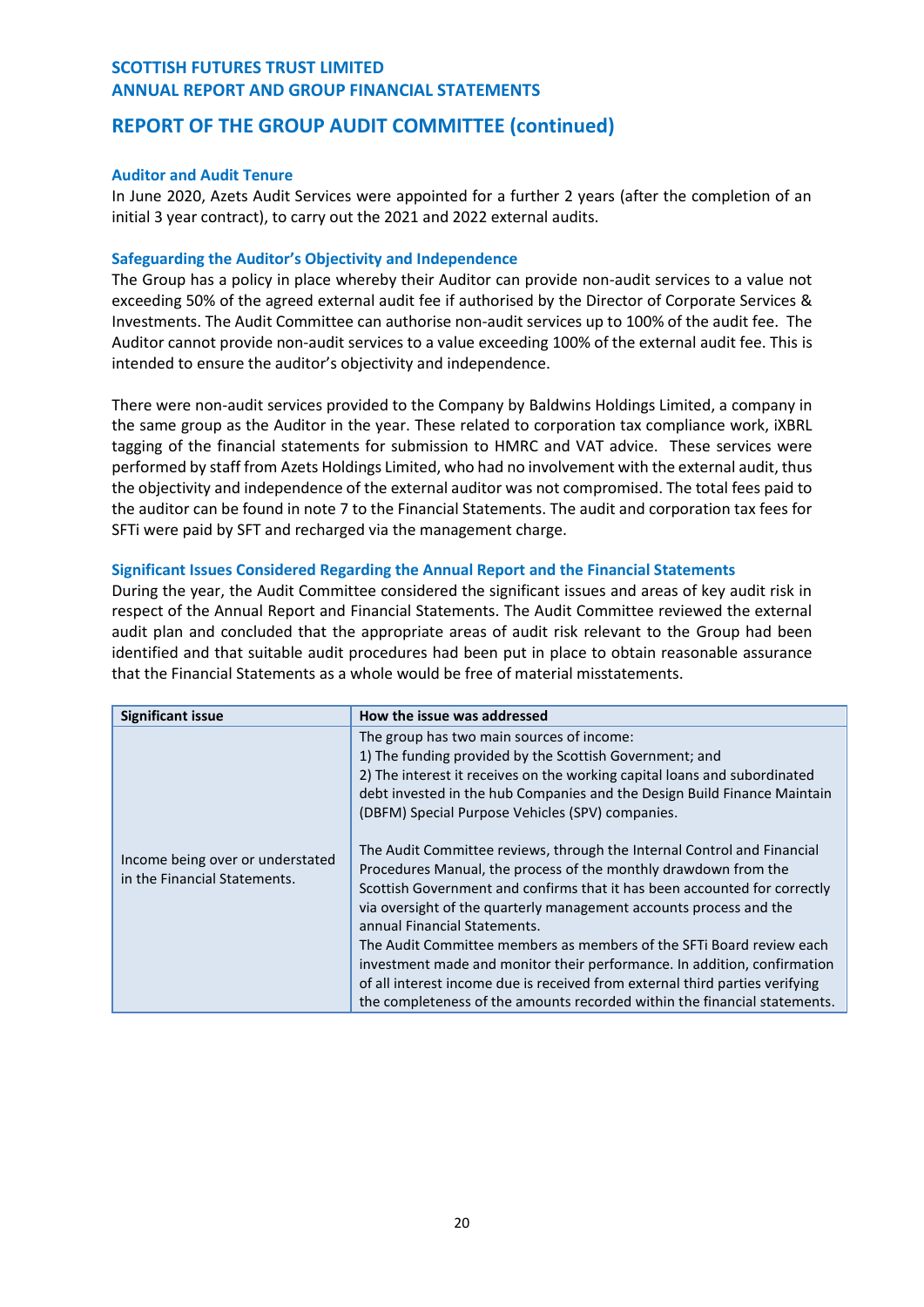## REPORT OF THE GROUP AUDIT COMMITTEE (continued)

### Auditor and Audit Tenure

In June 2020, Azets Audit Services were appointed for a further 2 years (after the completion of an initial 3 year contract), to carry out the 2021 and 2022 external audits.

### Safeguarding the Auditor's Objectivity and Independence

The Group has a policy in place whereby their Auditor can provide non-audit services to a value not exceeding 50% of the agreed external audit fee if authorised by the Director of Corporate Services & Investments. The Audit Committee can authorise non-audit services up to 100% of the audit fee. The Auditor cannot provide non-audit services to a value exceeding 100% of the external audit fee. This is intended to ensure the auditor's objectivity and independence.

There were non-audit services provided to the Company by Baldwins Holdings Limited, a company in the same group as the Auditor in the year. These related to corporation tax compliance work, iXBRL tagging of the financial statements for submission to HMRC and VAT advice. These services were performed by staff from Azets Holdings Limited, who had no involvement with the external audit, thus the objectivity and independence of the external auditor was not compromised. The total fees paid to the auditor can be found in note 7 to the Financial Statements. The audit and corporation tax fees for SFTi were paid by SFT and recharged via the management charge.

### Significant Issues Considered Regarding the Annual Report and the Financial Statements

During the year, the Audit Committee considered the significant issues and areas of key audit risk in respect of the Annual Report and Financial Statements. The Audit Committee reviewed the external audit plan and concluded that the appropriate areas of audit risk relevant to the Group had been identified and that suitable audit procedures had been put in place to obtain reasonable assurance that the Financial Statements as a whole would be free of material misstatements.

| Significant issue | How the issue was addressed |
|---|---|
| Income being over or understated in the Financial Statements. | The group has two main sources of income:<br>1) The funding provided by the Scottish Government; and<br>2) The interest it receives on the working capital loans and subordinated debt invested in the hub Companies and the Design Build Finance Maintain (DBFM) Special Purpose Vehicles (SPV) companies.<br><br>The Audit Committee reviews, through the Internal Control and Financial Procedures Manual, the process of the monthly drawdown from the Scottish Government and confirms that it has been accounted for correctly via oversight of the quarterly management accounts process and the annual Financial Statements.<br>The Audit Committee members as members of the SFTi Board review each investment made and monitor their performance. In addition, confirmation of all interest income due is received from external third parties verifying the completeness of the amounts recorded within the financial statements. |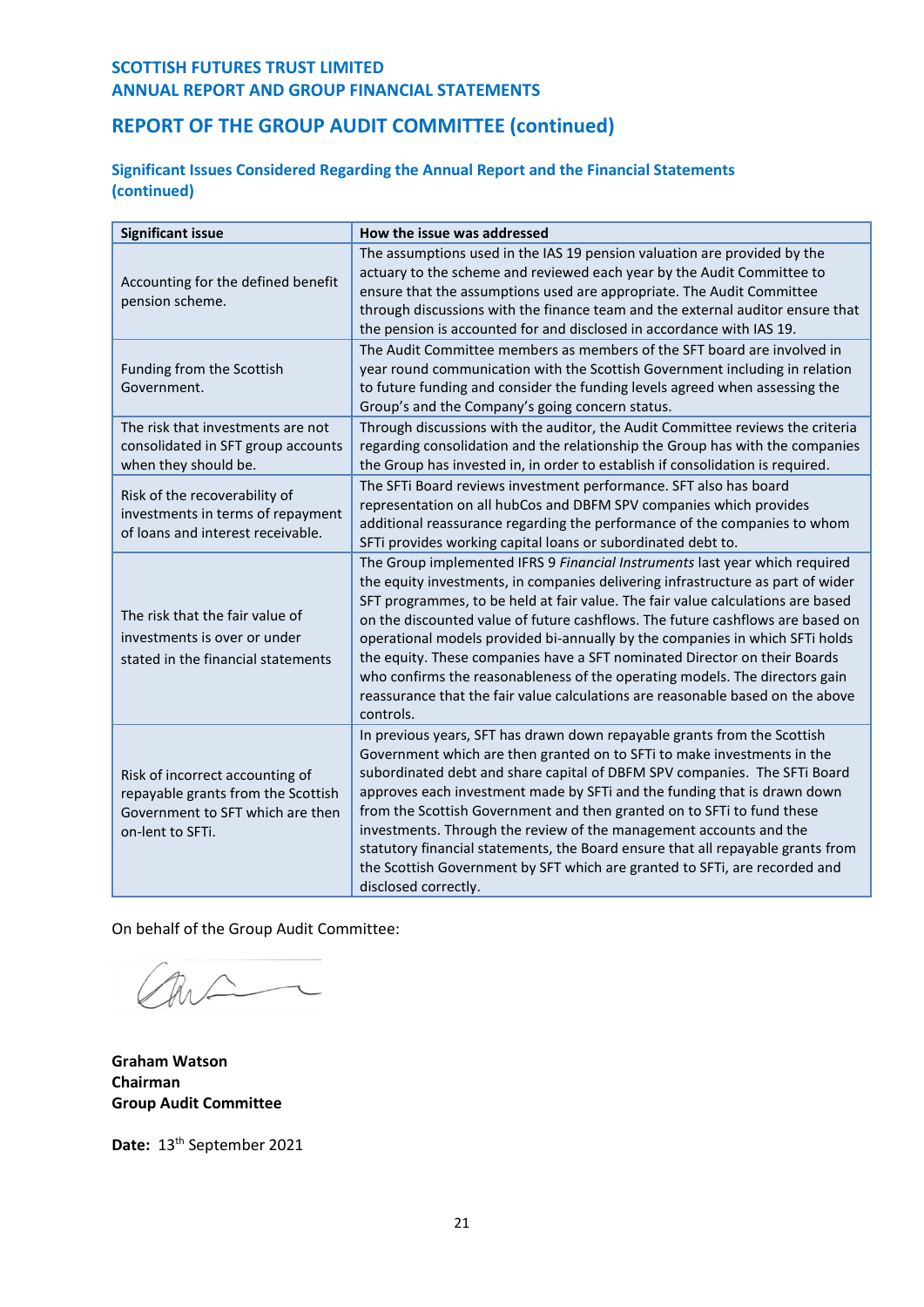## REPORT OF THE GROUP AUDIT COMMITTEE (continued)

### Significant Issues Considered Regarding the Annual Report and the Financial Statements (continued)

| Significant issue | How the issue was addressed |
|---|---|
| Accounting for the defined benefit pension scheme. | The assumptions used in the IAS 19 pension valuation are provided by the actuary to the scheme and reviewed each year by the Audit Committee to ensure that the assumptions used are appropriate. The Audit Committee through discussions with the finance team and the external auditor ensure that the pension is accounted for and disclosed in accordance with IAS 19. |
| Funding from the Scottish Government. | The Audit Committee members as members of the SFT board are involved in year round communication with the Scottish Government including in relation to future funding and consider the funding levels agreed when assessing the Group's and the Company's going concern status. |
| The risk that investments are not consolidated in SFT group accounts when they should be. | Through discussions with the auditor, the Audit Committee reviews the criteria regarding consolidation and the relationship the Group has with the companies the Group has invested in, in order to establish if consolidation is required. |
| Risk of the recoverability of investments in terms of repayment of loans and interest receivable. | The SFTi Board reviews investment performance. SFT also has board representation on all hubCos and DBFM SPV companies which provides additional reassurance regarding the performance of the companies to whom SFTi provides working capital loans or subordinated debt to. |
| The risk that the fair value of investments is over or under stated in the financial statements | The Group implemented IFRS 9 *Financial Instruments* last year which required the equity investments, in companies delivering infrastructure as part of wider SFT programmes, to be held at fair value. The fair value calculations are based on the discounted value of future cashflows. The future cashflows are based on operational models provided bi-annually by the companies in which SFTi holds the equity. These companies have a SFT nominated Director on their Boards who confirms the reasonableness of the operating models. The directors gain reassurance that the fair value calculations are reasonable based on the above controls. |
| Risk of incorrect accounting of repayable grants from the Scottish Government to SFT which are then on-lent to SFTi. | In previous years, SFT has drawn down repayable grants from the Scottish Government which are then granted on to SFTi to make investments in the subordinated debt and share capital of DBFM SPV companies. The SFTi Board approves each investment made by SFTi and the funding that is drawn down from the Scottish Government and then granted on to SFTi to fund these investments. Through the review of the management accounts and the statutory financial statements, the Board ensure that all repayable grants from the Scottish Government by SFT which are granted to SFTi, are recorded and disclosed correctly. |

On behalf of the Group Audit Committee:

**Graham Watson**
**Chairman**
**Group Audit Committee**

**Date:** 13th September 2021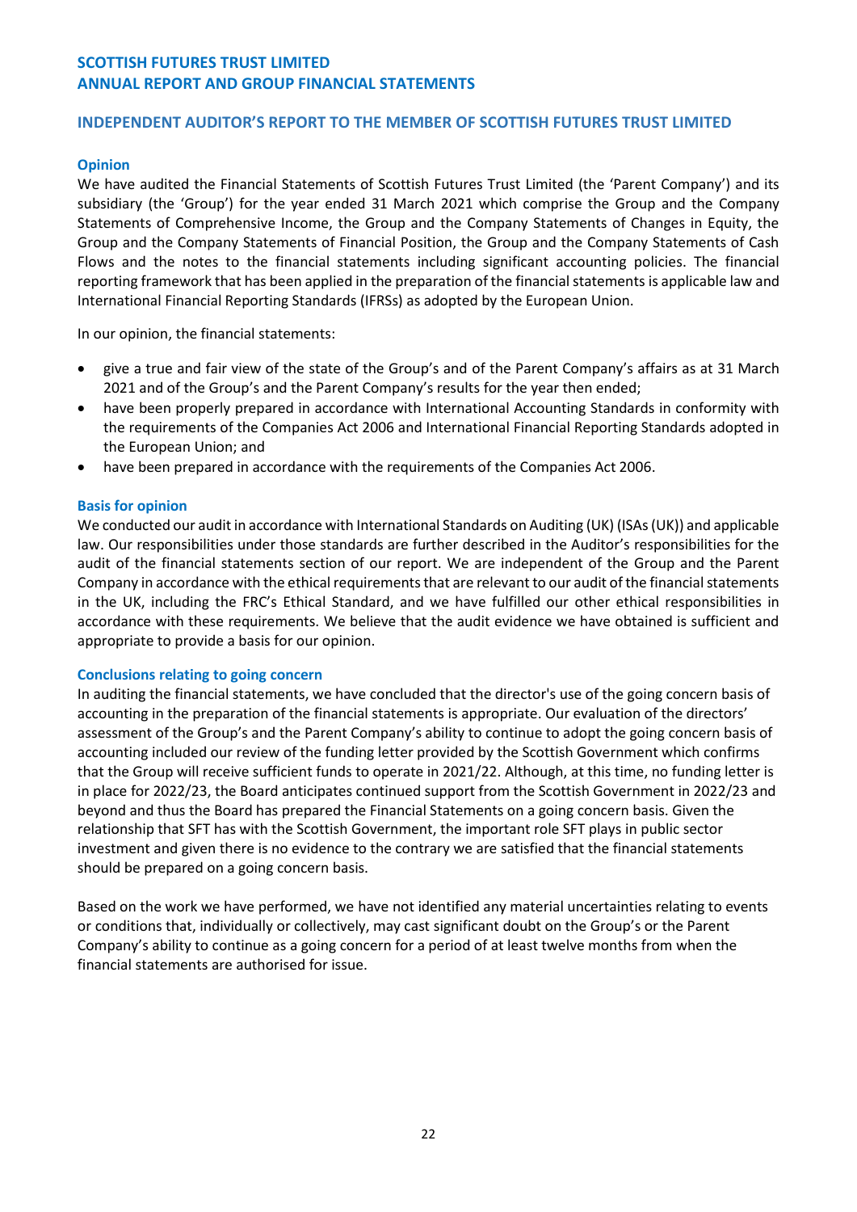## INDEPENDENT AUDITOR'S REPORT TO THE MEMBER OF SCOTTISH FUTURES TRUST LIMITED

### Opinion

We have audited the Financial Statements of Scottish Futures Trust Limited (the 'Parent Company') and its subsidiary (the 'Group') for the year ended 31 March 2021 which comprise the Group and the Company Statements of Comprehensive Income, the Group and the Company Statements of Changes in Equity, the Group and the Company Statements of Financial Position, the Group and the Company Statements of Cash Flows and the notes to the financial statements including significant accounting policies. The financial reporting framework that has been applied in the preparation of the financial statements is applicable law and International Financial Reporting Standards (IFRSs) as adopted by the European Union.

In our opinion, the financial statements:

- give a true and fair view of the state of the Group's and of the Parent Company's affairs as at 31 March 2021 and of the Group's and the Parent Company's results for the year then ended;
- have been properly prepared in accordance with International Accounting Standards in conformity with the requirements of the Companies Act 2006 and International Financial Reporting Standards adopted in the European Union; and
- have been prepared in accordance with the requirements of the Companies Act 2006.

### Basis for opinion

We conducted our audit in accordance with International Standards on Auditing (UK) (ISAs (UK)) and applicable law. Our responsibilities under those standards are further described in the Auditor's responsibilities for the audit of the financial statements section of our report. We are independent of the Group and the Parent Company in accordance with the ethical requirements that are relevant to our audit of the financial statements in the UK, including the FRC's Ethical Standard, and we have fulfilled our other ethical responsibilities in accordance with these requirements. We believe that the audit evidence we have obtained is sufficient and appropriate to provide a basis for our opinion.

### Conclusions relating to going concern

In auditing the financial statements, we have concluded that the director's use of the going concern basis of accounting in the preparation of the financial statements is appropriate. Our evaluation of the directors' assessment of the Group's and the Parent Company's ability to continue to adopt the going concern basis of accounting included our review of the funding letter provided by the Scottish Government which confirms that the Group will receive sufficient funds to operate in 2021/22. Although, at this time, no funding letter is in place for 2022/23, the Board anticipates continued support from the Scottish Government in 2022/23 and beyond and thus the Board has prepared the Financial Statements on a going concern basis. Given the relationship that SFT has with the Scottish Government, the important role SFT plays in public sector investment and given there is no evidence to the contrary we are satisfied that the financial statements should be prepared on a going concern basis.

Based on the work we have performed, we have not identified any material uncertainties relating to events or conditions that, individually or collectively, may cast significant doubt on the Group's or the Parent Company's ability to continue as a going concern for a period of at least twelve months from when the financial statements are authorised for issue.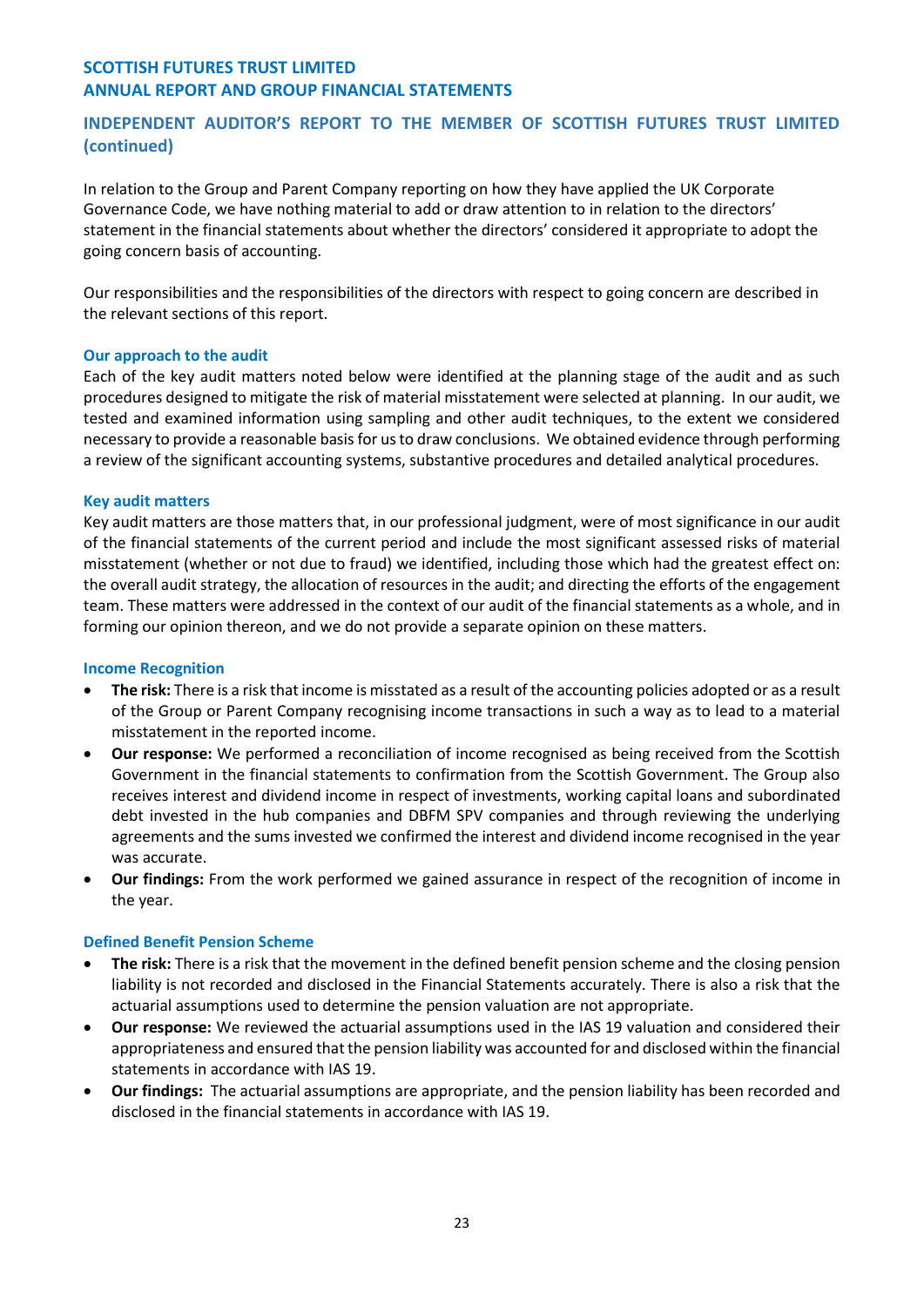## INDEPENDENT AUDITOR'S REPORT TO THE MEMBER OF SCOTTISH FUTURES TRUST LIMITED (continued)

In relation to the Group and Parent Company reporting on how they have applied the UK Corporate Governance Code, we have nothing material to add or draw attention to in relation to the directors' statement in the financial statements about whether the directors' considered it appropriate to adopt the going concern basis of accounting.

Our responsibilities and the responsibilities of the directors with respect to going concern are described in the relevant sections of this report.

### Our approach to the audit

Each of the key audit matters noted below were identified at the planning stage of the audit and as such procedures designed to mitigate the risk of material misstatement were selected at planning. In our audit, we tested and examined information using sampling and other audit techniques, to the extent we considered necessary to provide a reasonable basis for us to draw conclusions. We obtained evidence through performing a review of the significant accounting systems, substantive procedures and detailed analytical procedures.

### Key audit matters

Key audit matters are those matters that, in our professional judgment, were of most significance in our audit of the financial statements of the current period and include the most significant assessed risks of material misstatement (whether or not due to fraud) we identified, including those which had the greatest effect on: the overall audit strategy, the allocation of resources in the audit; and directing the efforts of the engagement team. These matters were addressed in the context of our audit of the financial statements as a whole, and in forming our opinion thereon, and we do not provide a separate opinion on these matters.

### Income Recognition

- **The risk:** There is a risk that income is misstated as a result of the accounting policies adopted or as a result of the Group or Parent Company recognising income transactions in such a way as to lead to a material misstatement in the reported income.
- **Our response:** We performed a reconciliation of income recognised as being received from the Scottish Government in the financial statements to confirmation from the Scottish Government. The Group also receives interest and dividend income in respect of investments, working capital loans and subordinated debt invested in the hub companies and DBFM SPV companies and through reviewing the underlying agreements and the sums invested we confirmed the interest and dividend income recognised in the year was accurate.
- **Our findings:** From the work performed we gained assurance in respect of the recognition of income in the year.

### Defined Benefit Pension Scheme

- **The risk:** There is a risk that the movement in the defined benefit pension scheme and the closing pension liability is not recorded and disclosed in the Financial Statements accurately. There is also a risk that the actuarial assumptions used to determine the pension valuation are not appropriate.
- **Our response:** We reviewed the actuarial assumptions used in the IAS 19 valuation and considered their appropriateness and ensured that the pension liability was accounted for and disclosed within the financial statements in accordance with IAS 19.
- **Our findings:** The actuarial assumptions are appropriate, and the pension liability has been recorded and disclosed in the financial statements in accordance with IAS 19.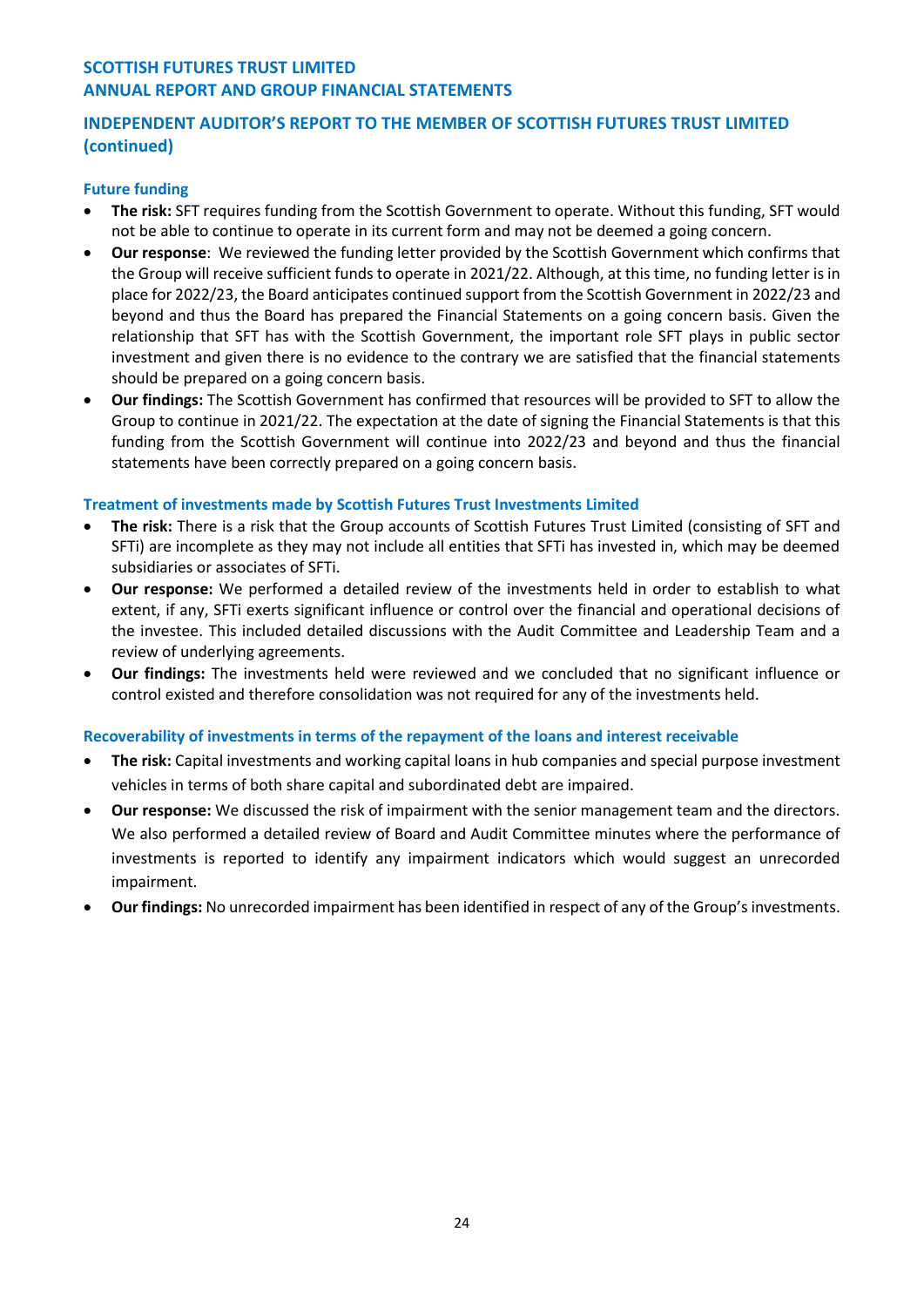## INDEPENDENT AUDITOR'S REPORT TO THE MEMBER OF SCOTTISH FUTURES TRUST LIMITED (continued)

### Future funding

- **The risk:** SFT requires funding from the Scottish Government to operate. Without this funding, SFT would not be able to continue to operate in its current form and may not be deemed a going concern.
- **Our response**: We reviewed the funding letter provided by the Scottish Government which confirms that the Group will receive sufficient funds to operate in 2021/22. Although, at this time, no funding letter is in place for 2022/23, the Board anticipates continued support from the Scottish Government in 2022/23 and beyond and thus the Board has prepared the Financial Statements on a going concern basis. Given the relationship that SFT has with the Scottish Government, the important role SFT plays in public sector investment and given there is no evidence to the contrary we are satisfied that the financial statements should be prepared on a going concern basis.
- **Our findings:** The Scottish Government has confirmed that resources will be provided to SFT to allow the Group to continue in 2021/22. The expectation at the date of signing the Financial Statements is that this funding from the Scottish Government will continue into 2022/23 and beyond and thus the financial statements have been correctly prepared on a going concern basis.

### Treatment of investments made by Scottish Futures Trust Investments Limited

- **The risk:** There is a risk that the Group accounts of Scottish Futures Trust Limited (consisting of SFT and SFTi) are incomplete as they may not include all entities that SFTi has invested in, which may be deemed subsidiaries or associates of SFTi.
- **Our response:** We performed a detailed review of the investments held in order to establish to what extent, if any, SFTi exerts significant influence or control over the financial and operational decisions of the investee. This included detailed discussions with the Audit Committee and Leadership Team and a review of underlying agreements.
- **Our findings:** The investments held were reviewed and we concluded that no significant influence or control existed and therefore consolidation was not required for any of the investments held.

### Recoverability of investments in terms of the repayment of the loans and interest receivable

- **The risk:** Capital investments and working capital loans in hub companies and special purpose investment vehicles in terms of both share capital and subordinated debt are impaired.
- **Our response:** We discussed the risk of impairment with the senior management team and the directors. We also performed a detailed review of Board and Audit Committee minutes where the performance of investments is reported to identify any impairment indicators which would suggest an unrecorded impairment.
- **Our findings:** No unrecorded impairment has been identified in respect of any of the Group's investments.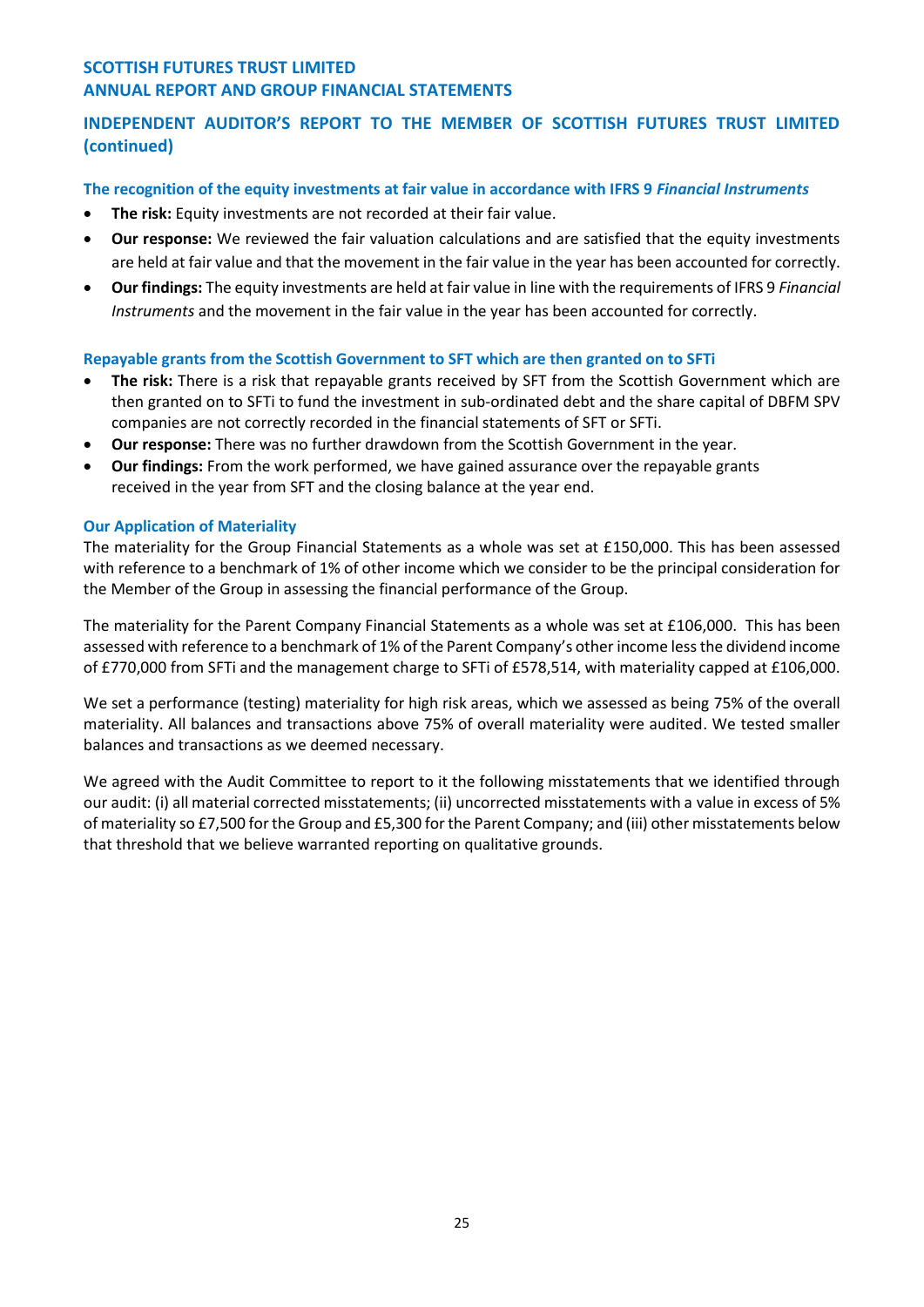## INDEPENDENT AUDITOR'S REPORT TO THE MEMBER OF SCOTTISH FUTURES TRUST LIMITED (continued)

### The recognition of the equity investments at fair value in accordance with IFRS 9 *Financial Instruments*

- **The risk:** Equity investments are not recorded at their fair value.
- **Our response:** We reviewed the fair valuation calculations and are satisfied that the equity investments are held at fair value and that the movement in the fair value in the year has been accounted for correctly.
- **Our findings:** The equity investments are held at fair value in line with the requirements of IFRS 9 *Financial Instruments* and the movement in the fair value in the year has been accounted for correctly.

### Repayable grants from the Scottish Government to SFT which are then granted on to SFTi

- **The risk:** There is a risk that repayable grants received by SFT from the Scottish Government which are then granted on to SFTi to fund the investment in sub-ordinated debt and the share capital of DBFM SPV companies are not correctly recorded in the financial statements of SFT or SFTi.
- **Our response:** There was no further drawdown from the Scottish Government in the year.
- **Our findings:** From the work performed, we have gained assurance over the repayable grants received in the year from SFT and the closing balance at the year end.

### Our Application of Materiality

The materiality for the Group Financial Statements as a whole was set at £150,000. This has been assessed with reference to a benchmark of 1% of other income which we consider to be the principal consideration for the Member of the Group in assessing the financial performance of the Group.

The materiality for the Parent Company Financial Statements as a whole was set at £106,000. This has been assessed with reference to a benchmark of 1% of the Parent Company's other income less the dividend income of £770,000 from SFTi and the management charge to SFTi of £578,514, with materiality capped at £106,000.

We set a performance (testing) materiality for high risk areas, which we assessed as being 75% of the overall materiality. All balances and transactions above 75% of overall materiality were audited. We tested smaller balances and transactions as we deemed necessary.

We agreed with the Audit Committee to report to it the following misstatements that we identified through our audit: (i) all material corrected misstatements; (ii) uncorrected misstatements with a value in excess of 5% of materiality so £7,500 for the Group and £5,300 for the Parent Company; and (iii) other misstatements below that threshold that we believe warranted reporting on qualitative grounds.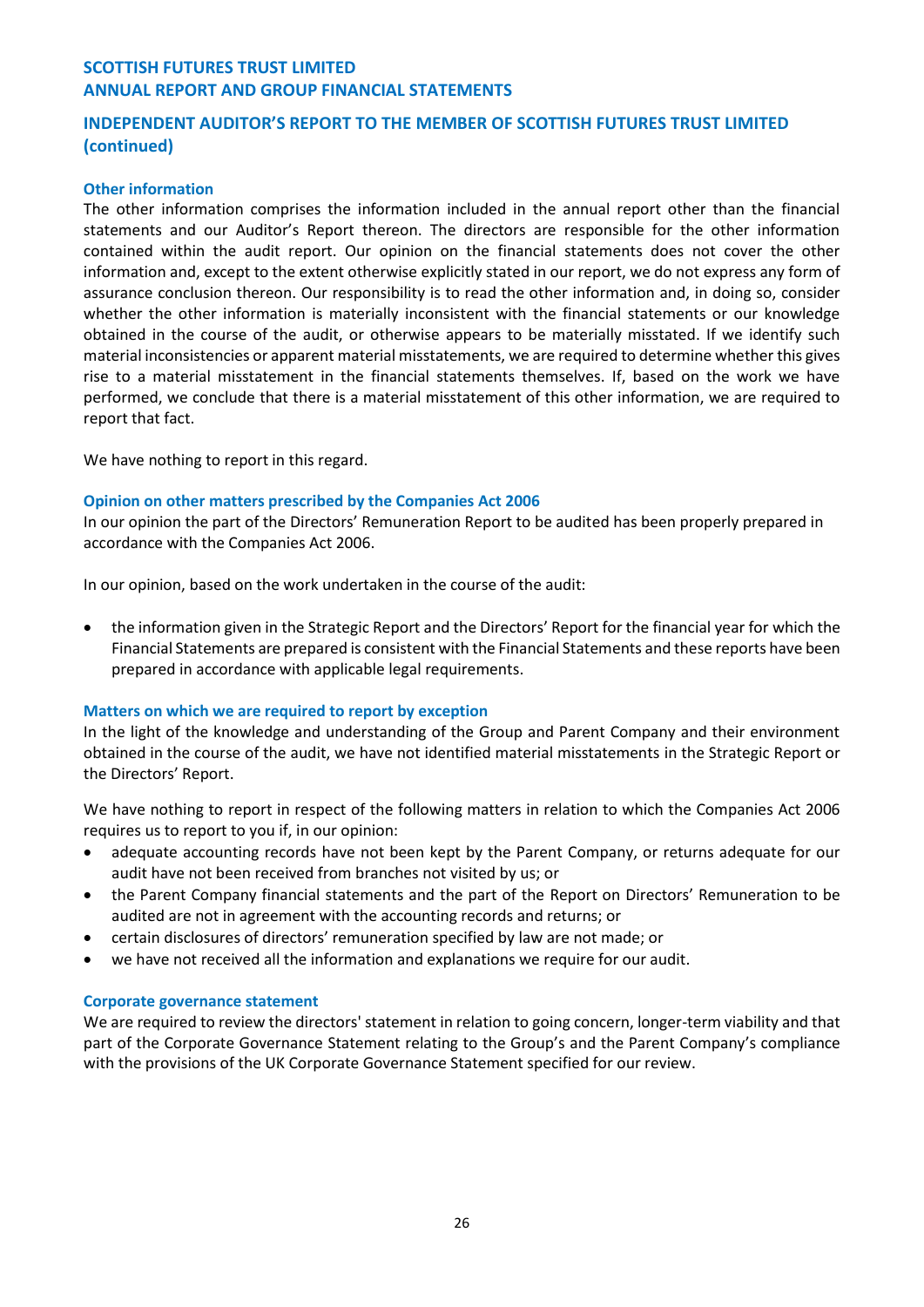## INDEPENDENT AUDITOR'S REPORT TO THE MEMBER OF SCOTTISH FUTURES TRUST LIMITED (continued)

### Other information

The other information comprises the information included in the annual report other than the financial statements and our Auditor's Report thereon. The directors are responsible for the other information contained within the audit report. Our opinion on the financial statements does not cover the other information and, except to the extent otherwise explicitly stated in our report, we do not express any form of assurance conclusion thereon. Our responsibility is to read the other information and, in doing so, consider whether the other information is materially inconsistent with the financial statements or our knowledge obtained in the course of the audit, or otherwise appears to be materially misstated. If we identify such material inconsistencies or apparent material misstatements, we are required to determine whether this gives rise to a material misstatement in the financial statements themselves. If, based on the work we have performed, we conclude that there is a material misstatement of this other information, we are required to report that fact.

We have nothing to report in this regard.

### Opinion on other matters prescribed by the Companies Act 2006

In our opinion the part of the Directors' Remuneration Report to be audited has been properly prepared in accordance with the Companies Act 2006.

In our opinion, based on the work undertaken in the course of the audit:

- the information given in the Strategic Report and the Directors' Report for the financial year for which the Financial Statements are prepared is consistent with the Financial Statements and these reports have been prepared in accordance with applicable legal requirements.

### Matters on which we are required to report by exception

In the light of the knowledge and understanding of the Group and Parent Company and their environment obtained in the course of the audit, we have not identified material misstatements in the Strategic Report or the Directors' Report.

We have nothing to report in respect of the following matters in relation to which the Companies Act 2006 requires us to report to you if, in our opinion:

- adequate accounting records have not been kept by the Parent Company, or returns adequate for our audit have not been received from branches not visited by us; or
- the Parent Company financial statements and the part of the Report on Directors' Remuneration to be audited are not in agreement with the accounting records and returns; or
- certain disclosures of directors' remuneration specified by law are not made; or
- we have not received all the information and explanations we require for our audit.

### Corporate governance statement

We are required to review the directors' statement in relation to going concern, longer-term viability and that part of the Corporate Governance Statement relating to the Group's and the Parent Company's compliance with the provisions of the UK Corporate Governance Statement specified for our review.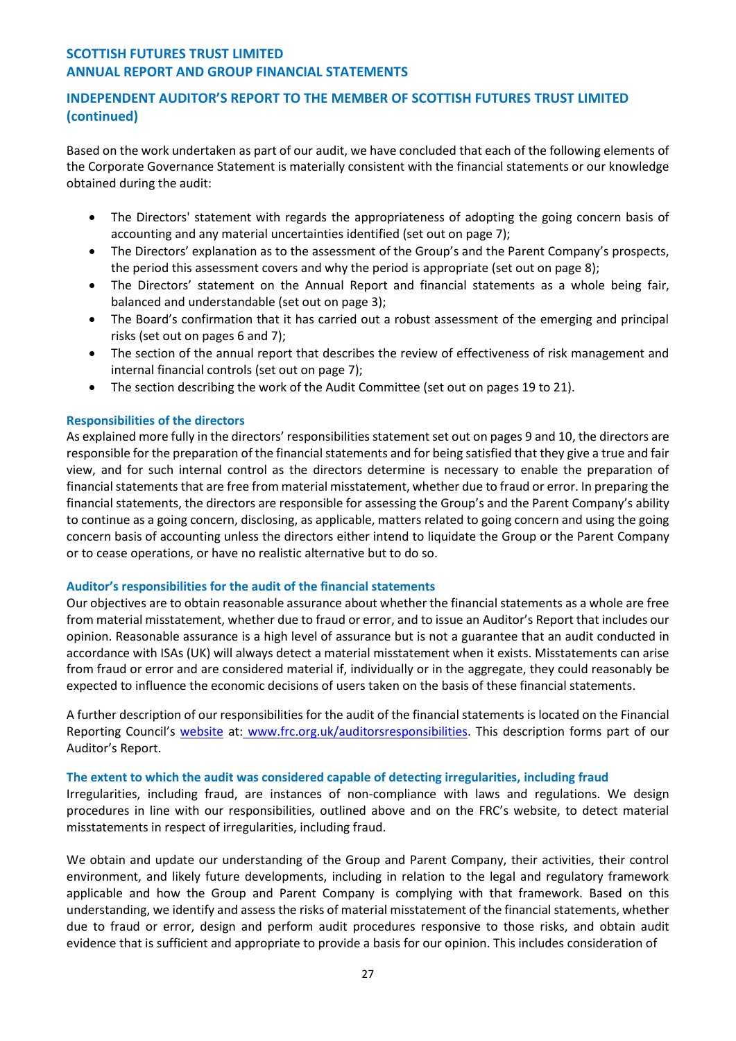## INDEPENDENT AUDITOR'S REPORT TO THE MEMBER OF SCOTTISH FUTURES TRUST LIMITED (continued)

Based on the work undertaken as part of our audit, we have concluded that each of the following elements of the Corporate Governance Statement is materially consistent with the financial statements or our knowledge obtained during the audit:

- The Directors' statement with regards the appropriateness of adopting the going concern basis of accounting and any material uncertainties identified (set out on page 7);
- The Directors' explanation as to the assessment of the Group's and the Parent Company's prospects, the period this assessment covers and why the period is appropriate (set out on page 8);
- The Directors' statement on the Annual Report and financial statements as a whole being fair, balanced and understandable (set out on page 3);
- The Board's confirmation that it has carried out a robust assessment of the emerging and principal risks (set out on pages 6 and 7);
- The section of the annual report that describes the review of effectiveness of risk management and internal financial controls (set out on page 7);
- The section describing the work of the Audit Committee (set out on pages 19 to 21).

### Responsibilities of the directors

As explained more fully in the directors' responsibilities statement set out on pages 9 and 10, the directors are responsible for the preparation of the financial statements and for being satisfied that they give a true and fair view, and for such internal control as the directors determine is necessary to enable the preparation of financial statements that are free from material misstatement, whether due to fraud or error. In preparing the financial statements, the directors are responsible for assessing the Group's and the Parent Company's ability to continue as a going concern, disclosing, as applicable, matters related to going concern and using the going concern basis of accounting unless the directors either intend to liquidate the Group or the Parent Company or to cease operations, or have no realistic alternative but to do so.

### Auditor's responsibilities for the audit of the financial statements

Our objectives are to obtain reasonable assurance about whether the financial statements as a whole are free from material misstatement, whether due to fraud or error, and to issue an Auditor's Report that includes our opinion. Reasonable assurance is a high level of assurance but is not a guarantee that an audit conducted in accordance with ISAs (UK) will always detect a material misstatement when it exists. Misstatements can arise from fraud or error and are considered material if, individually or in the aggregate, they could reasonably be expected to influence the economic decisions of users taken on the basis of these financial statements.

A further description of our responsibilities for the audit of the financial statements is located on the Financial Reporting Council's website at: www.frc.org.uk/auditorsresponsibilities. This description forms part of our Auditor's Report.

### The extent to which the audit was considered capable of detecting irregularities, including fraud

Irregularities, including fraud, are instances of non-compliance with laws and regulations. We design procedures in line with our responsibilities, outlined above and on the FRC's website, to detect material misstatements in respect of irregularities, including fraud.

We obtain and update our understanding of the Group and Parent Company, their activities, their control environment, and likely future developments, including in relation to the legal and regulatory framework applicable and how the Group and Parent Company is complying with that framework. Based on this understanding, we identify and assess the risks of material misstatement of the financial statements, whether due to fraud or error, design and perform audit procedures responsive to those risks, and obtain audit evidence that is sufficient and appropriate to provide a basis for our opinion. This includes consideration of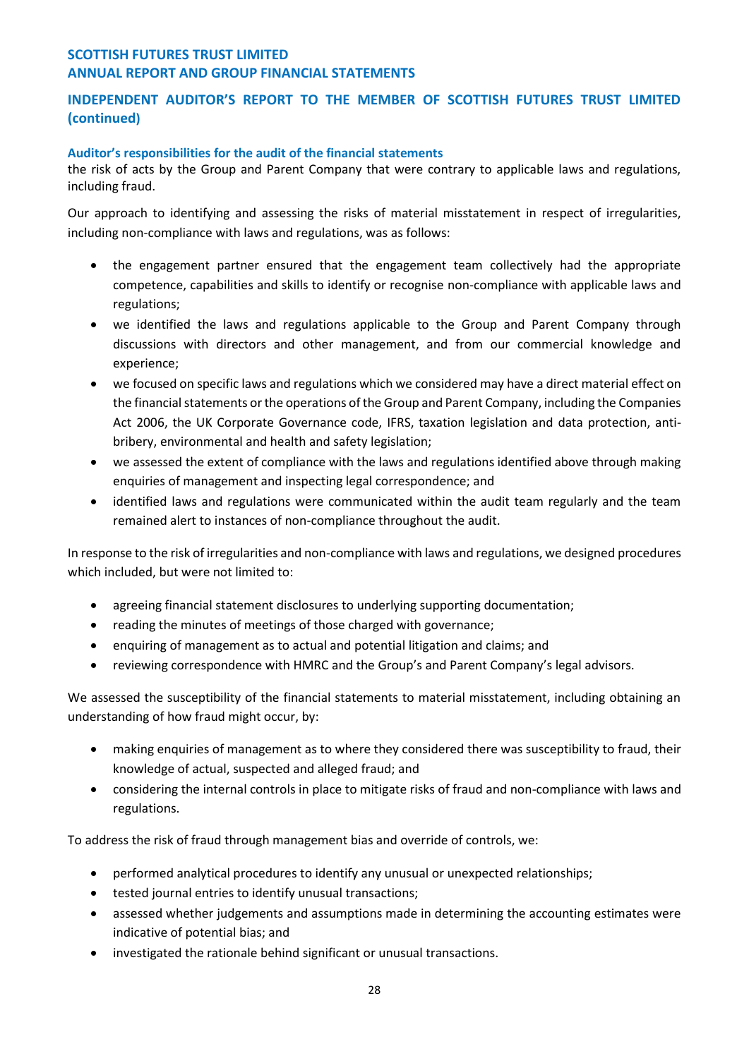## Auditor's responsibilities for the audit of the financial statements

the risk of acts by the Group and Parent Company that were contrary to applicable laws and regulations, including fraud.

Our approach to identifying and assessing the risks of material misstatement in respect of irregularities, including non-compliance with laws and regulations, was as follows:

- the engagement partner ensured that the engagement team collectively had the appropriate competence, capabilities and skills to identify or recognise non-compliance with applicable laws and regulations;
- we identified the laws and regulations applicable to the Group and Parent Company through discussions with directors and other management, and from our commercial knowledge and experience;
- we focused on specific laws and regulations which we considered may have a direct material effect on the financial statements or the operations of the Group and Parent Company, including the Companies Act 2006, the UK Corporate Governance code, IFRS, taxation legislation and data protection, anti-bribery, environmental and health and safety legislation;
- we assessed the extent of compliance with the laws and regulations identified above through making enquiries of management and inspecting legal correspondence; and
- identified laws and regulations were communicated within the audit team regularly and the team remained alert to instances of non-compliance throughout the audit.

In response to the risk of irregularities and non-compliance with laws and regulations, we designed procedures which included, but were not limited to:

- agreeing financial statement disclosures to underlying supporting documentation;
- reading the minutes of meetings of those charged with governance;
- enquiring of management as to actual and potential litigation and claims; and
- reviewing correspondence with HMRC and the Group's and Parent Company's legal advisors.

We assessed the susceptibility of the financial statements to material misstatement, including obtaining an understanding of how fraud might occur, by:

- making enquiries of management as to where they considered there was susceptibility to fraud, their knowledge of actual, suspected and alleged fraud; and
- considering the internal controls in place to mitigate risks of fraud and non-compliance with laws and regulations.

To address the risk of fraud through management bias and override of controls, we:

- performed analytical procedures to identify any unusual or unexpected relationships;
- tested journal entries to identify unusual transactions;
- assessed whether judgements and assumptions made in determining the accounting estimates were indicative of potential bias; and
- investigated the rationale behind significant or unusual transactions.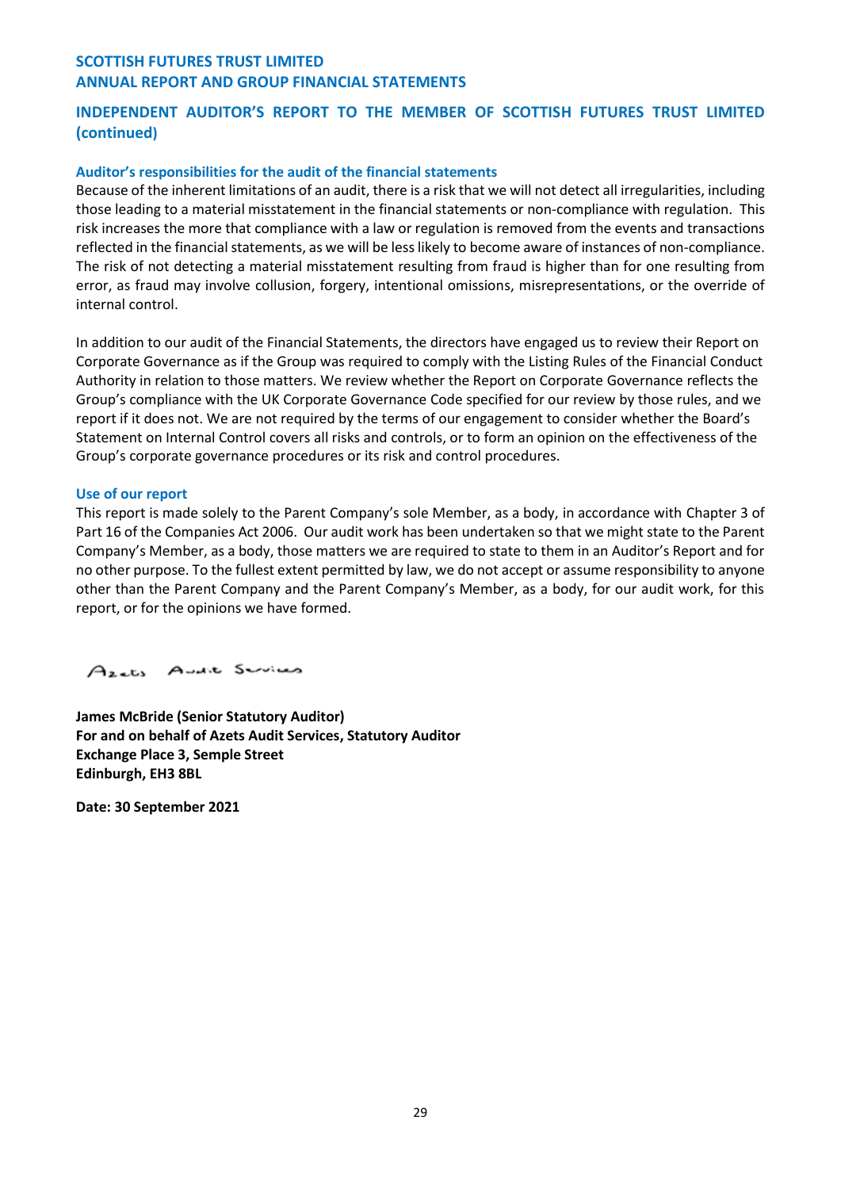## INDEPENDENT AUDITOR'S REPORT TO THE MEMBER OF SCOTTISH FUTURES TRUST LIMITED (continued)

### Auditor's responsibilities for the audit of the financial statements

Because of the inherent limitations of an audit, there is a risk that we will not detect all irregularities, including those leading to a material misstatement in the financial statements or non-compliance with regulation. This risk increases the more that compliance with a law or regulation is removed from the events and transactions reflected in the financial statements, as we will be less likely to become aware of instances of non-compliance. The risk of not detecting a material misstatement resulting from fraud is higher than for one resulting from error, as fraud may involve collusion, forgery, intentional omissions, misrepresentations, or the override of internal control.

In addition to our audit of the Financial Statements, the directors have engaged us to review their Report on Corporate Governance as if the Group was required to comply with the Listing Rules of the Financial Conduct Authority in relation to those matters. We review whether the Report on Corporate Governance reflects the Group's compliance with the UK Corporate Governance Code specified for our review by those rules, and we report if it does not. We are not required by the terms of our engagement to consider whether the Board's Statement on Internal Control covers all risks and controls, or to form an opinion on the effectiveness of the Group's corporate governance procedures or its risk and control procedures.

### Use of our report

This report is made solely to the Parent Company's sole Member, as a body, in accordance with Chapter 3 of Part 16 of the Companies Act 2006. Our audit work has been undertaken so that we might state to the Parent Company's Member, as a body, those matters we are required to state to them in an Auditor's Report and for no other purpose. To the fullest extent permitted by law, we do not accept or assume responsibility to anyone other than the Parent Company and the Parent Company's Member, as a body, for our audit work, for this report, or for the opinions we have formed.

Azets Audit Services

**James McBride (Senior Statutory Auditor)**
**For and on behalf of Azets Audit Services, Statutory Auditor**
**Exchange Place 3, Semple Street**
**Edinburgh, EH3 8BL**

**Date: 30 September 2021**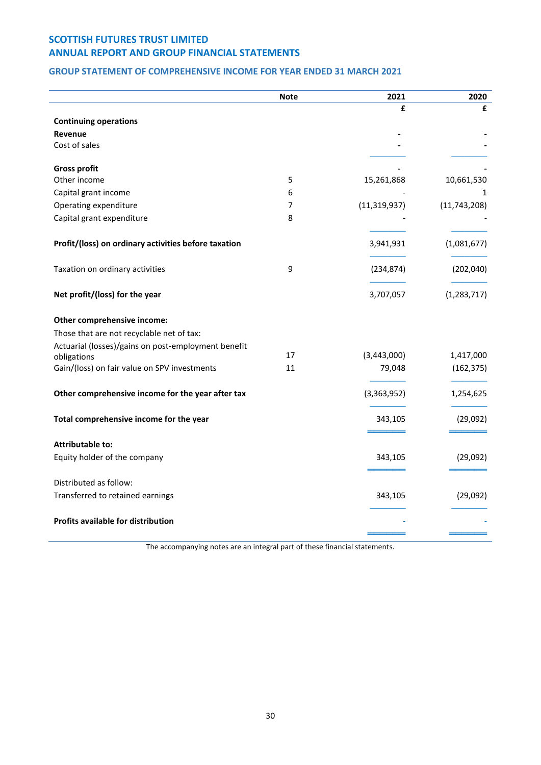# SCOTTISH FUTURES TRUST LIMITED
## ANNUAL REPORT AND GROUP FINANCIAL STATEMENTS

### GROUP STATEMENT OF COMPREHENSIVE INCOME FOR YEAR ENDED 31 MARCH 2021

| | Note | 2021 | 2020 |
|---|---|---|---|
| | | £ | £ |
| **Continuing operations** | | | |
| **Revenue** | | - | - |
| Cost of sales | | - | - |
| **Gross profit** | | - | - |
| Other income | 5 | 15,261,868 | 10,661,530 |
| Capital grant income | 6 | - | 1 |
| Operating expenditure | 7 | (11,319,937) | (11,743,208) |
| Capital grant expenditure | 8 | - | - |
| **Profit/(loss) on ordinary activities before taxation** | | 3,941,931 | (1,081,677) |
| Taxation on ordinary activities | 9 | (234,874) | (202,040) |
| **Net profit/(loss) for the year** | | 3,707,057 | (1,283,717) |
| **Other comprehensive income:** | | | |
| Those that are not recyclable net of tax: | | | |
| Actuarial (losses)/gains on post-employment benefit obligations | 17 | (3,443,000) | 1,417,000 |
| Gain/(loss) on fair value on SPV investments | 11 | 79,048 | (162,375) |
| **Other comprehensive income for the year after tax** | | (3,363,952) | 1,254,625 |
| **Total comprehensive income for the year** | | 343,105 | (29,092) |
| **Attributable to:** | | | |
| Equity holder of the company | | 343,105 | (29,092) |
| Distributed as follow: | | | |
| Transferred to retained earnings | | 343,105 | (29,092) |
| **Profits available for distribution** | | - | - |

The accompanying notes are an integral part of these financial statements.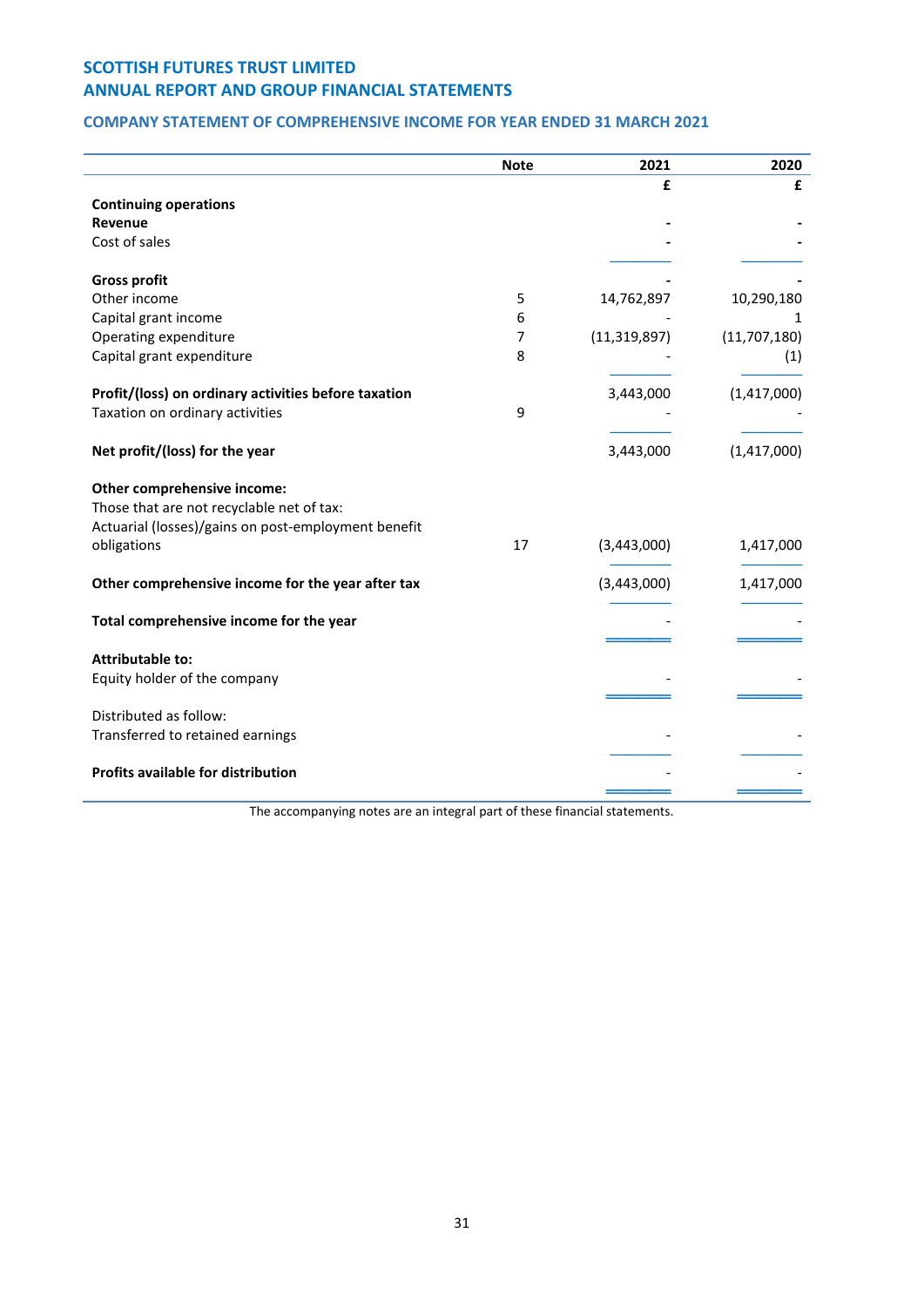# SCOTTISH FUTURES TRUST LIMITED
## ANNUAL REPORT AND GROUP FINANCIAL STATEMENTS

### COMPANY STATEMENT OF COMPREHENSIVE INCOME FOR YEAR ENDED 31 MARCH 2021

| | Note | 2021 | 2020 |
|---|---|---|---|
| | | £ | £ |
| **Continuing operations** | | | |
| **Revenue** | | - | - |
| Cost of sales | | - | - |
| **Gross profit** | | - | - |
| Other income | 5 | 14,762,897 | 10,290,180 |
| Capital grant income | 6 | - | 1 |
| Operating expenditure | 7 | (11,319,897) | (11,707,180) |
| Capital grant expenditure | 8 | - | (1) |
| **Profit/(loss) on ordinary activities before taxation** | | 3,443,000 | (1,417,000) |
| Taxation on ordinary activities | 9 | - | - |
| **Net profit/(loss) for the year** | | 3,443,000 | (1,417,000) |
| **Other comprehensive income:** | | | |
| Those that are not recyclable net of tax: | | | |
| Actuarial (losses)/gains on post-employment benefit obligations | 17 | (3,443,000) | 1,417,000 |
| **Other comprehensive income for the year after tax** | | (3,443,000) | 1,417,000 |
| **Total comprehensive income for the year** | | - | - |
| **Attributable to:** | | | |
| Equity holder of the company | | - | - |
| Distributed as follow: | | | |
| Transferred to retained earnings | | - | - |
| **Profits available for distribution** | | - | - |

The accompanying notes are an integral part of these financial statements.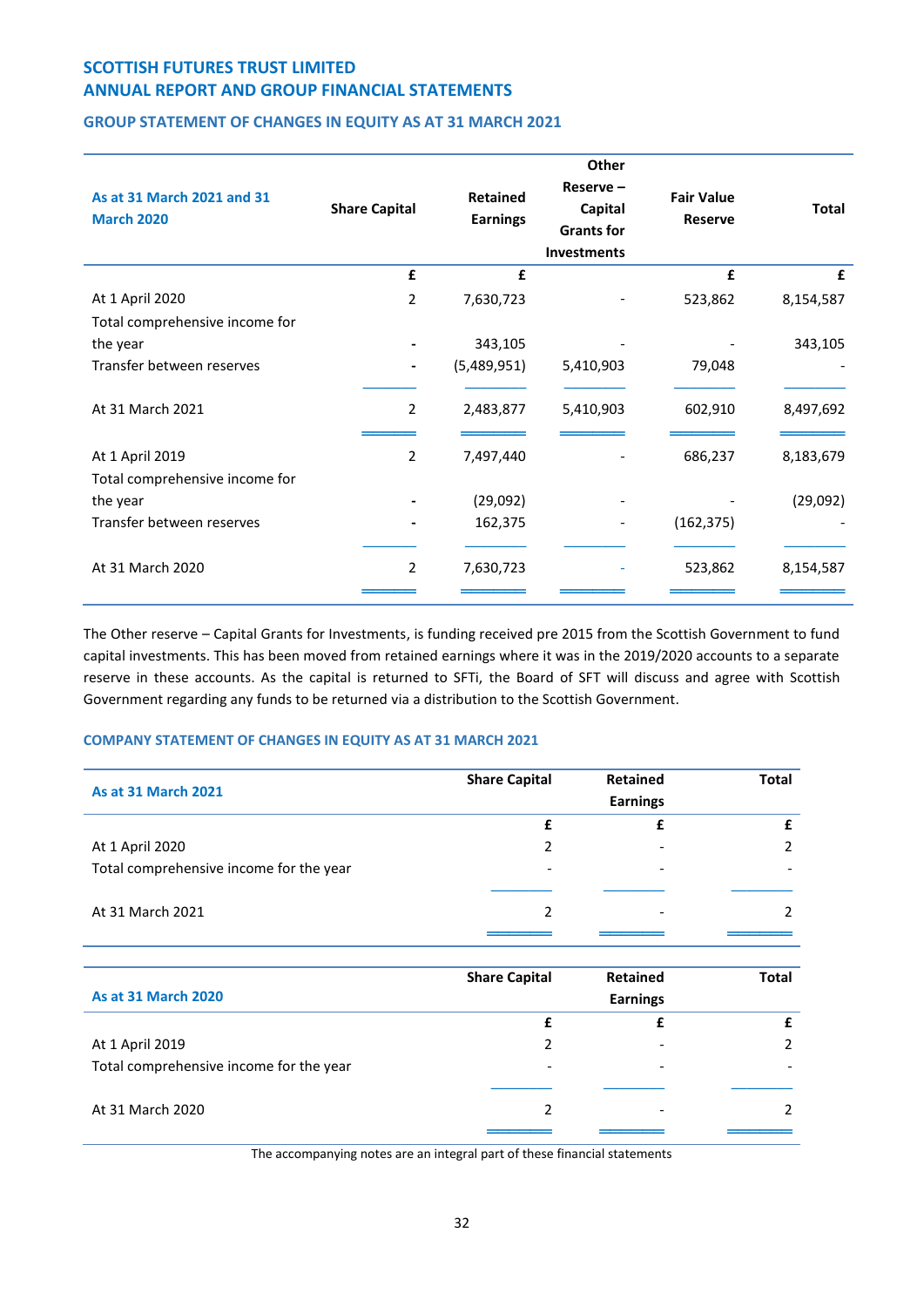# SCOTTISH FUTURES TRUST LIMITED
# ANNUAL REPORT AND GROUP FINANCIAL STATEMENTS

## GROUP STATEMENT OF CHANGES IN EQUITY AS AT 31 MARCH 2021

| As at 31 March 2021 and 31 March 2020 | Share Capital | Retained Earnings | Other Reserve – Capital Grants for Investments | Fair Value Reserve | Total |
|---|---|---|---|---|---|
| | £ | £ | | £ | £ |
| At 1 April 2020 | 2 | 7,630,723 | - | 523,862 | 8,154,587 |
| Total comprehensive income for the year | - | 343,105 | - | - | 343,105 |
| Transfer between reserves | - | (5,489,951) | 5,410,903 | 79,048 | - |
| At 31 March 2021 | 2 | 2,483,877 | 5,410,903 | 602,910 | 8,497,692 |
| At 1 April 2019 | 2 | 7,497,440 | - | 686,237 | 8,183,679 |
| Total comprehensive income for the year | - | (29,092) | - | - | (29,092) |
| Transfer between reserves | - | 162,375 | - | (162,375) | - |
| At 31 March 2020 | 2 | 7,630,723 | - | 523,862 | 8,154,587 |

The Other reserve – Capital Grants for Investments, is funding received pre 2015 from the Scottish Government to fund capital investments. This has been moved from retained earnings where it was in the 2019/2020 accounts to a separate reserve in these accounts. As the capital is returned to SFTi, the Board of SFT will discuss and agree with Scottish Government regarding any funds to be returned via a distribution to the Scottish Government.

## COMPANY STATEMENT OF CHANGES IN EQUITY AS AT 31 MARCH 2021

| As at 31 March 2021 | Share Capital | Retained Earnings | Total |
|---|---|---|---|
| | £ | £ | £ |
| At 1 April 2020 | 2 | - | 2 |
| Total comprehensive income for the year | - | - | - |
| At 31 March 2021 | 2 | - | 2 |

| As at 31 March 2020 | Share Capital | Retained Earnings | Total |
|---|---|---|---|
| | £ | £ | £ |
| At 1 April 2019 | 2 | - | 2 |
| Total comprehensive income for the year | - | - | - |
| At 31 March 2020 | 2 | - | 2 |

The accompanying notes are an integral part of these financial statements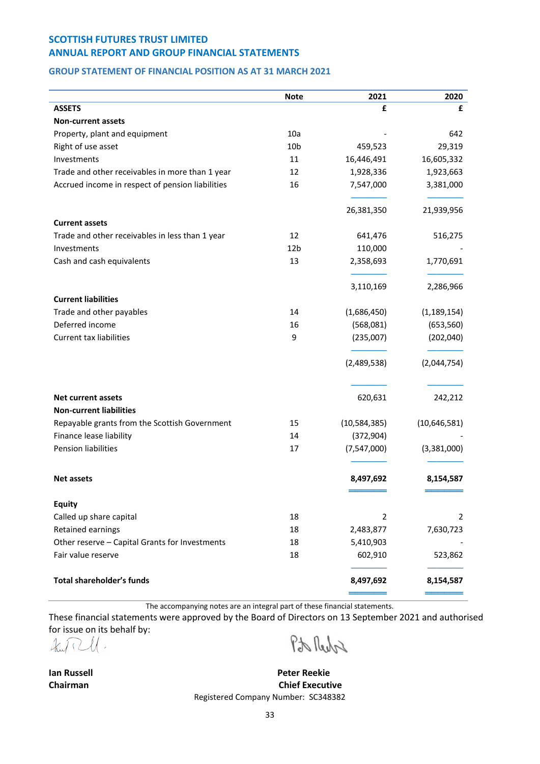**SCOTTISH FUTURES TRUST LIMITED**
**ANNUAL REPORT AND GROUP FINANCIAL STATEMENTS**

## GROUP STATEMENT OF FINANCIAL POSITION AS AT 31 MARCH 2021

| | Note | 2021 | 2020 |
|---|---|---|---|
| **ASSETS** | | **£** | **£** |
| **Non-current assets** | | | |
| Property, plant and equipment | 10a | - | 642 |
| Right of use asset | 10b | 459,523 | 29,319 |
| Investments | 11 | 16,446,491 | 16,605,332 |
| Trade and other receivables in more than 1 year | 12 | 1,928,336 | 1,923,663 |
| Accrued income in respect of pension liabilities | 16 | 7,547,000 | 3,381,000 |
| | | 26,381,350 | 21,939,956 |
| **Current assets** | | | |
| Trade and other receivables in less than 1 year | 12 | 641,476 | 516,275 |
| Investments | 12b | 110,000 | - |
| Cash and cash equivalents | 13 | 2,358,693 | 1,770,691 |
| | | 3,110,169 | 2,286,966 |
| **Current liabilities** | | | |
| Trade and other payables | 14 | (1,686,450) | (1,189,154) |
| Deferred income | 16 | (568,081) | (653,560) |
| Current tax liabilities | 9 | (235,007) | (202,040) |
| | | (2,489,538) | (2,044,754) |
| **Net current assets** | | 620,631 | 242,212 |
| **Non-current liabilities** | | | |
| Repayable grants from the Scottish Government | 15 | (10,584,385) | (10,646,581) |
| Finance lease liability | 14 | (372,904) | - |
| Pension liabilities | 17 | (7,547,000) | (3,381,000) |
| **Net assets** | | **8,497,692** | **8,154,587** |
| **Equity** | | | |
| Called up share capital | 18 | 2 | 2 |
| Retained earnings | 18 | 2,483,877 | 7,630,723 |
| Other reserve – Capital Grants for Investments | 18 | 5,410,903 | - |
| Fair value reserve | 18 | 602,910 | 523,862 |
| **Total shareholder's funds** | | **8,497,692** | **8,154,587** |

The accompanying notes are an integral part of these financial statements.

These financial statements were approved by the Board of Directors on 13 September 2021 and authorised for issue on its behalf by:

**Ian Russell**
**Chairman**

**Peter Reekie**
**Chief Executive**

Registered Company Number: SC348382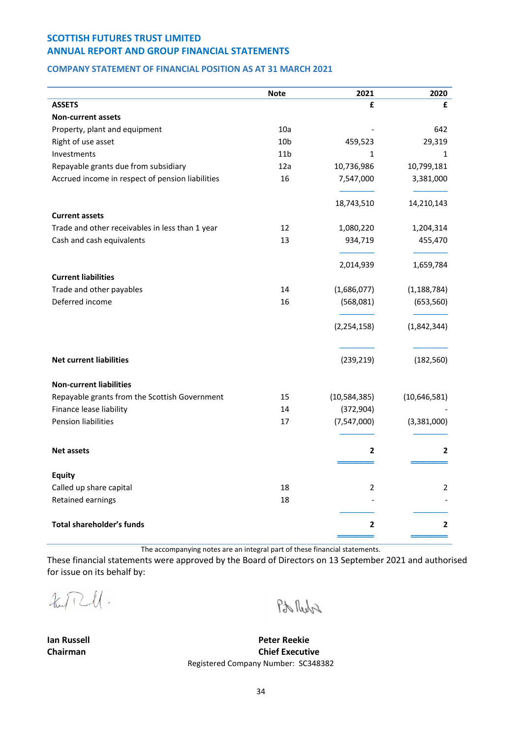**SCOTTISH FUTURES TRUST LIMITED**
**ANNUAL REPORT AND GROUP FINANCIAL STATEMENTS**

### COMPANY STATEMENT OF FINANCIAL POSITION AS AT 31 MARCH 2021

| | Note | 2021 | 2020 |
|---|---|---|---|
| **ASSETS** | | **£** | **£** |
| **Non-current assets** | | | |
| Property, plant and equipment | 10a | - | 642 |
| Right of use asset | 10b | 459,523 | 29,319 |
| Investments | 11b | 1 | 1 |
| Repayable grants due from subsidiary | 12a | 10,736,986 | 10,799,181 |
| Accrued income in respect of pension liabilities | 16 | 7,547,000 | 3,381,000 |
| | | 18,743,510 | 14,210,143 |
| **Current assets** | | | |
| Trade and other receivables in less than 1 year | 12 | 1,080,220 | 1,204,314 |
| Cash and cash equivalents | 13 | 934,719 | 455,470 |
| | | 2,014,939 | 1,659,784 |
| **Current liabilities** | | | |
| Trade and other payables | 14 | (1,686,077) | (1,188,784) |
| Deferred income | 16 | (568,081) | (653,560) |
| | | (2,254,158) | (1,842,344) |
| **Net current liabilities** | | (239,219) | (182,560) |
| **Non-current liabilities** | | | |
| Repayable grants from the Scottish Government | 15 | (10,584,385) | (10,646,581) |
| Finance lease liability | 14 | (372,904) | - |
| Pension liabilities | 17 | (7,547,000) | (3,381,000) |
| **Net assets** | | **2** | **2** |
| **Equity** | | | |
| Called up share capital | 18 | 2 | 2 |
| Retained earnings | 18 | - | - |
| **Total shareholder's funds** | | **2** | **2** |

The accompanying notes are an integral part of these financial statements.

These financial statements were approved by the Board of Directors on 13 September 2021 and authorised for issue on its behalf by:

**Ian Russell**
**Chairman**

**Peter Reekie**
**Chief Executive**

Registered Company Number: SC348382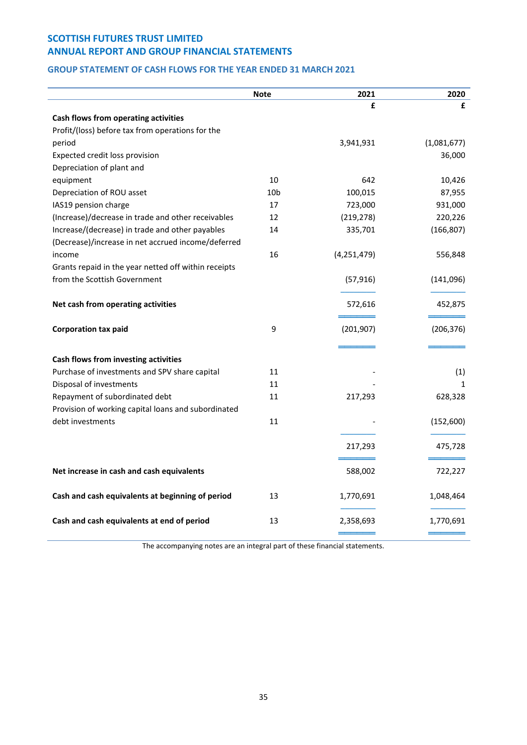# SCOTTISH FUTURES TRUST LIMITED

## ANNUAL REPORT AND GROUP FINANCIAL STATEMENTS

### GROUP STATEMENT OF CASH FLOWS FOR THE YEAR ENDED 31 MARCH 2021

| | Note | 2021 | 2020 |
|---|---|---|---|
| | | £ | £ |
| **Cash flows from operating activities** | | | |
| Profit/(loss) before tax from operations for the period | | 3,941,931 | (1,081,677) |
| Expected credit loss provision | | | 36,000 |
| Depreciation of plant and equipment | 10 | 642 | 10,426 |
| Depreciation of ROU asset | 10b | 100,015 | 87,955 |
| IAS19 pension charge | 17 | 723,000 | 931,000 |
| (Increase)/decrease in trade and other receivables | 12 | (219,278) | 220,226 |
| Increase/(decrease) in trade and other payables | 14 | 335,701 | (166,807) |
| (Decrease)/increase in net accrued income/deferred income | 16 | (4,251,479) | 556,848 |
| Grants repaid in the year netted off within receipts from the Scottish Government | | (57,916) | (141,096) |
| **Net cash from operating activities** | | 572,616 | 452,875 |
| **Corporation tax paid** | 9 | (201,907) | (206,376) |
| **Cash flows from investing activities** | | | |
| Purchase of investments and SPV share capital | 11 | - | (1) |
| Disposal of investments | 11 | - | 1 |
| Repayment of subordinated debt | 11 | 217,293 | 628,328 |
| Provision of working capital loans and subordinated debt investments | 11 | - | (152,600) |
| | | 217,293 | 475,728 |
| **Net increase in cash and cash equivalents** | | 588,002 | 722,227 |
| **Cash and cash equivalents at beginning of period** | 13 | 1,770,691 | 1,048,464 |
| **Cash and cash equivalents at end of period** | 13 | 2,358,693 | 1,770,691 |

The accompanying notes are an integral part of these financial statements.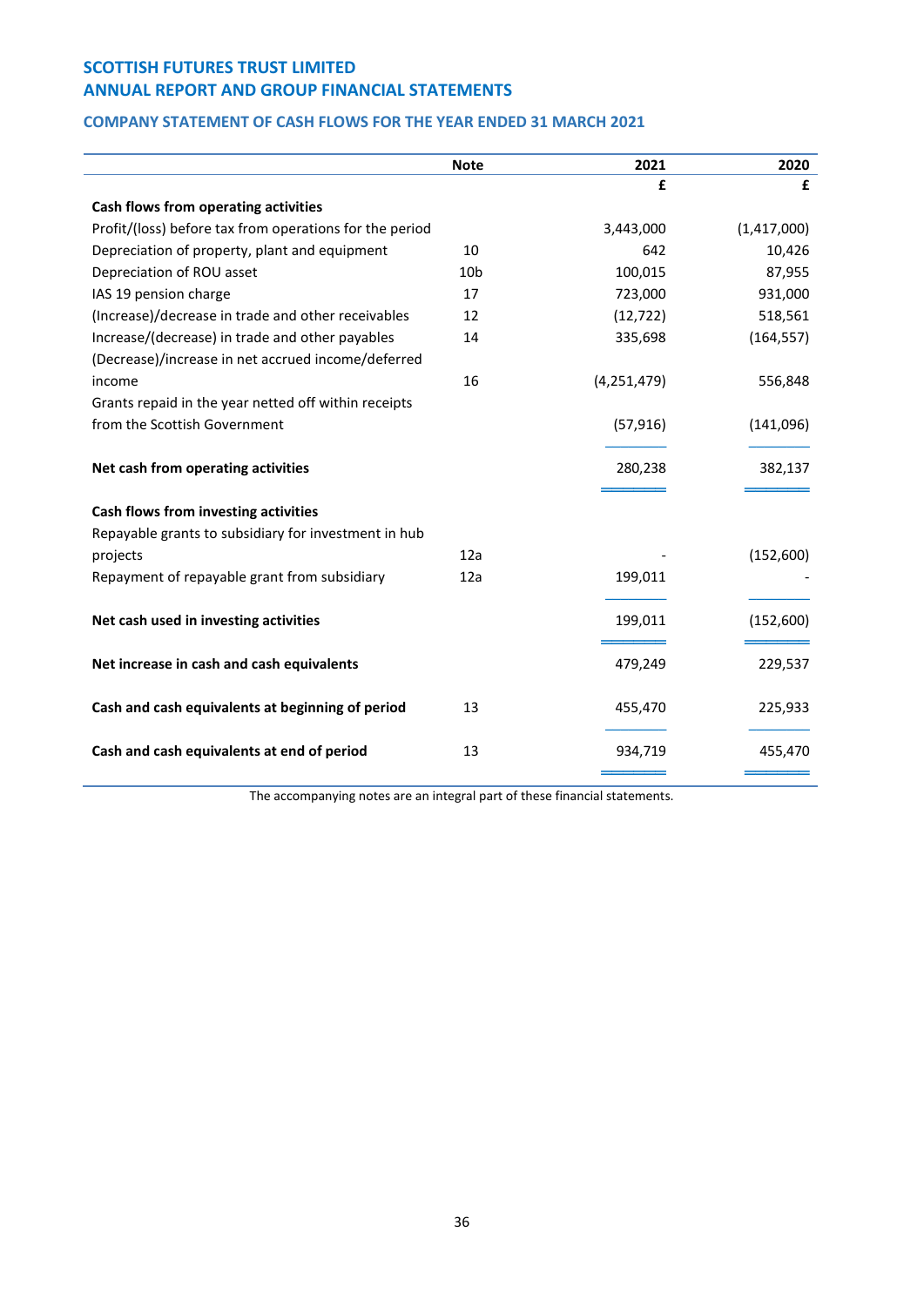**SCOTTISH FUTURES TRUST LIMITED**
**ANNUAL REPORT AND GROUP FINANCIAL STATEMENTS**

### COMPANY STATEMENT OF CASH FLOWS FOR THE YEAR ENDED 31 MARCH 2021

| | Note | 2021 | 2020 |
|---|---|---|---|
| | | £ | £ |
| **Cash flows from operating activities** | | | |
| Profit/(loss) before tax from operations for the period | | 3,443,000 | (1,417,000) |
| Depreciation of property, plant and equipment | 10 | 642 | 10,426 |
| Depreciation of ROU asset | 10b | 100,015 | 87,955 |
| IAS 19 pension charge | 17 | 723,000 | 931,000 |
| (Increase)/decrease in trade and other receivables | 12 | (12,722) | 518,561 |
| Increase/(decrease) in trade and other payables | 14 | 335,698 | (164,557) |
| (Decrease)/increase in net accrued income/deferred income | 16 | (4,251,479) | 556,848 |
| Grants repaid in the year netted off within receipts from the Scottish Government | | (57,916) | (141,096) |
| **Net cash from operating activities** | | 280,238 | 382,137 |
| **Cash flows from investing activities** | | | |
| Repayable grants to subsidiary for investment in hub projects | 12a | - | (152,600) |
| Repayment of repayable grant from subsidiary | 12a | 199,011 | - |
| **Net cash used in investing activities** | | 199,011 | (152,600) |
| **Net increase in cash and cash equivalents** | | 479,249 | 229,537 |
| **Cash and cash equivalents at beginning of period** | 13 | 455,470 | 225,933 |
| **Cash and cash equivalents at end of period** | 13 | 934,719 | 455,470 |

The accompanying notes are an integral part of these financial statements.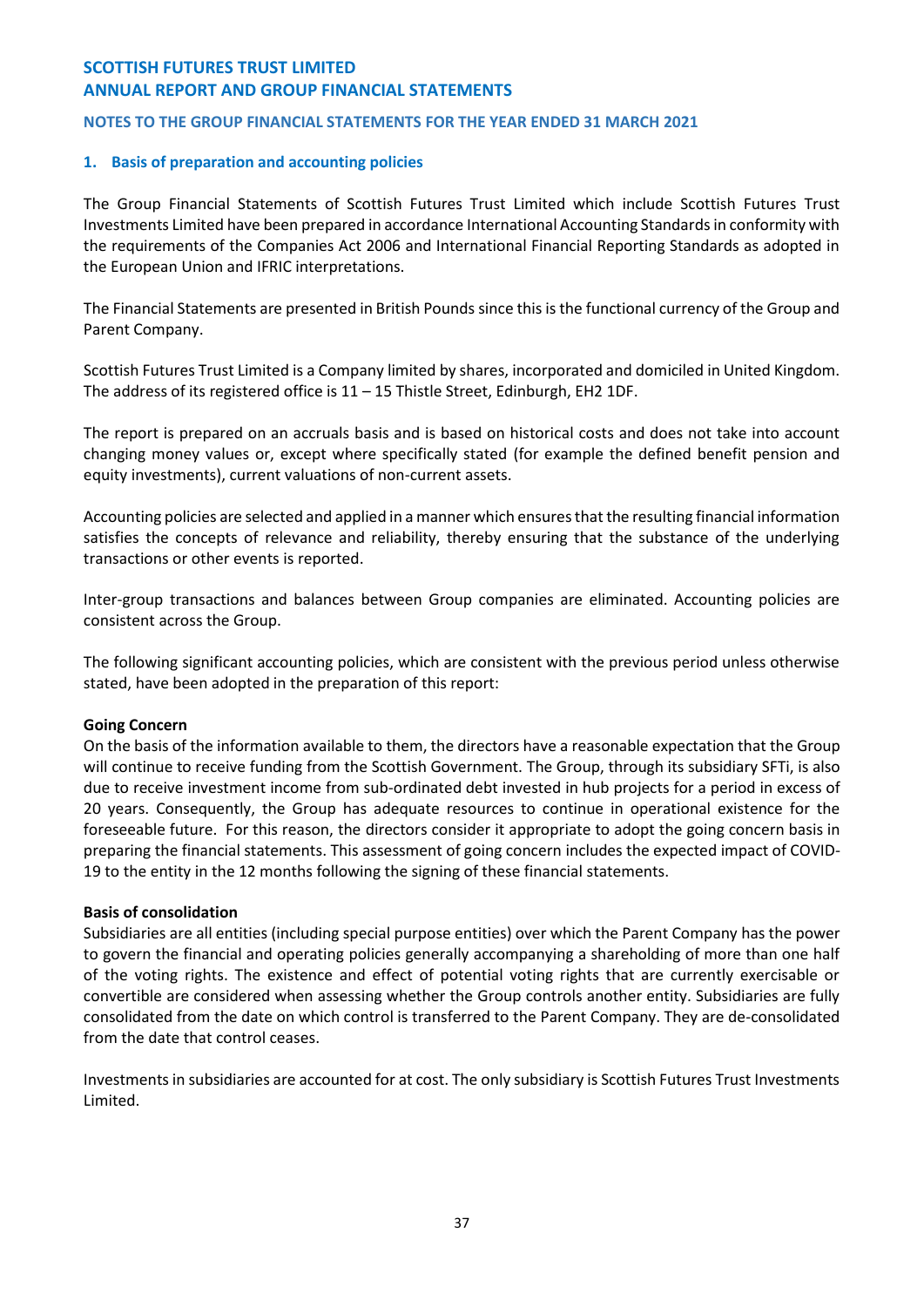# SCOTTISH FUTURES TRUST LIMITED
# ANNUAL REPORT AND GROUP FINANCIAL STATEMENTS

## NOTES TO THE GROUP FINANCIAL STATEMENTS FOR THE YEAR ENDED 31 MARCH 2021

### 1. Basis of preparation and accounting policies

The Group Financial Statements of Scottish Futures Trust Limited which include Scottish Futures Trust Investments Limited have been prepared in accordance International Accounting Standards in conformity with the requirements of the Companies Act 2006 and International Financial Reporting Standards as adopted in the European Union and IFRIC interpretations.

The Financial Statements are presented in British Pounds since this is the functional currency of the Group and Parent Company.

Scottish Futures Trust Limited is a Company limited by shares, incorporated and domiciled in United Kingdom. The address of its registered office is 11 – 15 Thistle Street, Edinburgh, EH2 1DF.

The report is prepared on an accruals basis and is based on historical costs and does not take into account changing money values or, except where specifically stated (for example the defined benefit pension and equity investments), current valuations of non-current assets.

Accounting policies are selected and applied in a manner which ensures that the resulting financial information satisfies the concepts of relevance and reliability, thereby ensuring that the substance of the underlying transactions or other events is reported.

Inter-group transactions and balances between Group companies are eliminated. Accounting policies are consistent across the Group.

The following significant accounting policies, which are consistent with the previous period unless otherwise stated, have been adopted in the preparation of this report:

**Going Concern**
On the basis of the information available to them, the directors have a reasonable expectation that the Group will continue to receive funding from the Scottish Government. The Group, through its subsidiary SFTi, is also due to receive investment income from sub-ordinated debt invested in hub projects for a period in excess of 20 years. Consequently, the Group has adequate resources to continue in operational existence for the foreseeable future. For this reason, the directors consider it appropriate to adopt the going concern basis in preparing the financial statements. This assessment of going concern includes the expected impact of COVID-19 to the entity in the 12 months following the signing of these financial statements.

**Basis of consolidation**
Subsidiaries are all entities (including special purpose entities) over which the Parent Company has the power to govern the financial and operating policies generally accompanying a shareholding of more than one half of the voting rights. The existence and effect of potential voting rights that are currently exercisable or convertible are considered when assessing whether the Group controls another entity. Subsidiaries are fully consolidated from the date on which control is transferred to the Parent Company. They are de-consolidated from the date that control ceases.

Investments in subsidiaries are accounted for at cost. The only subsidiary is Scottish Futures Trust Investments Limited.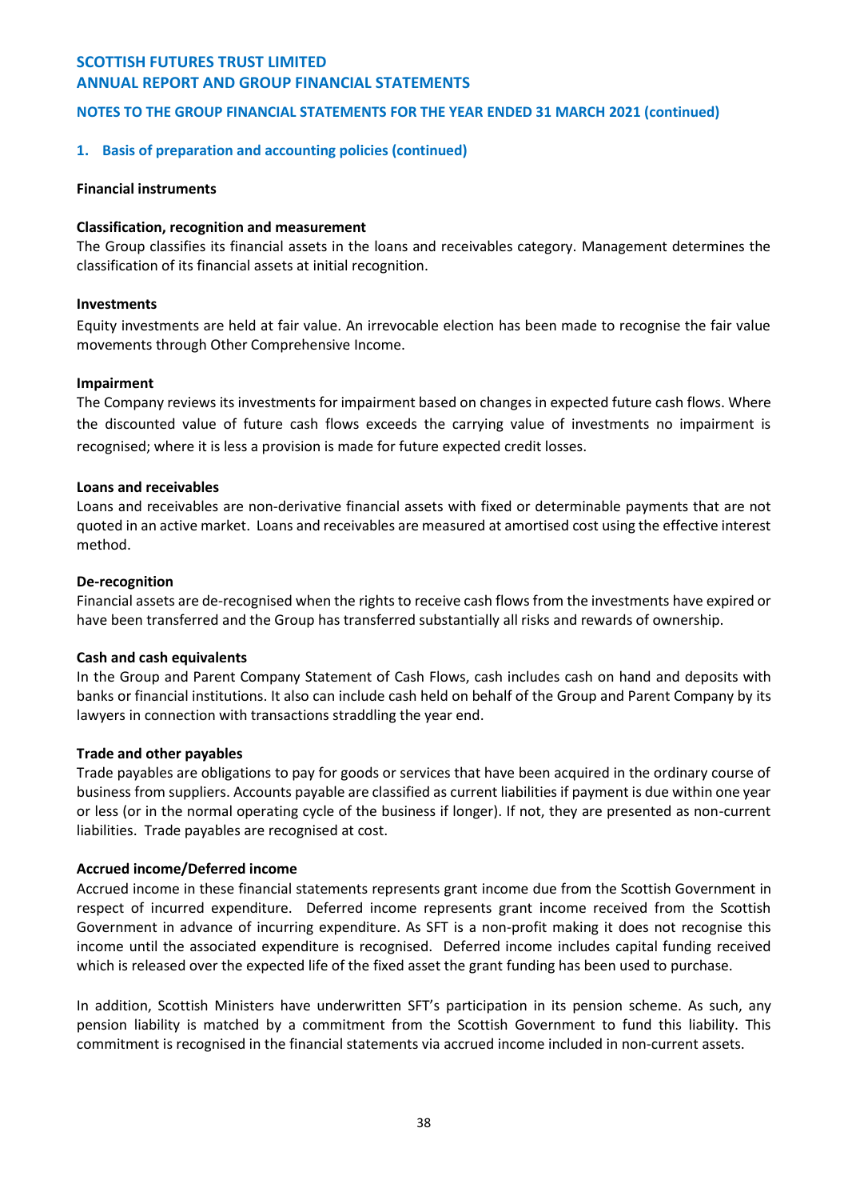## 1. Basis of preparation and accounting policies (continued)

### Financial instruments

**Classification, recognition and measurement**

The Group classifies its financial assets in the loans and receivables category. Management determines the classification of its financial assets at initial recognition.

**Investments**

Equity investments are held at fair value. An irrevocable election has been made to recognise the fair value movements through Other Comprehensive Income.

**Impairment**

The Company reviews its investments for impairment based on changes in expected future cash flows. Where the discounted value of future cash flows exceeds the carrying value of investments no impairment is recognised; where it is less a provision is made for future expected credit losses.

**Loans and receivables**

Loans and receivables are non-derivative financial assets with fixed or determinable payments that are not quoted in an active market. Loans and receivables are measured at amortised cost using the effective interest method.

**De-recognition**

Financial assets are de-recognised when the rights to receive cash flows from the investments have expired or have been transferred and the Group has transferred substantially all risks and rewards of ownership.

**Cash and cash equivalents**

In the Group and Parent Company Statement of Cash Flows, cash includes cash on hand and deposits with banks or financial institutions. It also can include cash held on behalf of the Group and Parent Company by its lawyers in connection with transactions straddling the year end.

**Trade and other payables**

Trade payables are obligations to pay for goods or services that have been acquired in the ordinary course of business from suppliers. Accounts payable are classified as current liabilities if payment is due within one year or less (or in the normal operating cycle of the business if longer). If not, they are presented as non-current liabilities. Trade payables are recognised at cost.

**Accrued income/Deferred income**

Accrued income in these financial statements represents grant income due from the Scottish Government in respect of incurred expenditure. Deferred income represents grant income received from the Scottish Government in advance of incurring expenditure. As SFT is a non-profit making it does not recognise this income until the associated expenditure is recognised. Deferred income includes capital funding received which is released over the expected life of the fixed asset the grant funding has been used to purchase.

In addition, Scottish Ministers have underwritten SFT's participation in its pension scheme. As such, any pension liability is matched by a commitment from the Scottish Government to fund this liability. This commitment is recognised in the financial statements via accrued income included in non-current assets.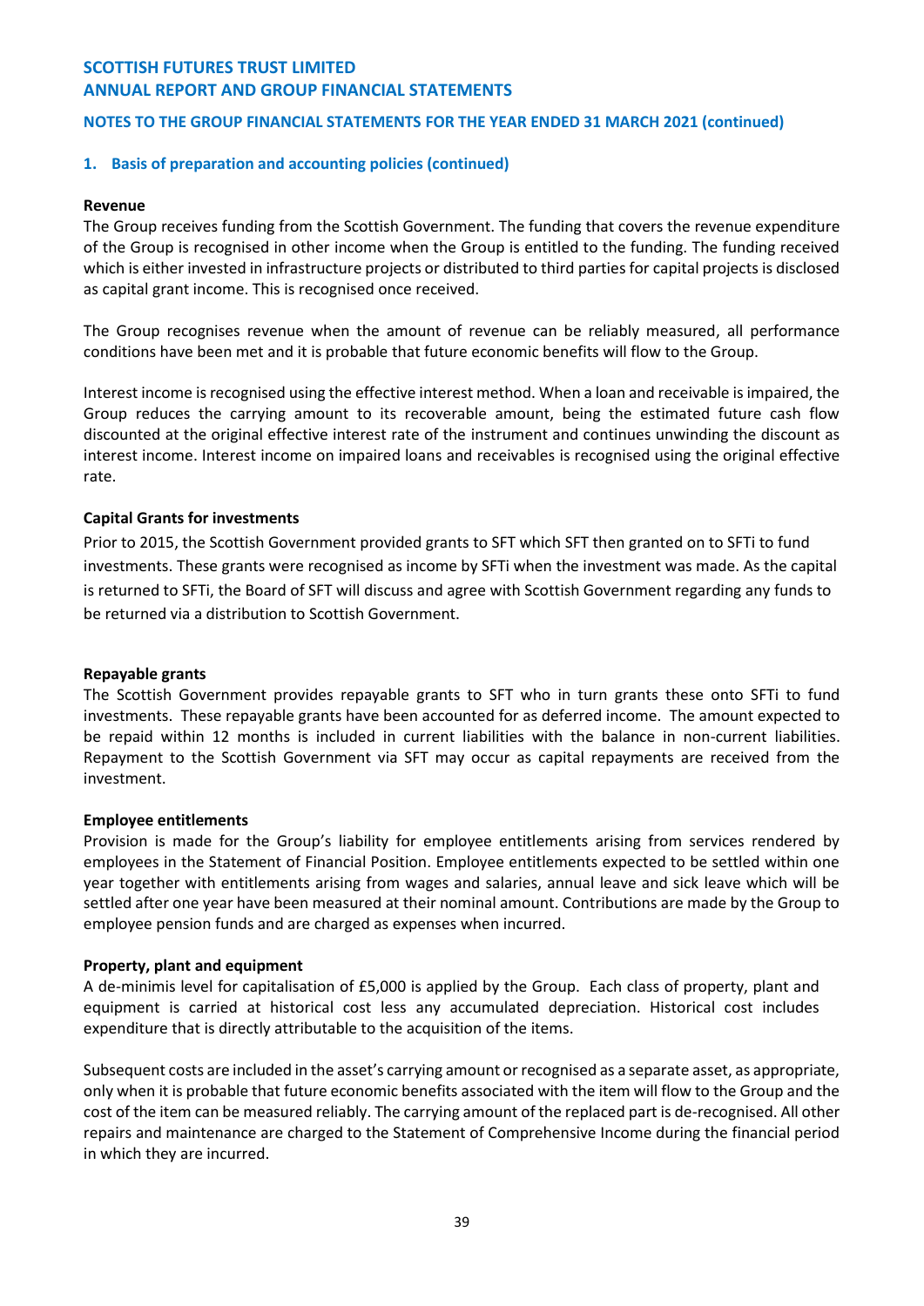## NOTES TO THE GROUP FINANCIAL STATEMENTS FOR THE YEAR ENDED 31 MARCH 2021 (continued)

### 1. Basis of preparation and accounting policies (continued)

**Revenue**

The Group receives funding from the Scottish Government. The funding that covers the revenue expenditure of the Group is recognised in other income when the Group is entitled to the funding. The funding received which is either invested in infrastructure projects or distributed to third parties for capital projects is disclosed as capital grant income. This is recognised once received.

The Group recognises revenue when the amount of revenue can be reliably measured, all performance conditions have been met and it is probable that future economic benefits will flow to the Group.

Interest income is recognised using the effective interest method. When a loan and receivable is impaired, the Group reduces the carrying amount to its recoverable amount, being the estimated future cash flow discounted at the original effective interest rate of the instrument and continues unwinding the discount as interest income. Interest income on impaired loans and receivables is recognised using the original effective rate.

**Capital Grants for investments**

Prior to 2015, the Scottish Government provided grants to SFT which SFT then granted on to SFTi to fund investments. These grants were recognised as income by SFTi when the investment was made. As the capital is returned to SFTi, the Board of SFT will discuss and agree with Scottish Government regarding any funds to be returned via a distribution to Scottish Government.

**Repayable grants**

The Scottish Government provides repayable grants to SFT who in turn grants these onto SFTi to fund investments. These repayable grants have been accounted for as deferred income. The amount expected to be repaid within 12 months is included in current liabilities with the balance in non-current liabilities. Repayment to the Scottish Government via SFT may occur as capital repayments are received from the investment.

**Employee entitlements**

Provision is made for the Group's liability for employee entitlements arising from services rendered by employees in the Statement of Financial Position. Employee entitlements expected to be settled within one year together with entitlements arising from wages and salaries, annual leave and sick leave which will be settled after one year have been measured at their nominal amount. Contributions are made by the Group to employee pension funds and are charged as expenses when incurred.

**Property, plant and equipment**

A de-minimis level for capitalisation of £5,000 is applied by the Group. Each class of property, plant and equipment is carried at historical cost less any accumulated depreciation. Historical cost includes expenditure that is directly attributable to the acquisition of the items.

Subsequent costs are included in the asset's carrying amount or recognised as a separate asset, as appropriate, only when it is probable that future economic benefits associated with the item will flow to the Group and the cost of the item can be measured reliably. The carrying amount of the replaced part is de-recognised. All other repairs and maintenance are charged to the Statement of Comprehensive Income during the financial period in which they are incurred.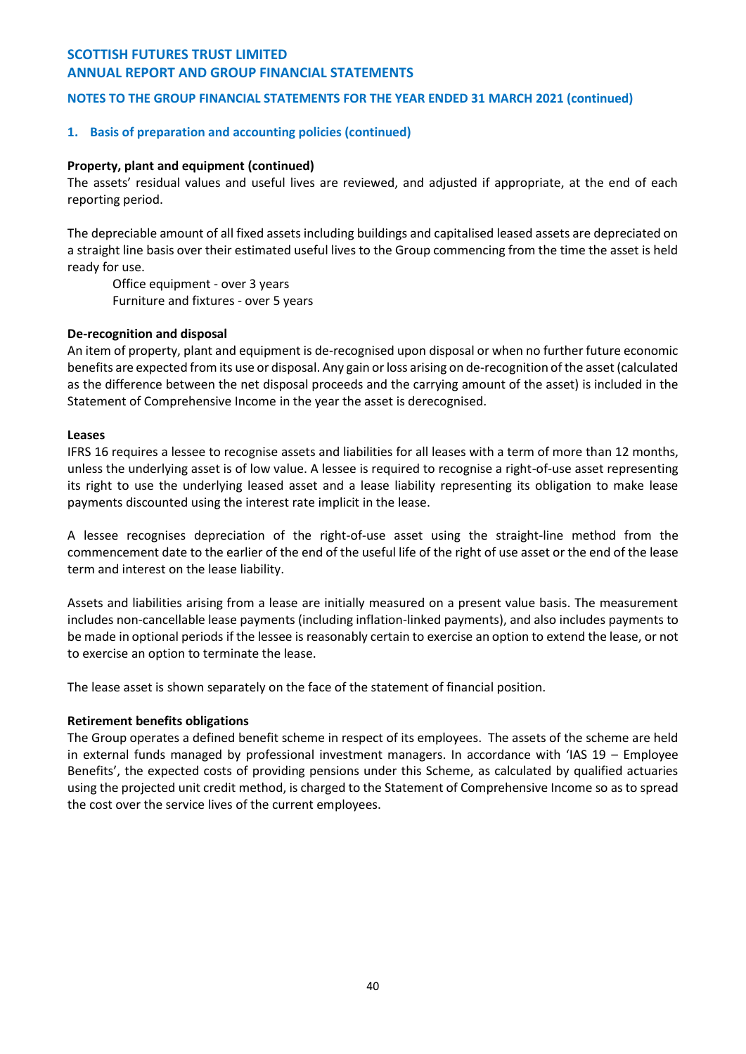### 1. Basis of preparation and accounting policies (continued)

**Property, plant and equipment (continued)**

The assets' residual values and useful lives are reviewed, and adjusted if appropriate, at the end of each reporting period.

The depreciable amount of all fixed assets including buildings and capitalised leased assets are depreciated on a straight line basis over their estimated useful lives to the Group commencing from the time the asset is held ready for use.

Office equipment - over 3 years
Furniture and fixtures - over 5 years

**De-recognition and disposal**

An item of property, plant and equipment is de-recognised upon disposal or when no further future economic benefits are expected from its use or disposal. Any gain or loss arising on de-recognition of the asset (calculated as the difference between the net disposal proceeds and the carrying amount of the asset) is included in the Statement of Comprehensive Income in the year the asset is derecognised.

**Leases**

IFRS 16 requires a lessee to recognise assets and liabilities for all leases with a term of more than 12 months, unless the underlying asset is of low value. A lessee is required to recognise a right-of-use asset representing its right to use the underlying leased asset and a lease liability representing its obligation to make lease payments discounted using the interest rate implicit in the lease.

A lessee recognises depreciation of the right-of-use asset using the straight-line method from the commencement date to the earlier of the end of the useful life of the right of use asset or the end of the lease term and interest on the lease liability.

Assets and liabilities arising from a lease are initially measured on a present value basis. The measurement includes non-cancellable lease payments (including inflation-linked payments), and also includes payments to be made in optional periods if the lessee is reasonably certain to exercise an option to extend the lease, or not to exercise an option to terminate the lease.

The lease asset is shown separately on the face of the statement of financial position.

**Retirement benefits obligations**

The Group operates a defined benefit scheme in respect of its employees. The assets of the scheme are held in external funds managed by professional investment managers. In accordance with 'IAS 19 – Employee Benefits', the expected costs of providing pensions under this Scheme, as calculated by qualified actuaries using the projected unit credit method, is charged to the Statement of Comprehensive Income so as to spread the cost over the service lives of the current employees.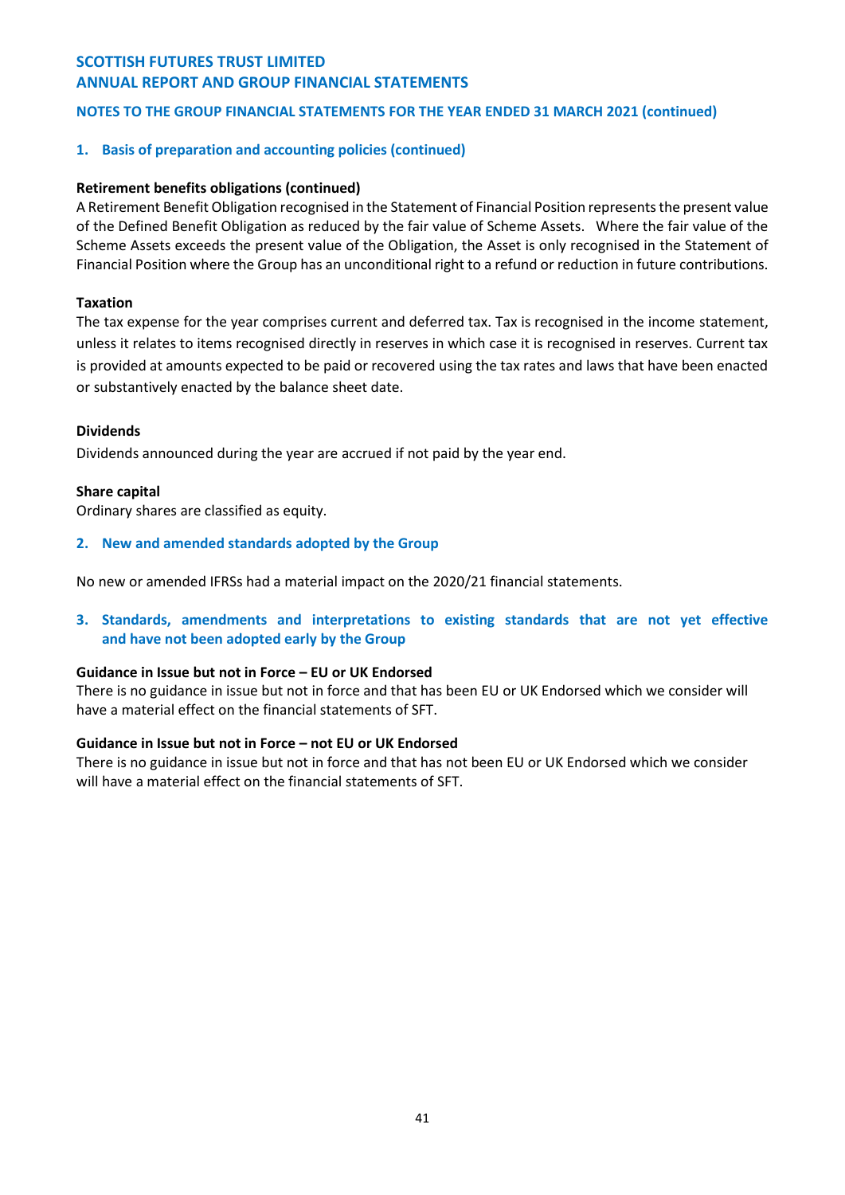## 1. Basis of preparation and accounting policies (continued)

### Retirement benefits obligations (continued)

A Retirement Benefit Obligation recognised in the Statement of Financial Position represents the present value of the Defined Benefit Obligation as reduced by the fair value of Scheme Assets. Where the fair value of the Scheme Assets exceeds the present value of the Obligation, the Asset is only recognised in the Statement of Financial Position where the Group has an unconditional right to a refund or reduction in future contributions.

### Taxation

The tax expense for the year comprises current and deferred tax. Tax is recognised in the income statement, unless it relates to items recognised directly in reserves in which case it is recognised in reserves. Current tax is provided at amounts expected to be paid or recovered using the tax rates and laws that have been enacted or substantively enacted by the balance sheet date.

### Dividends

Dividends announced during the year are accrued if not paid by the year end.

### Share capital

Ordinary shares are classified as equity.

## 2. New and amended standards adopted by the Group

No new or amended IFRSs had a material impact on the 2020/21 financial statements.

## 3. Standards, amendments and interpretations to existing standards that are not yet effective and have not been adopted early by the Group

### Guidance in Issue but not in Force – EU or UK Endorsed

There is no guidance in issue but not in force and that has been EU or UK Endorsed which we consider will have a material effect on the financial statements of SFT.

### Guidance in Issue but not in Force – not EU or UK Endorsed

There is no guidance in issue but not in force and that has not been EU or UK Endorsed which we consider will have a material effect on the financial statements of SFT.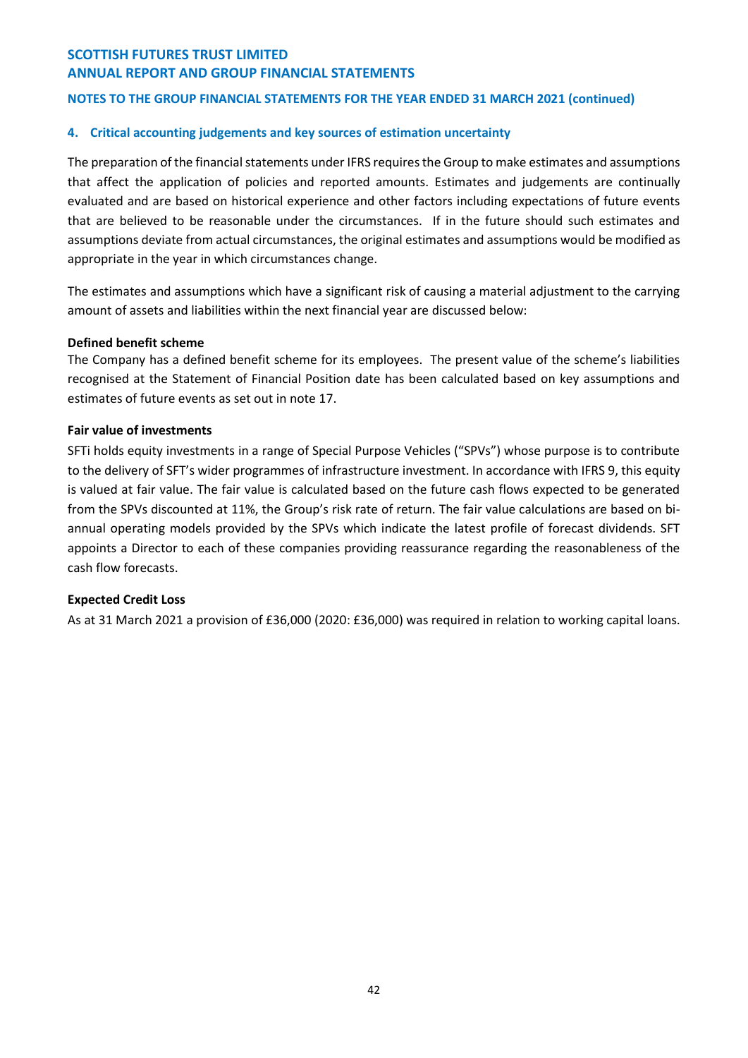## 4. Critical accounting judgements and key sources of estimation uncertainty

The preparation of the financial statements under IFRS requires the Group to make estimates and assumptions that affect the application of policies and reported amounts. Estimates and judgements are continually evaluated and are based on historical experience and other factors including expectations of future events that are believed to be reasonable under the circumstances. If in the future should such estimates and assumptions deviate from actual circumstances, the original estimates and assumptions would be modified as appropriate in the year in which circumstances change.

The estimates and assumptions which have a significant risk of causing a material adjustment to the carrying amount of assets and liabilities within the next financial year are discussed below:

**Defined benefit scheme**

The Company has a defined benefit scheme for its employees. The present value of the scheme's liabilities recognised at the Statement of Financial Position date has been calculated based on key assumptions and estimates of future events as set out in note 17.

**Fair value of investments**

SFTi holds equity investments in a range of Special Purpose Vehicles ("SPVs") whose purpose is to contribute to the delivery of SFT's wider programmes of infrastructure investment. In accordance with IFRS 9, this equity is valued at fair value. The fair value is calculated based on the future cash flows expected to be generated from the SPVs discounted at 11%, the Group's risk rate of return. The fair value calculations are based on bi-annual operating models provided by the SPVs which indicate the latest profile of forecast dividends. SFT appoints a Director to each of these companies providing reassurance regarding the reasonableness of the cash flow forecasts.

**Expected Credit Loss**

As at 31 March 2021 a provision of £36,000 (2020: £36,000) was required in relation to working capital loans.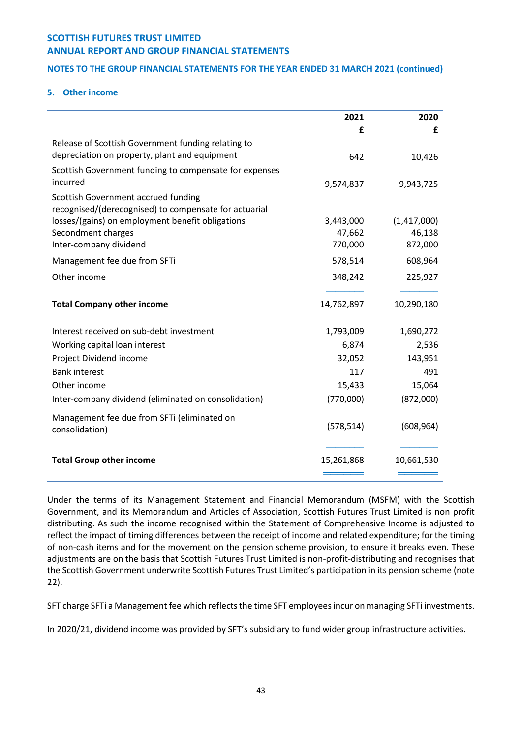# SCOTTISH FUTURES TRUST LIMITED
## ANNUAL REPORT AND GROUP FINANCIAL STATEMENTS

### NOTES TO THE GROUP FINANCIAL STATEMENTS FOR THE YEAR ENDED 31 MARCH 2021 (continued)

#### 5. Other income

| | 2021 | 2020 |
|---|---|---|
| | £ | £ |
| Release of Scottish Government funding relating to depreciation on property, plant and equipment | 642 | 10,426 |
| Scottish Government funding to compensate for expenses incurred | 9,574,837 | 9,943,725 |
| Scottish Government accrued funding recognised/(derecognised) to compensate for actuarial losses/(gains) on employment benefit obligations | 3,443,000 | (1,417,000) |
| Secondment charges | 47,662 | 46,138 |
| Inter-company dividend | 770,000 | 872,000 |
| Management fee due from SFTi | 578,514 | 608,964 |
| Other income | 348,242 | 225,927 |
| **Total Company other income** | 14,762,897 | 10,290,180 |
| Interest received on sub-debt investment | 1,793,009 | 1,690,272 |
| Working capital loan interest | 6,874 | 2,536 |
| Project Dividend income | 32,052 | 143,951 |
| Bank interest | 117 | 491 |
| Other income | 15,433 | 15,064 |
| Inter-company dividend (eliminated on consolidation) | (770,000) | (872,000) |
| Management fee due from SFTi (eliminated on consolidation) | (578,514) | (608,964) |
| **Total Group other income** | 15,261,868 | 10,661,530 |

Under the terms of its Management Statement and Financial Memorandum (MSFM) with the Scottish Government, and its Memorandum and Articles of Association, Scottish Futures Trust Limited is non profit distributing. As such the income recognised within the Statement of Comprehensive Income is adjusted to reflect the impact of timing differences between the receipt of income and related expenditure; for the timing of non-cash items and for the movement on the pension scheme provision, to ensure it breaks even. These adjustments are on the basis that Scottish Futures Trust Limited is non-profit-distributing and recognises that the Scottish Government underwrite Scottish Futures Trust Limited's participation in its pension scheme (note 22).

SFT charge SFTi a Management fee which reflects the time SFT employees incur on managing SFTi investments.

In 2020/21, dividend income was provided by SFT's subsidiary to fund wider group infrastructure activities.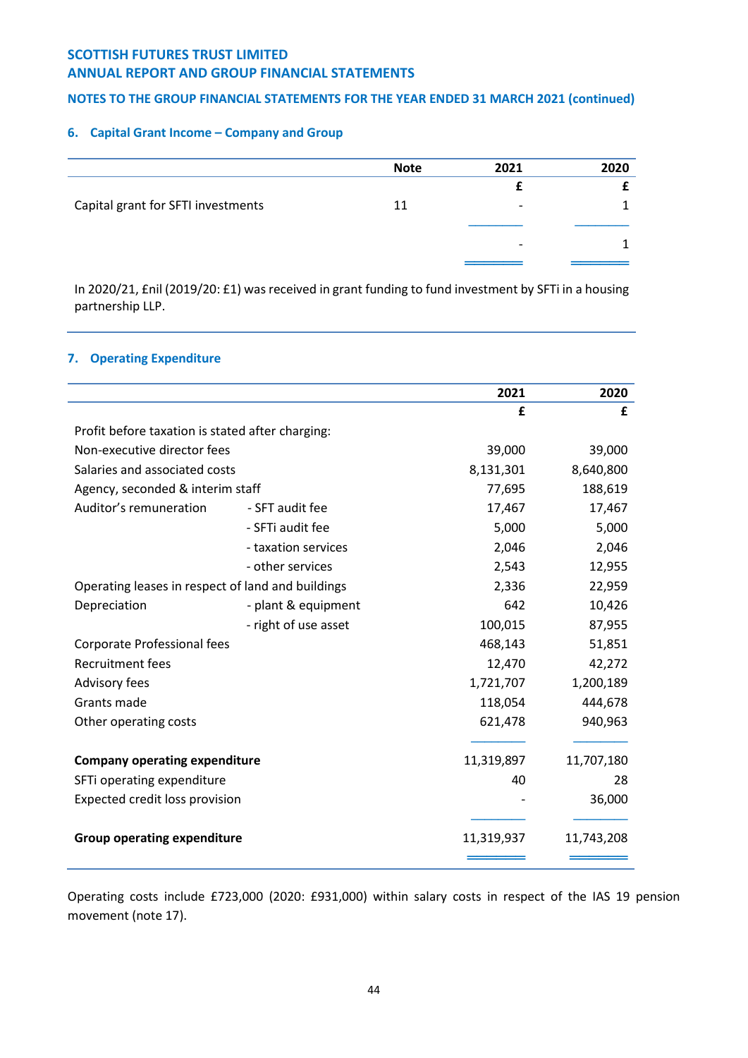### 6. Capital Grant Income – Company and Group

| | Note | 2021 | 2020 |
|---|---|---|---|
| | | £ | £ |
| Capital grant for SFTI investments | 11 | - | 1 |
| | | - | 1 |

In 2020/21, £nil (2019/20: £1) was received in grant funding to fund investment by SFTi in a housing partnership LLP.

### 7. Operating Expenditure

| | | 2021 | 2020 |
|---|---|---|---|
| | | £ | £ |
| Profit before taxation is stated after charging: | | | |
| Non-executive director fees | | 39,000 | 39,000 |
| Salaries and associated costs | | 8,131,301 | 8,640,800 |
| Agency, seconded & interim staff | | 77,695 | 188,619 |
| Auditor's remuneration | - SFT audit fee | 17,467 | 17,467 |
| | - SFTi audit fee | 5,000 | 5,000 |
| | - taxation services | 2,046 | 2,046 |
| | - other services | 2,543 | 12,955 |
| Operating leases in respect of land and buildings | | 2,336 | 22,959 |
| Depreciation | - plant & equipment | 642 | 10,426 |
| | - right of use asset | 100,015 | 87,955 |
| Corporate Professional fees | | 468,143 | 51,851 |
| Recruitment fees | | 12,470 | 42,272 |
| Advisory fees | | 1,721,707 | 1,200,189 |
| Grants made | | 118,054 | 444,678 |
| Other operating costs | | 621,478 | 940,963 |
| **Company operating expenditure** | | 11,319,897 | 11,707,180 |
| SFTi operating expenditure | | 40 | 28 |
| Expected credit loss provision | | - | 36,000 |
| **Group operating expenditure** | | 11,319,937 | 11,743,208 |

Operating costs include £723,000 (2020: £931,000) within salary costs in respect of the IAS 19 pension movement (note 17).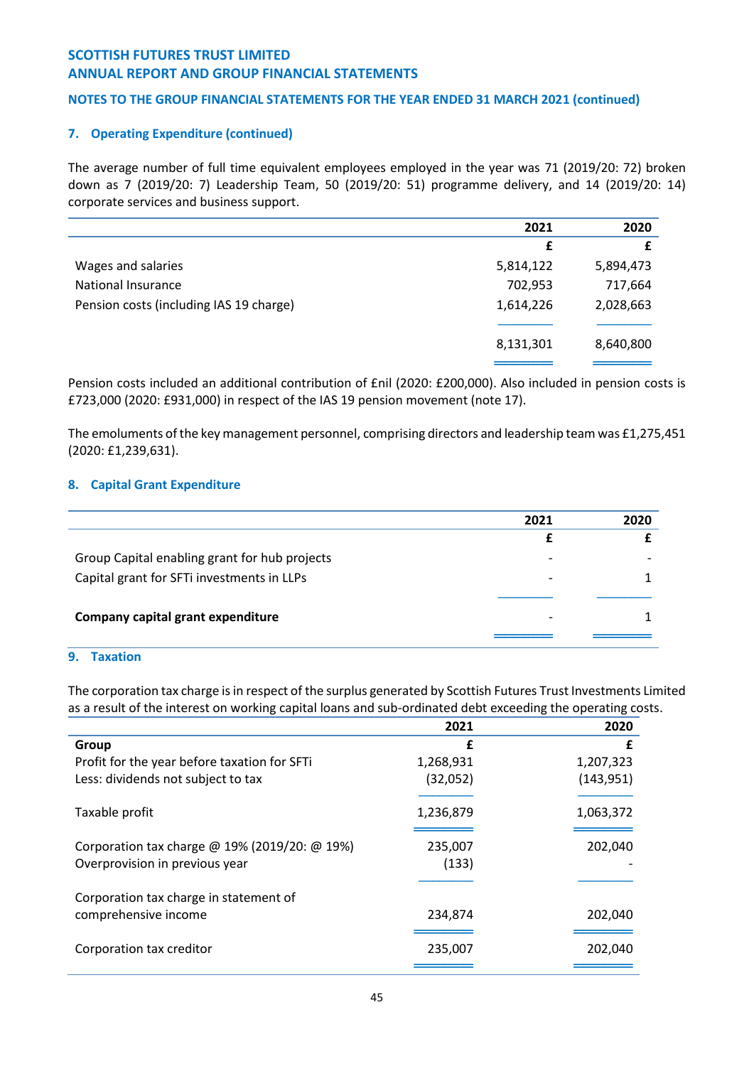## 7. Operating Expenditure (continued)

The average number of full time equivalent employees employed in the year was 71 (2019/20: 72) broken down as 7 (2019/20: 7) Leadership Team, 50 (2019/20: 51) programme delivery, and 14 (2019/20: 14) corporate services and business support.

| | 2021 | 2020 |
|---|---|---|
| | £ | £ |
| Wages and salaries | 5,814,122 | 5,894,473 |
| National Insurance | 702,953 | 717,664 |
| Pension costs (including IAS 19 charge) | 1,614,226 | 2,028,663 |
| | 8,131,301 | 8,640,800 |

Pension costs included an additional contribution of £nil (2020: £200,000). Also included in pension costs is £723,000 (2020: £931,000) in respect of the IAS 19 pension movement (note 17).

The emoluments of the key management personnel, comprising directors and leadership team was £1,275,451 (2020: £1,239,631).

## 8. Capital Grant Expenditure

| | 2021 | 2020 |
|---|---|---|
| | £ | £ |
| Group Capital enabling grant for hub projects | - | - |
| Capital grant for SFTi investments in LLPs | - | 1 |
| **Company capital grant expenditure** | - | 1 |

## 9. Taxation

The corporation tax charge is in respect of the surplus generated by Scottish Futures Trust Investments Limited as a result of the interest on working capital loans and sub-ordinated debt exceeding the operating costs.

| | 2021 | 2020 |
|---|---|---|
| **Group** | £ | £ |
| Profit for the year before taxation for SFTi | 1,268,931 | 1,207,323 |
| Less: dividends not subject to tax | (32,052) | (143,951) |
| Taxable profit | 1,236,879 | 1,063,372 |
| Corporation tax charge @ 19% (2019/20: @ 19%) | 235,007 | 202,040 |
| Overprovision in previous year | (133) | - |
| Corporation tax charge in statement of comprehensive income | 234,874 | 202,040 |
| Corporation tax creditor | 235,007 | 202,040 |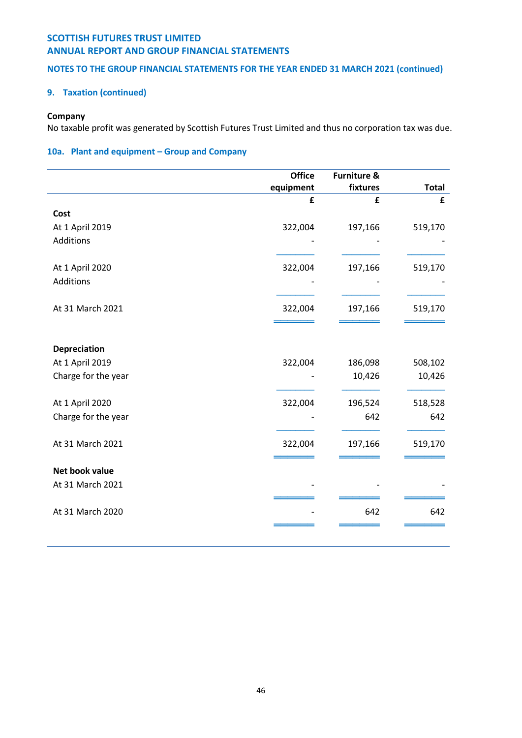## 9. Taxation (continued)

**Company**

No taxable profit was generated by Scottish Futures Trust Limited and thus no corporation tax was due.

## 10a. Plant and equipment – Group and Company

| | Office equipment | Furniture & fixtures | Total |
|---|---|---|---|
| | £ | £ | £ |
| **Cost** | | | |
| At 1 April 2019 | 322,004 | 197,166 | 519,170 |
| Additions | - | - | - |
| At 1 April 2020 | 322,004 | 197,166 | 519,170 |
| Additions | - | - | - |
| At 31 March 2021 | 322,004 | 197,166 | 519,170 |
| **Depreciation** | | | |
| At 1 April 2019 | 322,004 | 186,098 | 508,102 |
| Charge for the year | - | 10,426 | 10,426 |
| At 1 April 2020 | 322,004 | 196,524 | 518,528 |
| Charge for the year | - | 642 | 642 |
| At 31 March 2021 | 322,004 | 197,166 | 519,170 |
| **Net book value** | | | |
| At 31 March 2021 | - | - | - |
| At 31 March 2020 | - | 642 | 642 |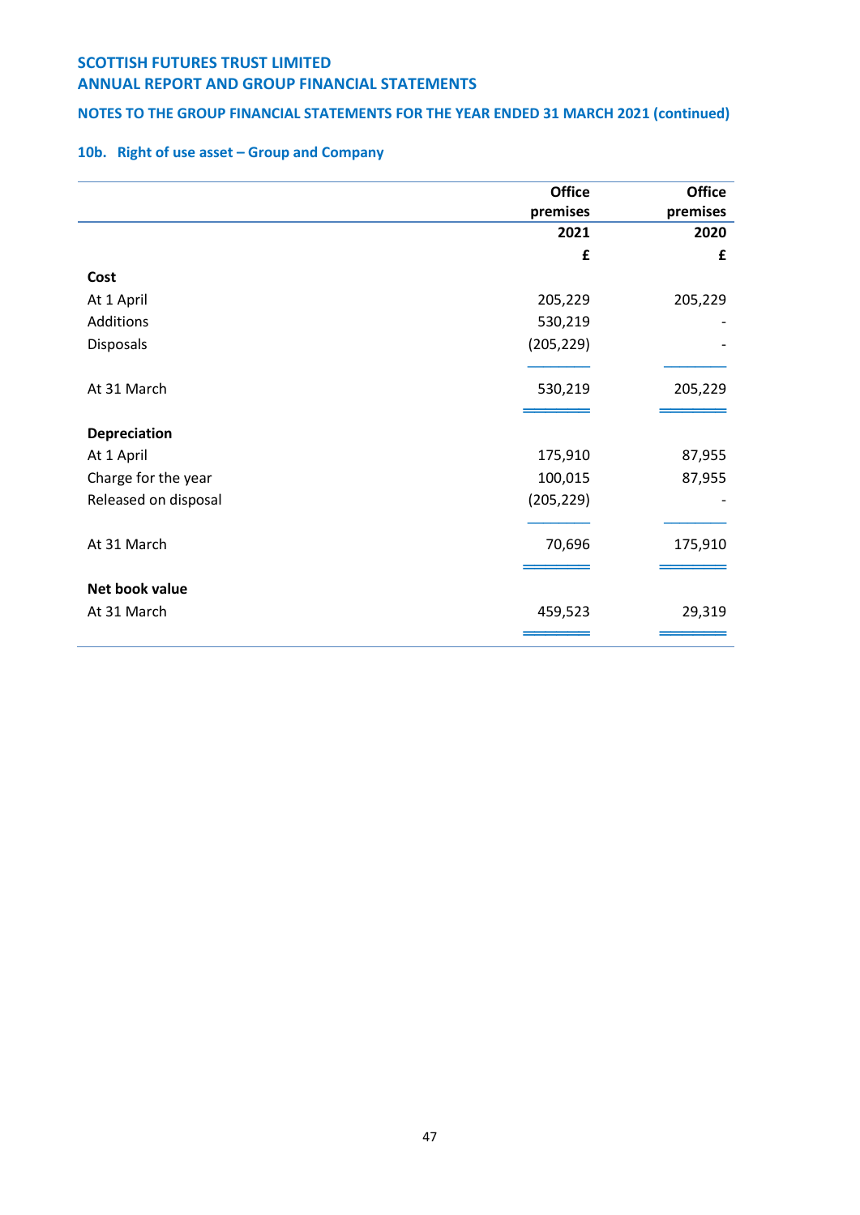### 10b. Right of use asset – Group and Company

| | Office premises 2021 | Office premises 2020 |
|---|---|---|
| | £ | £ |
| **Cost** | | |
| At 1 April | 205,229 | 205,229 |
| Additions | 530,219 | - |
| Disposals | (205,229) | - |
| At 31 March | 530,219 | 205,229 |
| **Depreciation** | | |
| At 1 April | 175,910 | 87,955 |
| Charge for the year | 100,015 | 87,955 |
| Released on disposal | (205,229) | - |
| At 31 March | 70,696 | 175,910 |
| **Net book value** | | |
| At 31 March | 459,523 | 29,319 |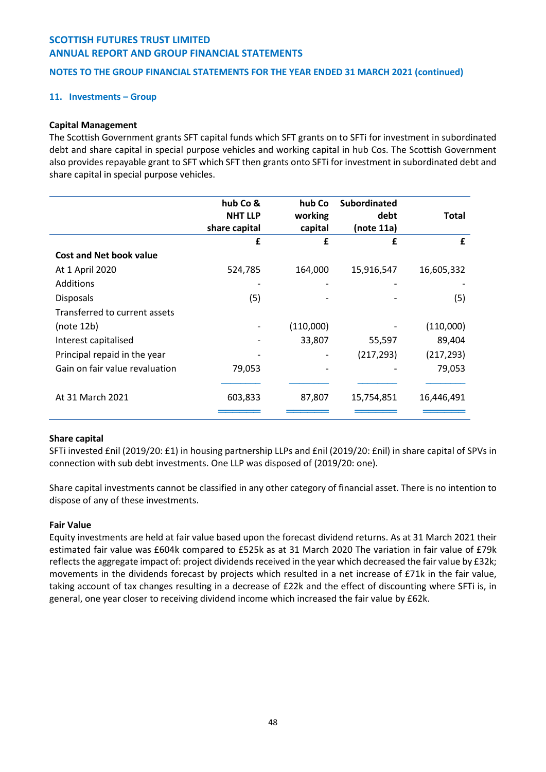## 11. Investments – Group

**Capital Management**

The Scottish Government grants SFT capital funds which SFT grants on to SFTi for investment in subordinated debt and share capital in special purpose vehicles and working capital in hub Cos. The Scottish Government also provides repayable grant to SFT which SFT then grants onto SFTi for investment in subordinated debt and share capital in special purpose vehicles.

| | hub Co & NHT LLP share capital | hub Co working capital | Subordinated debt (note 11a) | Total |
|---|---|---|---|---|
| | £ | £ | £ | £ |
| **Cost and Net book value** | | | | |
| At 1 April 2020 | 524,785 | 164,000 | 15,916,547 | 16,605,332 |
| Additions | - | - | - | - |
| Disposals | (5) | - | - | (5) |
| Transferred to current assets (note 12b) | - | (110,000) | - | (110,000) |
| Interest capitalised | - | 33,807 | 55,597 | 89,404 |
| Principal repaid in the year | - | - | (217,293) | (217,293) |
| Gain on fair value revaluation | 79,053 | - | - | 79,053 |
| At 31 March 2021 | 603,833 | 87,807 | 15,754,851 | 16,446,491 |

**Share capital**

SFTi invested £nil (2019/20: £1) in housing partnership LLPs and £nil (2019/20: £nil) in share capital of SPVs in connection with sub debt investments. One LLP was disposed of (2019/20: one).

Share capital investments cannot be classified in any other category of financial asset. There is no intention to dispose of any of these investments.

**Fair Value**

Equity investments are held at fair value based upon the forecast dividend returns. As at 31 March 2021 their estimated fair value was £604k compared to £525k as at 31 March 2020 The variation in fair value of £79k reflects the aggregate impact of: project dividends received in the year which decreased the fair value by £32k; movements in the dividends forecast by projects which resulted in a net increase of £71k in the fair value, taking account of tax changes resulting in a decrease of £22k and the effect of discounting where SFTi is, in general, one year closer to receiving dividend income which increased the fair value by £62k.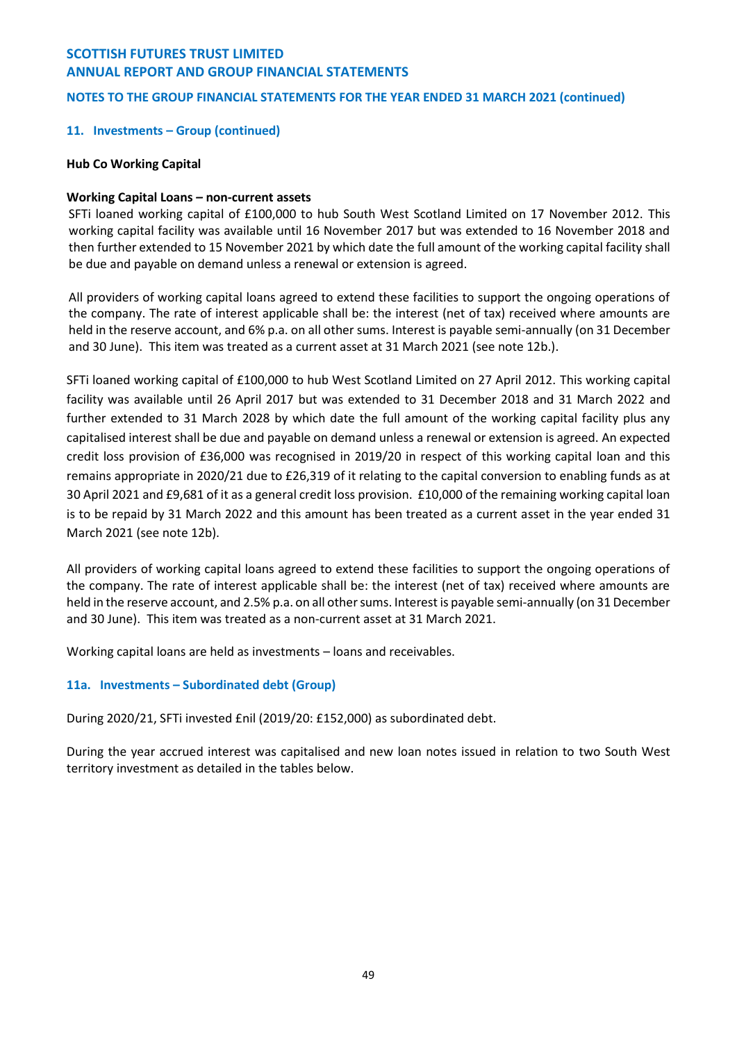## 11. Investments – Group (continued)

**Hub Co Working Capital**

**Working Capital Loans – non-current assets**

SFTi loaned working capital of £100,000 to hub South West Scotland Limited on 17 November 2012. This working capital facility was available until 16 November 2017 but was extended to 16 November 2018 and then further extended to 15 November 2021 by which date the full amount of the working capital facility shall be due and payable on demand unless a renewal or extension is agreed.

All providers of working capital loans agreed to extend these facilities to support the ongoing operations of the company. The rate of interest applicable shall be: the interest (net of tax) received where amounts are held in the reserve account, and 6% p.a. on all other sums. Interest is payable semi-annually (on 31 December and 30 June). This item was treated as a current asset at 31 March 2021 (see note 12b.).

SFTi loaned working capital of £100,000 to hub West Scotland Limited on 27 April 2012. This working capital facility was available until 26 April 2017 but was extended to 31 December 2018 and 31 March 2022 and further extended to 31 March 2028 by which date the full amount of the working capital facility plus any capitalised interest shall be due and payable on demand unless a renewal or extension is agreed. An expected credit loss provision of £36,000 was recognised in 2019/20 in respect of this working capital loan and this remains appropriate in 2020/21 due to £26,319 of it relating to the capital conversion to enabling funds as at 30 April 2021 and £9,681 of it as a general credit loss provision. £10,000 of the remaining working capital loan is to be repaid by 31 March 2022 and this amount has been treated as a current asset in the year ended 31 March 2021 (see note 12b).

All providers of working capital loans agreed to extend these facilities to support the ongoing operations of the company. The rate of interest applicable shall be: the interest (net of tax) received where amounts are held in the reserve account, and 2.5% p.a. on all other sums. Interest is payable semi-annually (on 31 December and 30 June). This item was treated as a non-current asset at 31 March 2021.

Working capital loans are held as investments – loans and receivables.

## 11a. Investments – Subordinated debt (Group)

During 2020/21, SFTi invested £nil (2019/20: £152,000) as subordinated debt.

During the year accrued interest was capitalised and new loan notes issued in relation to two South West territory investment as detailed in the tables below.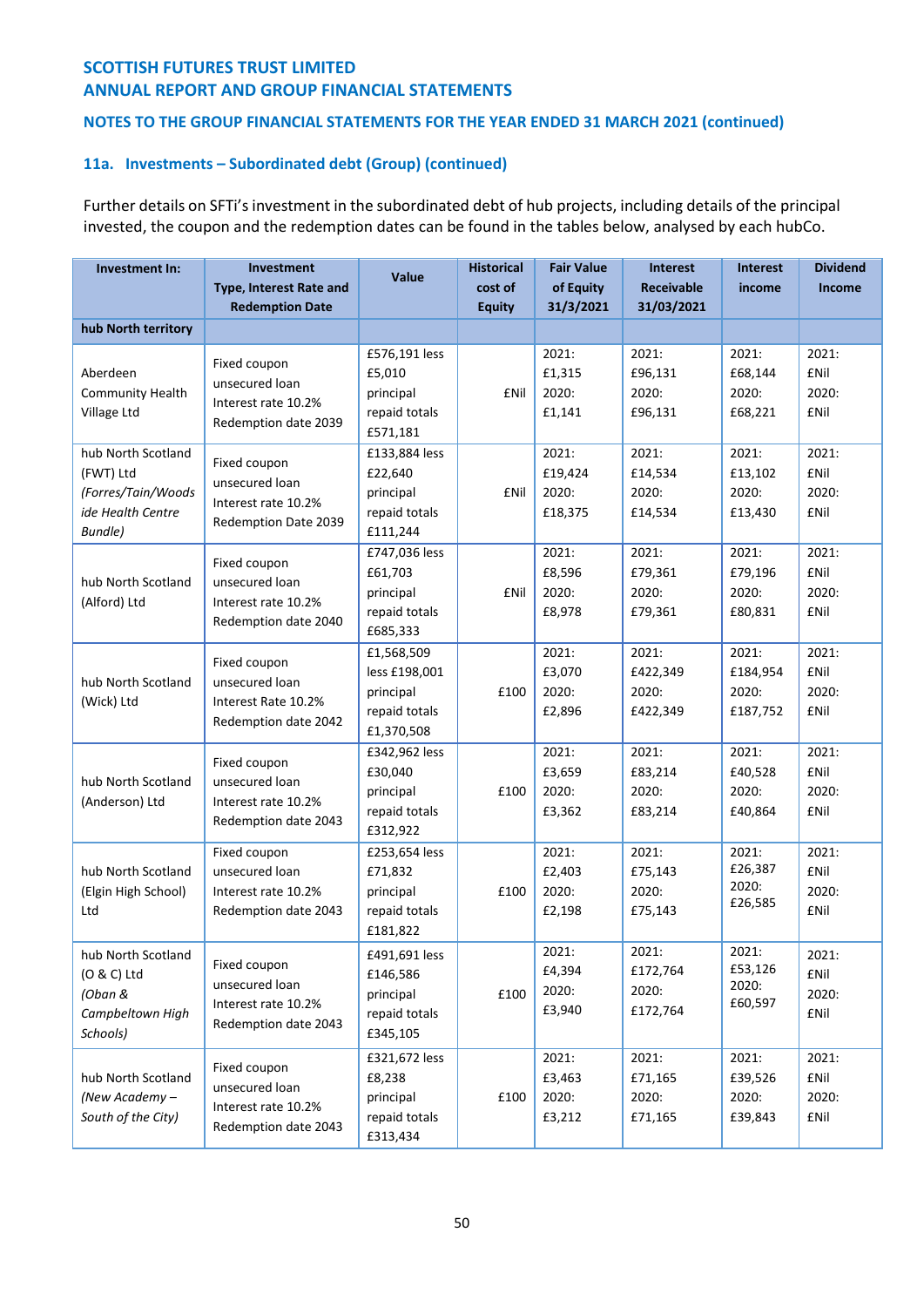## SCOTTISH FUTURES TRUST LIMITED
## ANNUAL REPORT AND GROUP FINANCIAL STATEMENTS

### NOTES TO THE GROUP FINANCIAL STATEMENTS FOR THE YEAR ENDED 31 MARCH 2021 (continued)

### 11a. Investments – Subordinated debt (Group) (continued)

Further details on SFTi's investment in the subordinated debt of hub projects, including details of the principal invested, the coupon and the redemption dates can be found in the tables below, analysed by each hubCo.

| Investment In: | Investment Type, Interest Rate and Redemption Date | Value | Historical cost of Equity | Fair Value of Equity 31/3/2021 | Interest Receivable 31/03/2021 | Interest income | Dividend Income |
|---|---|---|---|---|---|---|---|
| **hub North territory** | | | | | | | |
| Aberdeen Community Health Village Ltd | Fixed coupon unsecured loan Interest rate 10.2% Redemption date 2039 | £576,191 less £5,010 principal repaid totals £571,181 | £Nil | 2021: £1,315 2020: £1,141 | 2021: £96,131 2020: £96,131 | 2021: £68,144 2020: £68,221 | 2021: £Nil 2020: £Nil |
| hub North Scotland (FWT) Ltd *(Forres/Tain/Woodside Health Centre Bundle)* | Fixed coupon unsecured loan Interest rate 10.2% Redemption Date 2039 | £133,884 less £22,640 principal repaid totals £111,244 | £Nil | 2021: £19,424 2020: £18,375 | 2021: £14,534 2020: £14,534 | 2021: £13,102 2020: £13,430 | 2021: £Nil 2020: £Nil |
| hub North Scotland (Alford) Ltd | Fixed coupon unsecured loan Interest rate 10.2% Redemption date 2040 | £747,036 less £61,703 principal repaid totals £685,333 | £Nil | 2021: £8,596 2020: £8,978 | 2021: £79,361 2020: £79,361 | 2021: £79,196 2020: £80,831 | 2021: £Nil 2020: £Nil |
| hub North Scotland (Wick) Ltd | Fixed coupon unsecured loan Interest Rate 10.2% Redemption date 2042 | £1,568,509 less £198,001 principal repaid totals £1,370,508 | £100 | 2021: £3,070 2020: £2,896 | 2021: £422,349 2020: £422,349 | 2021: £184,954 2020: £187,752 | 2021: £Nil 2020: £Nil |
| hub North Scotland (Anderson) Ltd | Fixed coupon unsecured loan Interest rate 10.2% Redemption date 2043 | £342,962 less £30,040 principal repaid totals £312,922 | £100 | 2021: £3,659 2020: £3,362 | 2021: £83,214 2020: £83,214 | 2021: £40,528 2020: £40,864 | 2021: £Nil 2020: £Nil |
| hub North Scotland (Elgin High School) Ltd | Fixed coupon unsecured loan Interest rate 10.2% Redemption date 2043 | £253,654 less £71,832 principal repaid totals £181,822 | £100 | 2021: £2,403 2020: £2,198 | 2021: £75,143 2020: £75,143 | 2021: £26,387 2020: £26,585 | 2021: £Nil 2020: £Nil |
| hub North Scotland (O & C) Ltd *(Oban & Campbeltown High Schools)* | Fixed coupon unsecured loan Interest rate 10.2% Redemption date 2043 | £491,691 less £146,586 principal repaid totals £345,105 | £100 | 2021: £4,394 2020: £3,940 | 2021: £172,764 2020: £172,764 | 2021: £53,126 2020: £60,597 | 2021: £Nil 2020: £Nil |
| hub North Scotland *(New Academy – South of the City)* | Fixed coupon unsecured loan Interest rate 10.2% Redemption date 2043 | £321,672 less £8,238 principal repaid totals £313,434 | £100 | 2021: £3,463 2020: £3,212 | 2021: £71,165 2020: £71,165 | 2021: £39,526 2020: £39,843 | 2021: £Nil 2020: £Nil |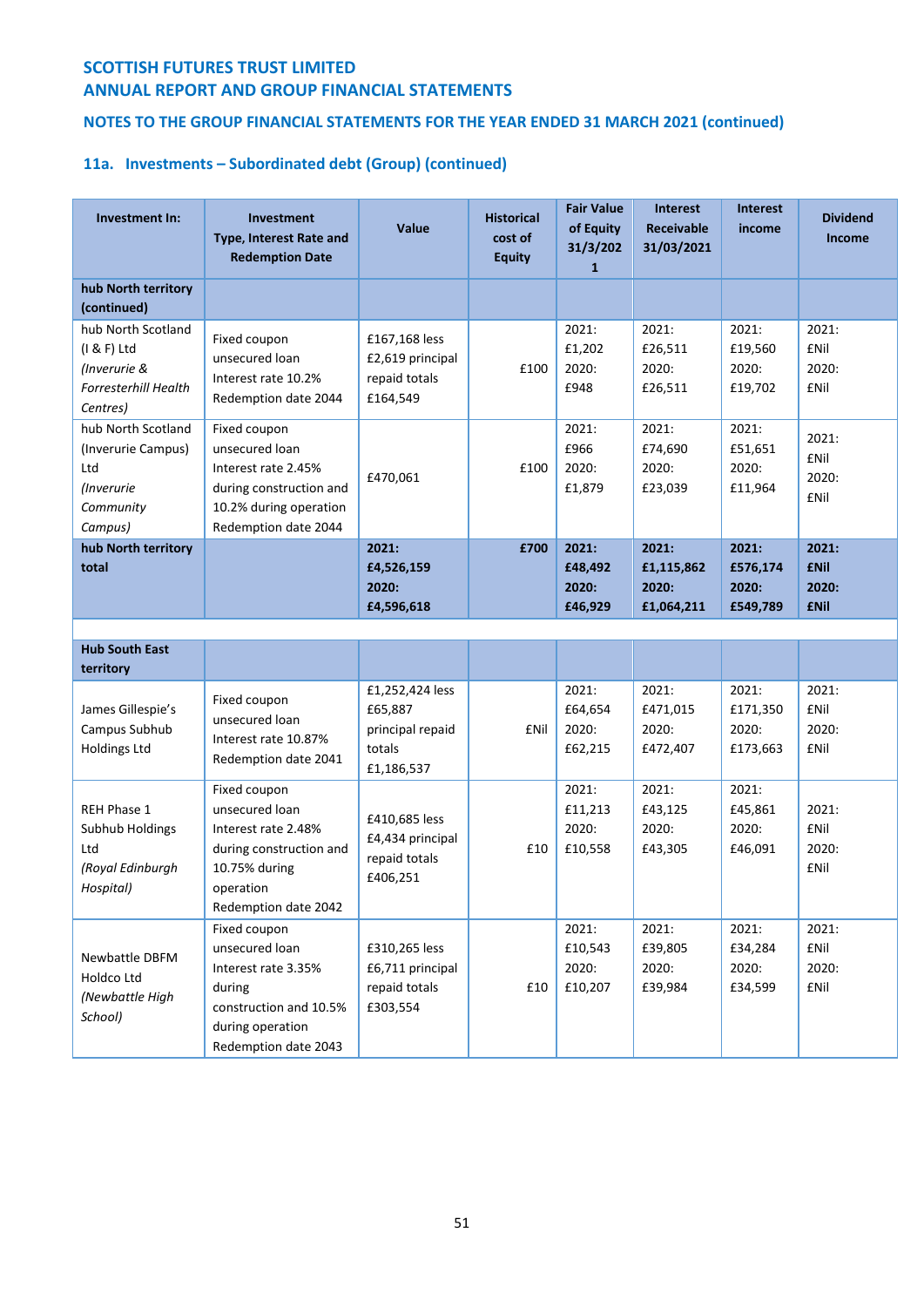## SCOTTISH FUTURES TRUST LIMITED
## ANNUAL REPORT AND GROUP FINANCIAL STATEMENTS

### NOTES TO THE GROUP FINANCIAL STATEMENTS FOR THE YEAR ENDED 31 MARCH 2021 (continued)

### 11a. Investments – Subordinated debt (Group) (continued)

| Investment In: | Investment Type, Interest Rate and Redemption Date | Value | Historical cost of Equity | Fair Value of Equity 31/3/2021 | Interest Receivable 31/03/2021 | Interest income | Dividend Income |
|---|---|---|---|---|---|---|---|
| **hub North territory (continued)** | | | | | | | |
| hub North Scotland (I & F) Ltd *(Inverurie & Forresterhill Health Centres)* | Fixed coupon unsecured loan Interest rate 10.2% Redemption date 2044 | £167,168 less £2,619 principal repaid totals £164,549 | £100 | 2021: £1,202 2020: £948 | 2021: £26,511 2020: £26,511 | 2021: £19,560 2020: £19,702 | 2021: £Nil 2020: £Nil |
| hub North Scotland (Inverurie Campus) Ltd *(Inverurie Community Campus)* | Fixed coupon unsecured loan Interest rate 2.45% during construction and 10.2% during operation Redemption date 2044 | £470,061 | £100 | 2021: £966 2020: £1,879 | 2021: £74,690 2020: £23,039 | 2021: £51,651 2020: £11,964 | 2021: £Nil 2020: £Nil |
| **hub North territory total** | | **2021: £4,526,159 2020: £4,596,618** | **£700** | **2021: £48,492 2020: £46,929** | **2021: £1,115,862 2020: £1,064,211** | **2021: £576,174 2020: £549,789** | **2021: £Nil 2020: £Nil** |
| | | | | | | | |
| **Hub South East territory** | | | | | | | |
| James Gillespie's Campus Subhub Holdings Ltd | Fixed coupon unsecured loan Interest rate 10.87% Redemption date 2041 | £1,252,424 less £65,887 principal repaid totals £1,186,537 | £Nil | 2021: £64,654 2020: £62,215 | 2021: £471,015 2020: £472,407 | 2021: £171,350 2020: £173,663 | 2021: £Nil 2020: £Nil |
| REH Phase 1 Subhub Holdings Ltd *(Royal Edinburgh Hospital)* | Fixed coupon unsecured loan Interest rate 2.48% during construction and 10.75% during operation Redemption date 2042 | £410,685 less £4,434 principal repaid totals £406,251 | £10 | 2021: £11,213 2020: £10,558 | 2021: £43,125 2020: £43,305 | 2021: £45,861 2020: £46,091 | 2021: £Nil 2020: £Nil |
| Newbattle DBFM Holdco Ltd *(Newbattle High School)* | Fixed coupon unsecured loan Interest rate 3.35% during construction and 10.5% during operation Redemption date 2043 | £310,265 less £6,711 principal repaid totals £303,554 | £10 | 2021: £10,543 2020: £10,207 | 2021: £39,805 2020: £39,984 | 2021: £34,284 2020: £34,599 | 2021: £Nil 2020: £Nil |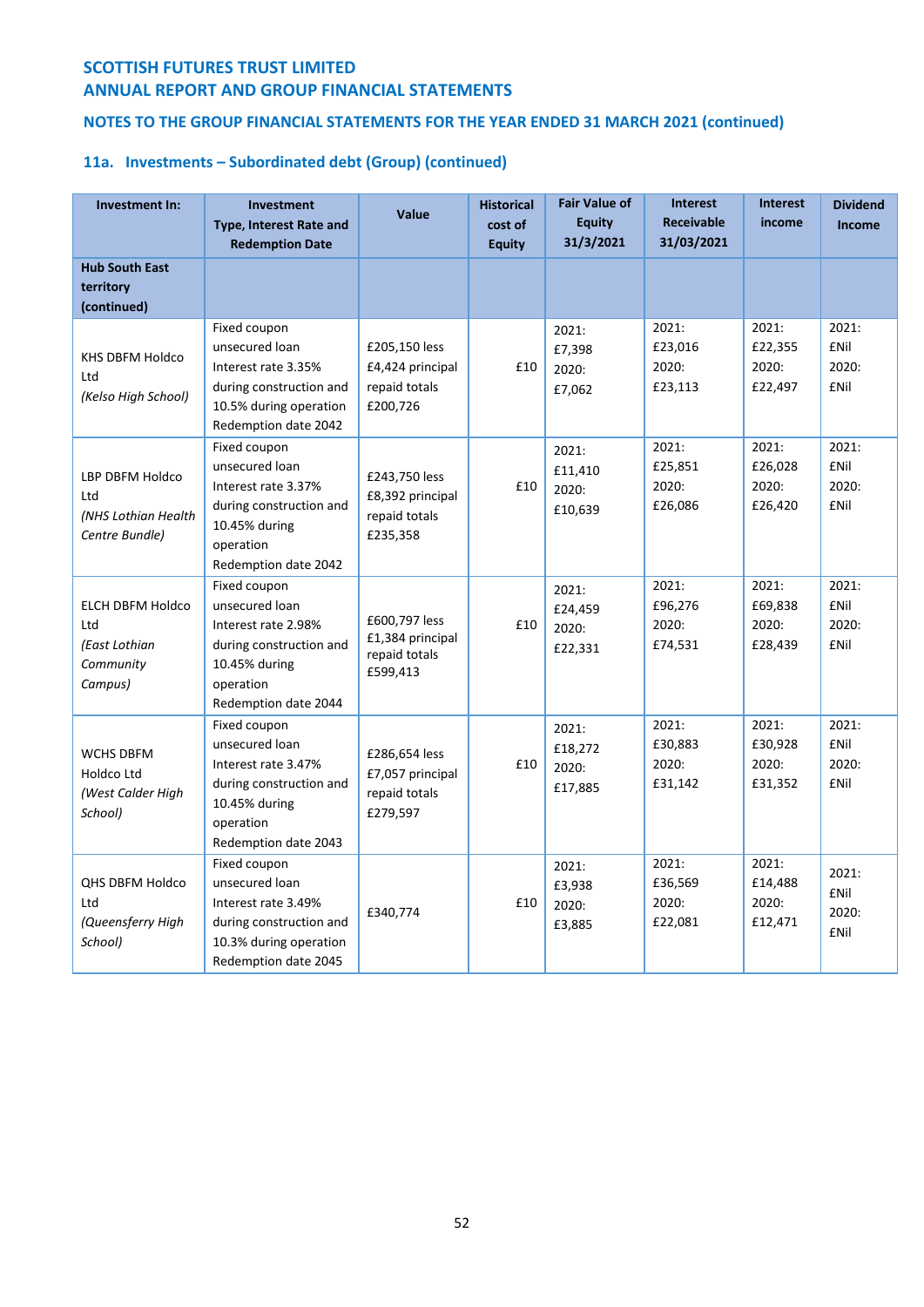**SCOTTISH FUTURES TRUST LIMITED**
**ANNUAL REPORT AND GROUP FINANCIAL STATEMENTS**

**NOTES TO THE GROUP FINANCIAL STATEMENTS FOR THE YEAR ENDED 31 MARCH 2021 (continued)**

## 11a. Investments – Subordinated debt (Group) (continued)

| Investment In: | Investment Type, Interest Rate and Redemption Date | Value | Historical cost of Equity | Fair Value of Equity 31/3/2021 | Interest Receivable 31/03/2021 | Interest income | Dividend Income |
|---|---|---|---|---|---|---|---|
| **Hub South East territory (continued)** | | | | | | | |
| KHS DBFM Holdco Ltd *(Kelso High School)* | Fixed coupon unsecured loan Interest rate 3.35% during construction and 10.5% during operation Redemption date 2042 | £205,150 less £4,424 principal repaid totals £200,726 | £10 | 2021: £7,398 2020: £7,062 | 2021: £23,016 2020: £23,113 | 2021: £22,355 2020: £22,497 | 2021: £Nil 2020: £Nil |
| LBP DBFM Holdco Ltd *(NHS Lothian Health Centre Bundle)* | Fixed coupon unsecured loan Interest rate 3.37% during construction and 10.45% during operation Redemption date 2042 | £243,750 less £8,392 principal repaid totals £235,358 | £10 | 2021: £11,410 2020: £10,639 | 2021: £25,851 2020: £26,086 | 2021: £26,028 2020: £26,420 | 2021: £Nil 2020: £Nil |
| ELCH DBFM Holdco Ltd *(East Lothian Community Campus)* | Fixed coupon unsecured loan Interest rate 2.98% during construction and 10.45% during operation Redemption date 2044 | £600,797 less £1,384 principal repaid totals £599,413 | £10 | 2021: £24,459 2020: £22,331 | 2021: £96,276 2020: £74,531 | 2021: £69,838 2020: £28,439 | 2021: £Nil 2020: £Nil |
| WCHS DBFM Holdco Ltd *(West Calder High School)* | Fixed coupon unsecured loan Interest rate 3.47% during construction and 10.45% during operation Redemption date 2043 | £286,654 less £7,057 principal repaid totals £279,597 | £10 | 2021: £18,272 2020: £17,885 | 2021: £30,883 2020: £31,142 | 2021: £30,928 2020: £31,352 | 2021: £Nil 2020: £Nil |
| QHS DBFM Holdco Ltd *(Queensferry High School)* | Fixed coupon unsecured loan Interest rate 3.49% during construction and 10.3% during operation Redemption date 2045 | £340,774 | £10 | 2021: £3,938 2020: £3,885 | 2021: £36,569 2020: £22,081 | 2021: £14,488 2020: £12,471 | 2021: £Nil 2020: £Nil |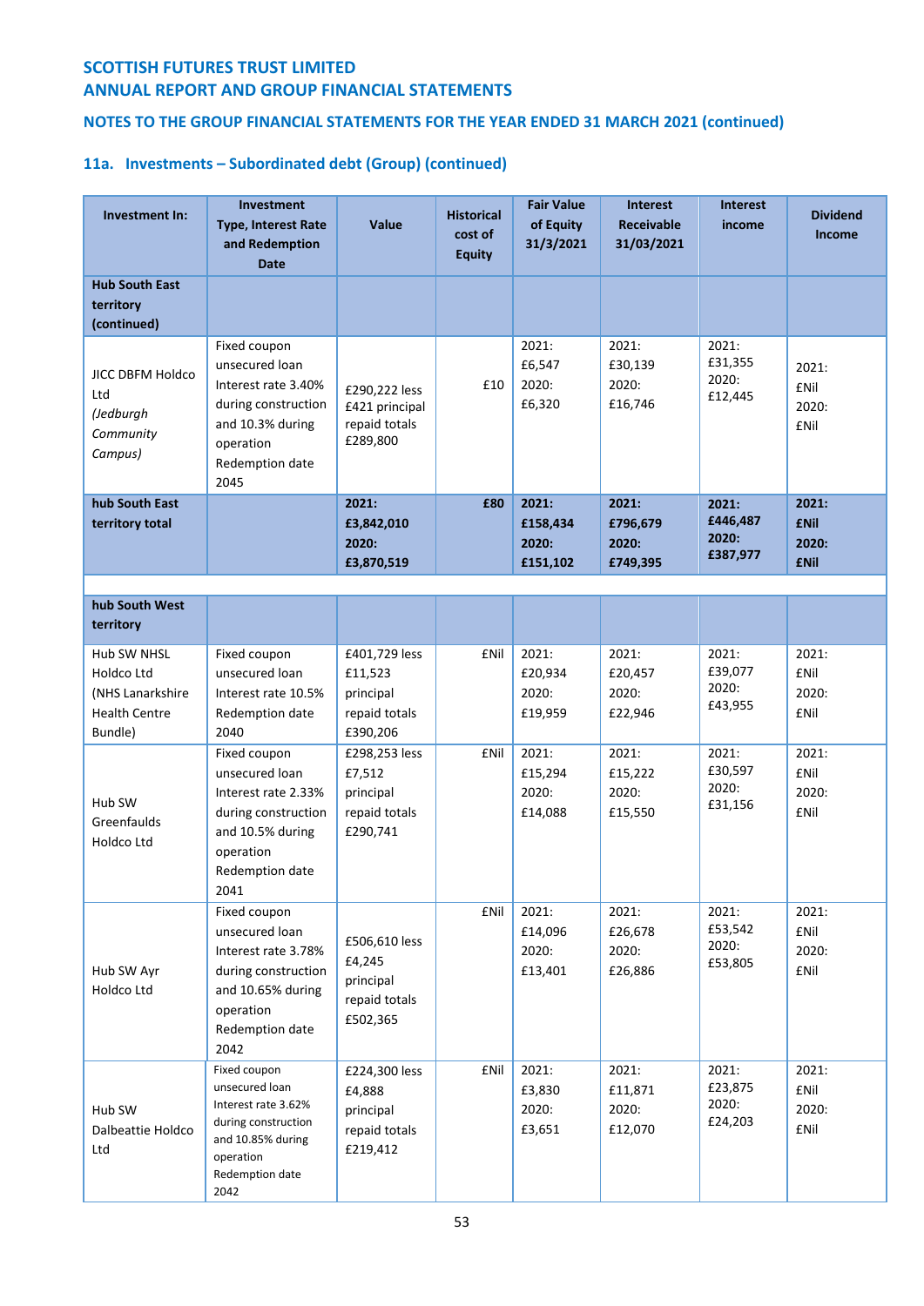## SCOTTISH FUTURES TRUST LIMITED
## ANNUAL REPORT AND GROUP FINANCIAL STATEMENTS

### NOTES TO THE GROUP FINANCIAL STATEMENTS FOR THE YEAR ENDED 31 MARCH 2021 (continued)

### 11a. Investments – Subordinated debt (Group) (continued)

| Investment In: | Investment Type, Interest Rate and Redemption Date | Value | Historical cost of Equity | Fair Value of Equity 31/3/2021 | Interest Receivable 31/03/2021 | Interest income | Dividend Income |
|---|---|---|---|---|---|---|---|
| **Hub South East territory (continued)** | | | | | | | |
| JICC DBFM Holdco Ltd *(Jedburgh Community Campus)* | Fixed coupon unsecured loan Interest rate 3.40% during construction and 10.3% during operation Redemption date 2045 | £290,222 less £421 principal repaid totals £289,800 | £10 | 2021: £6,547 2020: £6,320 | 2021: £30,139 2020: £16,746 | 2021: £31,355 2020: £12,445 | 2021: £Nil 2020: £Nil |
| **hub South East territory total** | | **2021: £3,842,010 2020: £3,870,519** | **£80** | **2021: £158,434 2020: £151,102** | **2021: £796,679 2020: £749,395** | **2021: £446,487 2020: £387,977** | **2021: £Nil 2020: £Nil** |
| | | | | | | | |
| **hub South West territory** | | | | | | | |
| Hub SW NHSL Holdco Ltd (NHS Lanarkshire Health Centre Bundle) | Fixed coupon unsecured loan Interest rate 10.5% Redemption date 2040 | £401,729 less £11,523 principal repaid totals £390,206 | £Nil | 2021: £20,934 2020: £19,959 | 2021: £20,457 2020: £22,946 | 2021: £39,077 2020: £43,955 | 2021: £Nil 2020: £Nil |
| Hub SW Greenfaulds Holdco Ltd | Fixed coupon unsecured loan Interest rate 2.33% during construction and 10.5% during operation Redemption date 2041 | £298,253 less £7,512 principal repaid totals £290,741 | £Nil | 2021: £15,294 2020: £14,088 | 2021: £15,222 2020: £15,550 | 2021: £30,597 2020: £31,156 | 2021: £Nil 2020: £Nil |
| Hub SW Ayr Holdco Ltd | Fixed coupon unsecured loan Interest rate 3.78% during construction and 10.65% during operation Redemption date 2042 | £506,610 less £4,245 principal repaid totals £502,365 | £Nil | 2021: £14,096 2020: £13,401 | 2021: £26,678 2020: £26,886 | 2021: £53,542 2020: £53,805 | 2021: £Nil 2020: £Nil |
| Hub SW Dalbeattie Holdco Ltd | Fixed coupon unsecured loan Interest rate 3.62% during construction and 10.85% during operation Redemption date 2042 | £224,300 less £4,888 principal repaid totals £219,412 | £Nil | 2021: £3,830 2020: £3,651 | 2021: £11,871 2020: £12,070 | 2021: £23,875 2020: £24,203 | 2021: £Nil 2020: £Nil |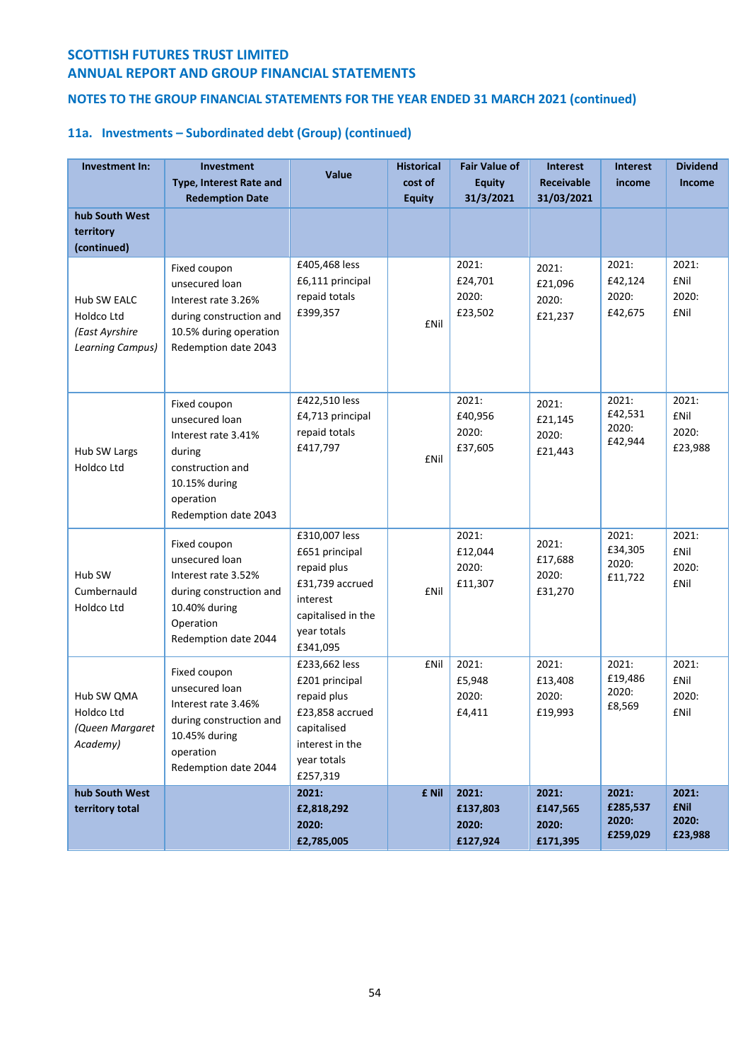SCOTTISH FUTURES TRUST LIMITED
ANNUAL REPORT AND GROUP FINANCIAL STATEMENTS

NOTES TO THE GROUP FINANCIAL STATEMENTS FOR THE YEAR ENDED 31 MARCH 2021 (continued)

## 11a. Investments – Subordinated debt (Group) (continued)

| Investment In: | Investment Type, Interest Rate and Redemption Date | Value | Historical cost of Equity | Fair Value of Equity 31/3/2021 | Interest Receivable 31/03/2021 | Interest income | Dividend Income |
|---|---|---|---|---|---|---|---|
| **hub South West territory (continued)** | | | | | | | |
| Hub SW EALC Holdco Ltd *(East Ayrshire Learning Campus)* | Fixed coupon unsecured loan Interest rate 3.26% during construction and 10.5% during operation Redemption date 2043 | £405,468 less £6,111 principal repaid totals £399,357 | £Nil | 2021: £24,701 2020: £23,502 | 2021: £21,096 2020: £21,237 | 2021: £42,124 2020: £42,675 | 2021: £Nil 2020: £Nil |
| Hub SW Largs Holdco Ltd | Fixed coupon unsecured loan Interest rate 3.41% during construction and 10.15% during operation Redemption date 2043 | £422,510 less £4,713 principal repaid totals £417,797 | £Nil | 2021: £40,956 2020: £37,605 | 2021: £21,145 2020: £21,443 | 2021: £42,531 2020: £42,944 | 2021: £Nil 2020: £23,988 |
| Hub SW Cumbernauld Holdco Ltd | Fixed coupon unsecured loan Interest rate 3.52% during construction and 10.40% during Operation Redemption date 2044 | £310,007 less £651 principal repaid plus £31,739 accrued interest capitalised in the year totals £341,095 | £Nil | 2021: £12,044 2020: £11,307 | 2021: £17,688 2020: £31,270 | 2021: £34,305 2020: £11,722 | 2021: £Nil 2020: £Nil |
| Hub SW QMA Holdco Ltd *(Queen Margaret Academy)* | Fixed coupon unsecured loan Interest rate 3.46% during construction and 10.45% during operation Redemption date 2044 | £233,662 less £201 principal repaid plus £23,858 accrued capitalised interest in the year totals £257,319 | £Nil | 2021: £5,948 2020: £4,411 | 2021: £13,408 2020: £19,993 | 2021: £19,486 2020: £8,569 | 2021: £Nil 2020: £Nil |
| **hub South West territory total** | | **2021: £2,818,292 2020: £2,785,005** | **£ Nil** | **2021: £137,803 2020: £127,924** | **2021: £147,565 2020: £171,395** | **2021: £285,537 2020: £259,029** | **2021: £Nil 2020: £23,988** |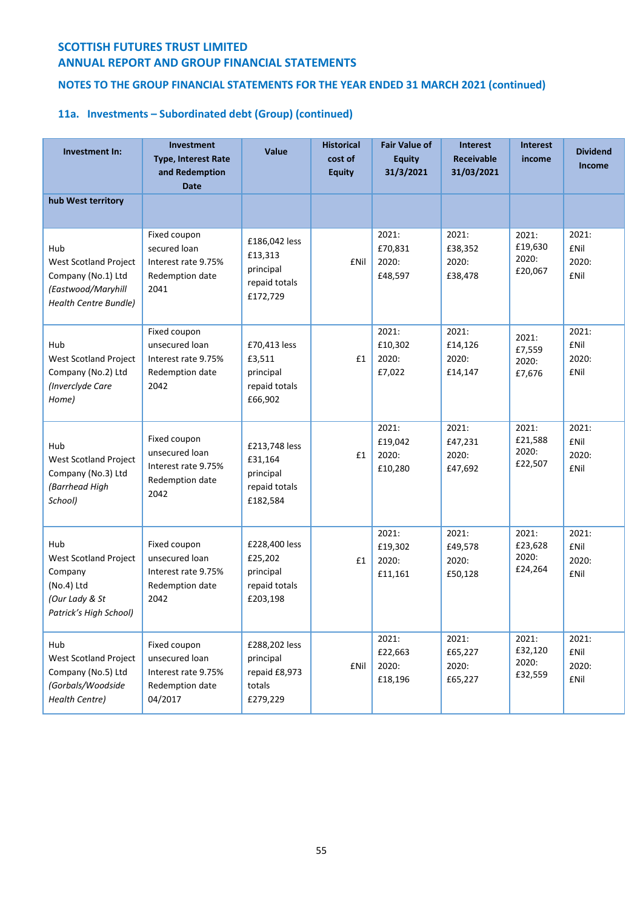SCOTTISH FUTURES TRUST LIMITED
ANNUAL REPORT AND GROUP FINANCIAL STATEMENTS

## NOTES TO THE GROUP FINANCIAL STATEMENTS FOR THE YEAR ENDED 31 MARCH 2021 (continued)

### 11a. Investments – Subordinated debt (Group) (continued)

| Investment In: | Investment Type, Interest Rate and Redemption Date | Value | Historical cost of Equity | Fair Value of Equity 31/3/2021 | Interest Receivable 31/03/2021 | Interest income | Dividend Income |
|---|---|---|---|---|---|---|---|
| **hub West territory** | | | | | | | |
| Hub West Scotland Project Company (No.1) Ltd *(Eastwood/Maryhill Health Centre Bundle)* | Fixed coupon secured loan Interest rate 9.75% Redemption date 2041 | £186,042 less £13,313 principal repaid totals £172,729 | £Nil | 2021: £70,831 2020: £48,597 | 2021: £38,352 2020: £38,478 | 2021: £19,630 2020: £20,067 | 2021: £Nil 2020: £Nil |
| Hub West Scotland Project Company (No.2) Ltd *(Inverclyde Care Home)* | Fixed coupon unsecured loan Interest rate 9.75% Redemption date 2042 | £70,413 less £3,511 principal repaid totals £66,902 | £1 | 2021: £10,302 2020: £7,022 | 2021: £14,126 2020: £14,147 | 2021: £7,559 2020: £7,676 | 2021: £Nil 2020: £Nil |
| Hub West Scotland Project Company (No.3) Ltd *(Barrhead High School)* | Fixed coupon unsecured loan Interest rate 9.75% Redemption date 2042 | £213,748 less £31,164 principal repaid totals £182,584 | £1 | 2021: £19,042 2020: £10,280 | 2021: £47,231 2020: £47,692 | 2021: £21,588 2020: £22,507 | 2021: £Nil 2020: £Nil |
| Hub West Scotland Project Company (No.4) Ltd *(Our Lady & St Patrick's High School)* | Fixed coupon unsecured loan Interest rate 9.75% Redemption date 2042 | £228,400 less £25,202 principal repaid totals £203,198 | £1 | 2021: £19,302 2020: £11,161 | 2021: £49,578 2020: £50,128 | 2021: £23,628 2020: £24,264 | 2021: £Nil 2020: £Nil |
| Hub West Scotland Project Company (No.5) Ltd *(Gorbals/Woodside Health Centre)* | Fixed coupon unsecured loan Interest rate 9.75% Redemption date 04/2017 | £288,202 less principal repaid £8,973 totals £279,229 | £Nil | 2021: £22,663 2020: £18,196 | 2021: £65,227 2020: £65,227 | 2021: £32,120 2020: £32,559 | 2021: £Nil 2020: £Nil |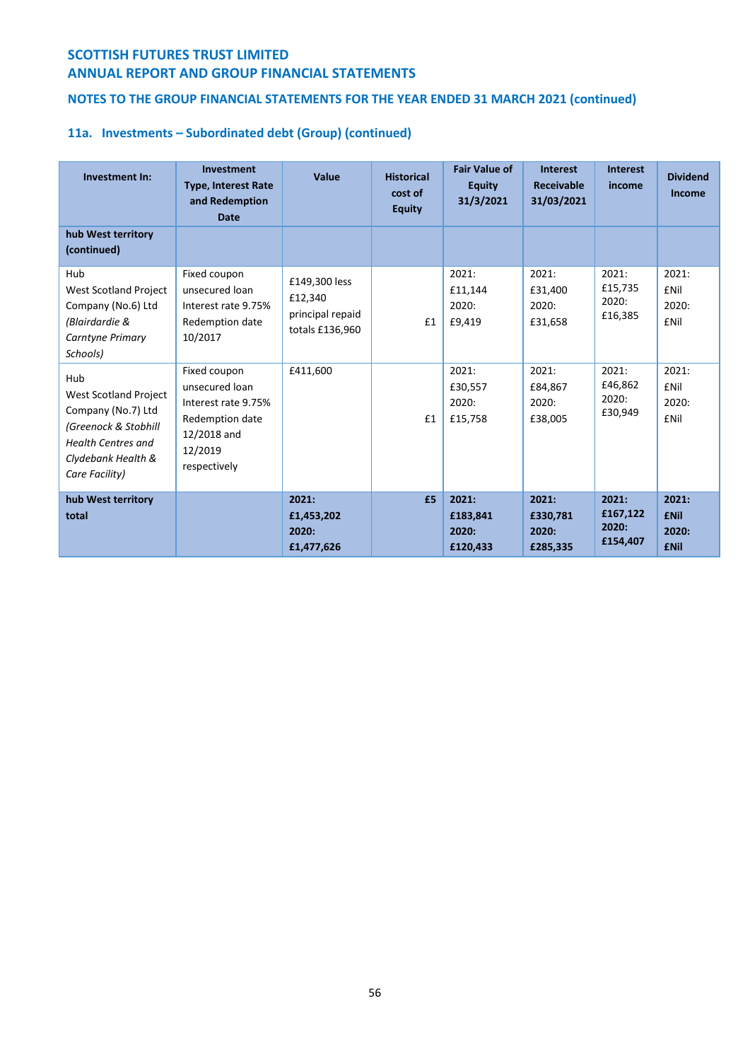SCOTTISH FUTURES TRUST LIMITED
ANNUAL REPORT AND GROUP FINANCIAL STATEMENTS

NOTES TO THE GROUP FINANCIAL STATEMENTS FOR THE YEAR ENDED 31 MARCH 2021 (continued)

## 11a. Investments – Subordinated debt (Group) (continued)

| Investment In: | Investment Type, Interest Rate and Redemption Date | Value | Historical cost of Equity | Fair Value of Equity 31/3/2021 | Interest Receivable 31/03/2021 | Interest income | Dividend Income |
|---|---|---|---|---|---|---|---|
| **hub West territory (continued)** | | | | | | | |
| Hub West Scotland Project Company (No.6) Ltd *(Blairdardie & Carntyne Primary Schools)* | Fixed coupon unsecured loan Interest rate 9.75% Redemption date 10/2017 | £149,300 less £12,340 principal repaid totals £136,960 | £1 | 2021: £11,144 2020: £9,419 | 2021: £31,400 2020: £31,658 | 2021: £15,735 2020: £16,385 | 2021: £Nil 2020: £Nil |
| Hub West Scotland Project Company (No.7) Ltd *(Greenock & Stobhill Health Centres and Clydebank Health & Care Facility)* | Fixed coupon unsecured loan Interest rate 9.75% Redemption date 12/2018 and 12/2019 respectively | £411,600 | £1 | 2021: £30,557 2020: £15,758 | 2021: £84,867 2020: £38,005 | 2021: £46,862 2020: £30,949 | 2021: £Nil 2020: £Nil |
| **hub West territory total** | | **2021: £1,453,202 2020: £1,477,626** | **£5** | **2021: £183,841 2020: £120,433** | **2021: £330,781 2020: £285,335** | **2021: £167,122 2020: £154,407** | **2021: £Nil 2020: £Nil** |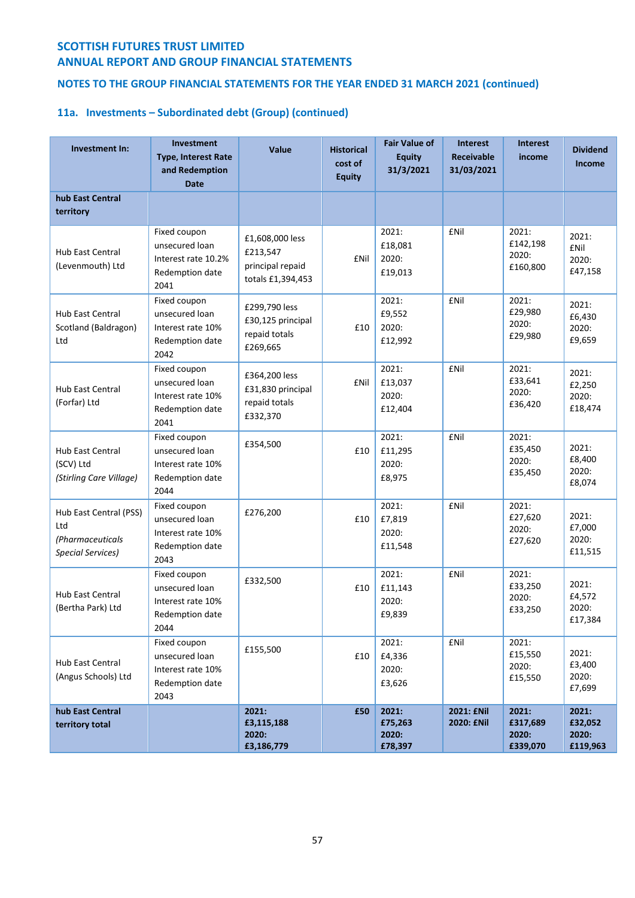# SCOTTISH FUTURES TRUST LIMITED
# ANNUAL REPORT AND GROUP FINANCIAL STATEMENTS

## NOTES TO THE GROUP FINANCIAL STATEMENTS FOR THE YEAR ENDED 31 MARCH 2021 (continued)

### 11a. Investments – Subordinated debt (Group) (continued)

| Investment In: | Investment Type, Interest Rate and Redemption Date | Value | Historical cost of Equity | Fair Value of Equity 31/3/2021 | Interest Receivable 31/03/2021 | Interest income | Dividend Income |
|---|---|---|---|---|---|---|---|
| **hub East Central territory** | | | | | | | |
| Hub East Central (Levenmouth) Ltd | Fixed coupon unsecured loan Interest rate 10.2% Redemption date 2041 | £1,608,000 less £213,547 principal repaid totals £1,394,453 | £Nil | 2021: £18,081 2020: £19,013 | £Nil | 2021: £142,198 2020: £160,800 | 2021: £Nil 2020: £47,158 |
| Hub East Central Scotland (Baldragon) Ltd | Fixed coupon unsecured loan Interest rate 10% Redemption date 2042 | £299,790 less £30,125 principal repaid totals £269,665 | £10 | 2021: £9,552 2020: £12,992 | £Nil | 2021: £29,980 2020: £29,980 | 2021: £6,430 2020: £9,659 |
| Hub East Central (Forfar) Ltd | Fixed coupon unsecured loan Interest rate 10% Redemption date 2041 | £364,200 less £31,830 principal repaid totals £332,370 | £Nil | 2021: £13,037 2020: £12,404 | £Nil | 2021: £33,641 2020: £36,420 | 2021: £2,250 2020: £18,474 |
| Hub East Central (SCV) Ltd *(Stirling Care Village)* | Fixed coupon unsecured loan Interest rate 10% Redemption date 2044 | £354,500 | £10 | 2021: £11,295 2020: £8,975 | £Nil | 2021: £35,450 2020: £35,450 | 2021: £8,400 2020: £8,074 |
| Hub East Central (PSS) Ltd *(Pharmaceuticals Special Services)* | Fixed coupon unsecured loan Interest rate 10% Redemption date 2043 | £276,200 | £10 | 2021: £7,819 2020: £11,548 | £Nil | 2021: £27,620 2020: £27,620 | 2021: £7,000 2020: £11,515 |
| Hub East Central (Bertha Park) Ltd | Fixed coupon unsecured loan Interest rate 10% Redemption date 2044 | £332,500 | £10 | 2021: £11,143 2020: £9,839 | £Nil | 2021: £33,250 2020: £33,250 | 2021: £4,572 2020: £17,384 |
| Hub East Central (Angus Schools) Ltd | Fixed coupon unsecured loan Interest rate 10% Redemption date 2043 | £155,500 | £10 | 2021: £4,336 2020: £3,626 | £Nil | 2021: £15,550 2020: £15,550 | 2021: £3,400 2020: £7,699 |
| **hub East Central territory total** | | **2021: £3,115,188 2020: £3,186,779** | **£50** | **2021: £75,263 2020: £78,397** | **2021: £Nil 2020: £Nil** | **2021: £317,689 2020: £339,070** | **2021: £32,052 2020: £119,963** |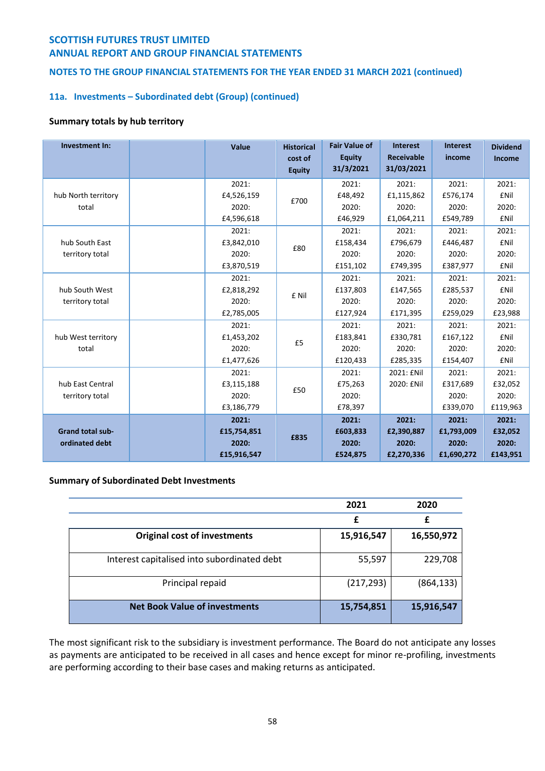# SCOTTISH FUTURES TRUST LIMITED
# ANNUAL REPORT AND GROUP FINANCIAL STATEMENTS

## NOTES TO THE GROUP FINANCIAL STATEMENTS FOR THE YEAR ENDED 31 MARCH 2021 (continued)

### 11a. Investments – Subordinated debt (Group) (continued)

**Summary totals by hub territory**

| Investment In: | | Value | Historical cost of Equity | Fair Value of Equity 31/3/2021 | Interest Receivable 31/03/2021 | Interest income | Dividend Income |
|---|---|---|---|---|---|---|---|
| hub North territory total | | 2021: £4,526,159 2020: £4,596,618 | £700 | 2021: £48,492 2020: £46,929 | 2021: £1,115,862 2020: £1,064,211 | 2021: £576,174 2020: £549,789 | 2021: £Nil 2020: £Nil |
| hub South East territory total | | 2021: £3,842,010 2020: £3,870,519 | £80 | 2021: £158,434 2020: £151,102 | 2021: £796,679 2020: £749,395 | 2021: £446,487 2020: £387,977 | 2021: £Nil 2020: £Nil |
| hub South West territory total | | 2021: £2,818,292 2020: £2,785,005 | £ Nil | 2021: £137,803 2020: £127,924 | 2021: £147,565 2020: £171,395 | 2021: £285,537 2020: £259,029 | 2021: £Nil 2020: £23,988 |
| hub West territory total | | 2021: £1,453,202 2020: £1,477,626 | £5 | 2021: £183,841 2020: £120,433 | 2021: £330,781 2020: £285,335 | 2021: £167,122 2020: £154,407 | 2021: £Nil 2020: £Nil |
| hub East Central territory total | | 2021: £3,115,188 2020: £3,186,779 | £50 | 2021: £75,263 2020: £78,397 | 2021: £Nil 2020: £Nil | 2021: £317,689 2020: £339,070 | 2021: £32,052 2020: £119,963 |
| **Grand total sub-ordinated debt** | | **2021: £15,754,851 2020: £15,916,547** | **£835** | **2021: £603,833 2020: £524,875** | **2021: £2,390,887 2020: £2,270,336** | **2021: £1,793,009 2020: £1,690,272** | **2021: £32,052 2020: £143,951** |

**Summary of Subordinated Debt Investments**

| | 2021 | 2020 |
|---|---|---|
| | £ | £ |
| **Original cost of investments** | **15,916,547** | **16,550,972** |
| Interest capitalised into subordinated debt | 55,597 | 229,708 |
| Principal repaid | (217,293) | (864,133) |
| **Net Book Value of investments** | **15,754,851** | **15,916,547** |

The most significant risk to the subsidiary is investment performance. The Board do not anticipate any losses as payments are anticipated to be received in all cases and hence except for minor re-profiling, investments are performing according to their base cases and making returns as anticipated.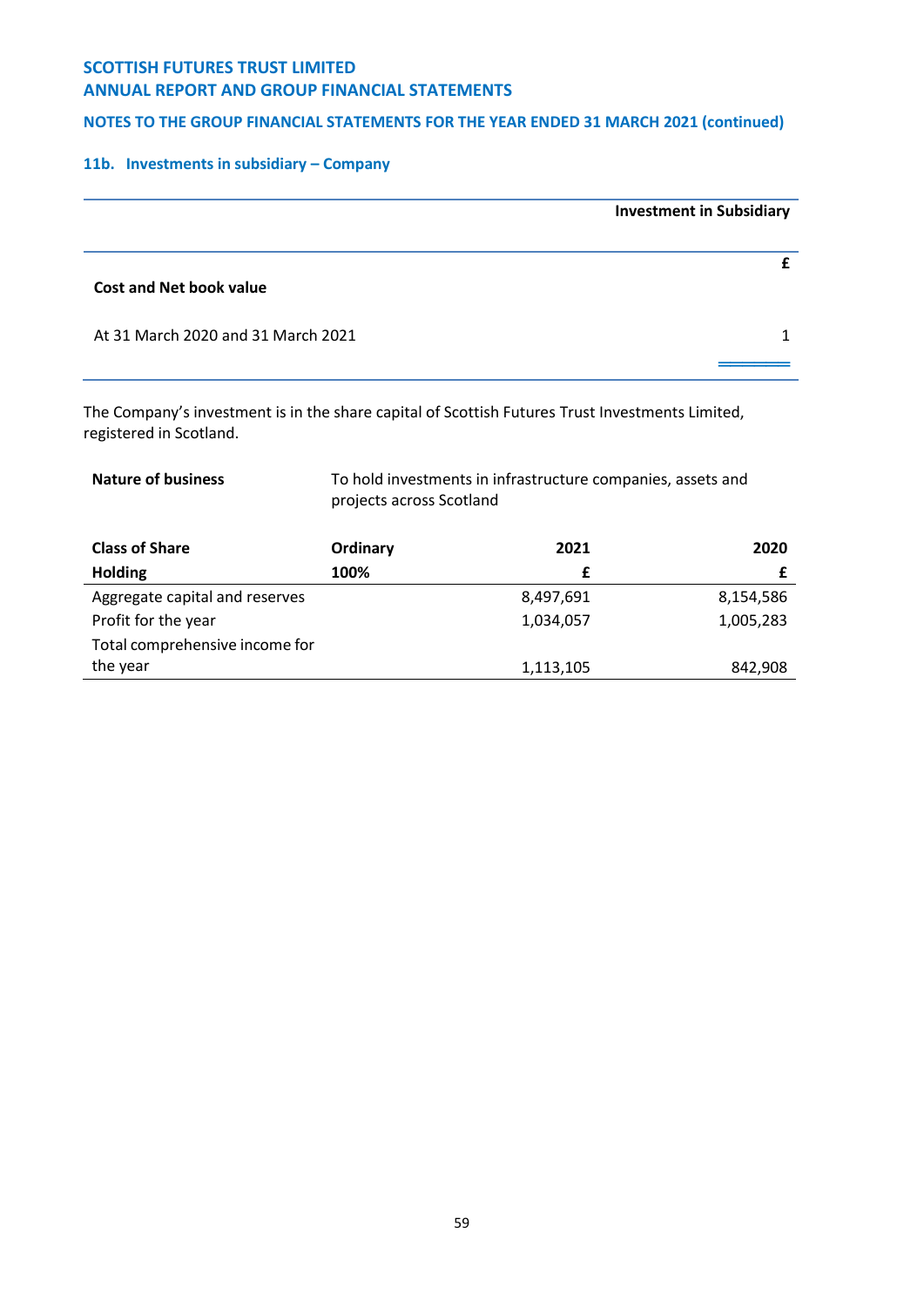## 11b. Investments in subsidiary – Company

| | Investment in Subsidiary |
|---|---|
| | £ |
| **Cost and Net book value** | |
| At 31 March 2020 and 31 March 2021 | 1 |

The Company's investment is in the share capital of Scottish Futures Trust Investments Limited, registered in Scotland.

| | |
|---|---|
| **Nature of business** | To hold investments in infrastructure companies, assets and projects across Scotland |

| **Class of Share** | **Ordinary** | **2021** | **2020** |
|---|---|---|---|
| **Holding** | **100%** | **£** | **£** |
| Aggregate capital and reserves | | 8,497,691 | 8,154,586 |
| Profit for the year | | 1,034,057 | 1,005,283 |
| Total comprehensive income for the year | | 1,113,105 | 842,908 |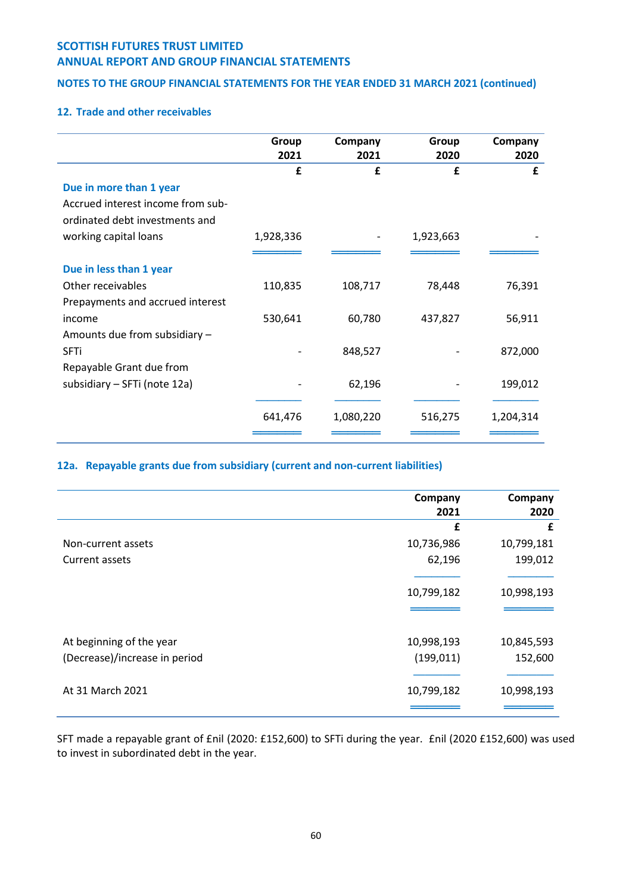## 12. Trade and other receivables

| | Group 2021 | Company 2021 | Group 2020 | Company 2020 |
|---|---|---|---|---|
| | £ | £ | £ | £ |
| **Due in more than 1 year** | | | | |
| Accrued interest income from sub-ordinated debt investments and working capital loans | 1,928,336 | - | 1,923,663 | - |
| **Due in less than 1 year** | | | | |
| Other receivables | 110,835 | 108,717 | 78,448 | 76,391 |
| Prepayments and accrued interest income | 530,641 | 60,780 | 437,827 | 56,911 |
| Amounts due from subsidiary – SFTi | - | 848,527 | - | 872,000 |
| Repayable Grant due from subsidiary – SFTi (note 12a) | - | 62,196 | - | 199,012 |
| | 641,476 | 1,080,220 | 516,275 | 1,204,314 |

## 12a. Repayable grants due from subsidiary (current and non-current liabilities)

| | Company 2021 | Company 2020 |
|---|---|---|
| | £ | £ |
| Non-current assets | 10,736,986 | 10,799,181 |
| Current assets | 62,196 | 199,012 |
| | 10,799,182 | 10,998,193 |
| At beginning of the year | 10,998,193 | 10,845,593 |
| (Decrease)/increase in period | (199,011) | 152,600 |
| At 31 March 2021 | 10,799,182 | 10,998,193 |

SFT made a repayable grant of £nil (2020: £152,600) to SFTi during the year. £nil (2020 £152,600) was used to invest in subordinated debt in the year.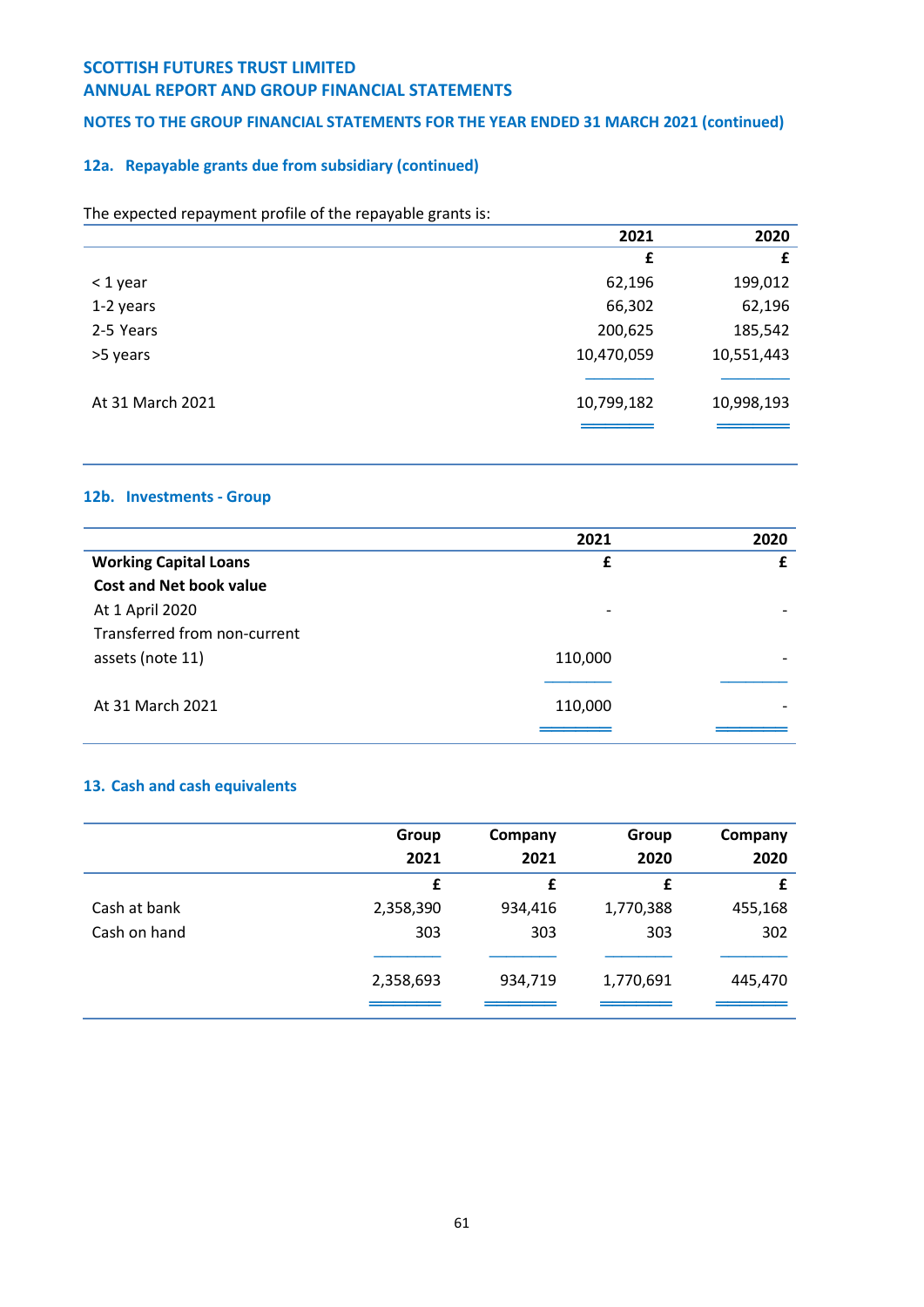### 12a. Repayable grants due from subsidiary (continued)

The expected repayment profile of the repayable grants is:

| | 2021 | 2020 |
|---|---|---|
| | £ | £ |
| < 1 year | 62,196 | 199,012 |
| 1-2 years | 66,302 | 62,196 |
| 2-5 Years | 200,625 | 185,542 |
| >5 years | 10,470,059 | 10,551,443 |
| At 31 March 2021 | 10,799,182 | 10,998,193 |

### 12b. Investments - Group

| | 2021 | 2020 |
|---|---|---|
| **Working Capital Loans** | £ | £ |
| **Cost and Net book value** | | |
| At 1 April 2020 | - | - |
| Transferred from non-current assets (note 11) | 110,000 | - |
| At 31 March 2021 | 110,000 | - |

### 13. Cash and cash equivalents

| | Group 2021 | Company 2021 | Group 2020 | Company 2020 |
|---|---|---|---|---|
| | £ | £ | £ | £ |
| Cash at bank | 2,358,390 | 934,416 | 1,770,388 | 455,168 |
| Cash on hand | 303 | 303 | 303 | 302 |
| | 2,358,693 | 934,719 | 1,770,691 | 445,470 |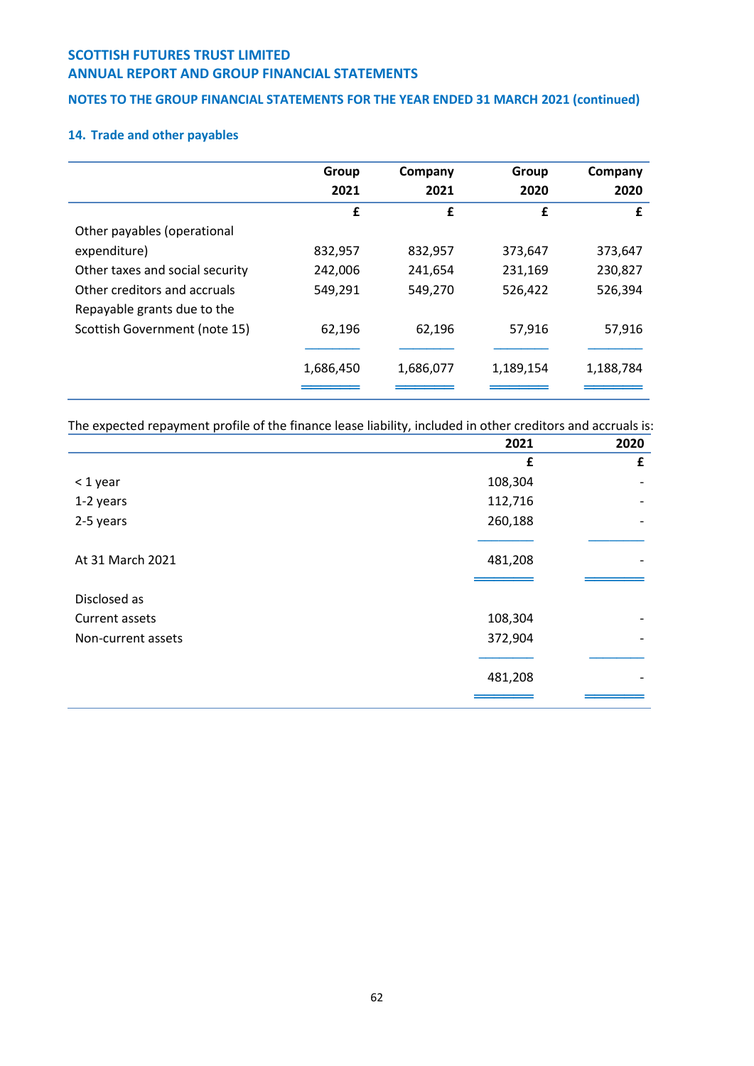# SCOTTISH FUTURES TRUST LIMITED
## ANNUAL REPORT AND GROUP FINANCIAL STATEMENTS

### NOTES TO THE GROUP FINANCIAL STATEMENTS FOR THE YEAR ENDED 31 MARCH 2021 (continued)

### 14. Trade and other payables

| | Group 2021 | Company 2021 | Group 2020 | Company 2020 |
|---|---|---|---|---|
| | £ | £ | £ | £ |
| Other payables (operational expenditure) | 832,957 | 832,957 | 373,647 | 373,647 |
| Other taxes and social security | 242,006 | 241,654 | 231,169 | 230,827 |
| Other creditors and accruals | 549,291 | 549,270 | 526,422 | 526,394 |
| Repayable grants due to the Scottish Government (note 15) | 62,196 | 62,196 | 57,916 | 57,916 |
| | 1,686,450 | 1,686,077 | 1,189,154 | 1,188,784 |

The expected repayment profile of the finance lease liability, included in other creditors and accruals is:

| | 2021 | 2020 |
|---|---|---|
| | £ | £ |
| < 1 year | 108,304 | - |
| 1-2 years | 112,716 | - |
| 2-5 years | 260,188 | - |
| At 31 March 2021 | 481,208 | - |
| Disclosed as | | |
| Current assets | 108,304 | - |
| Non-current assets | 372,904 | - |
| | 481,208 | - |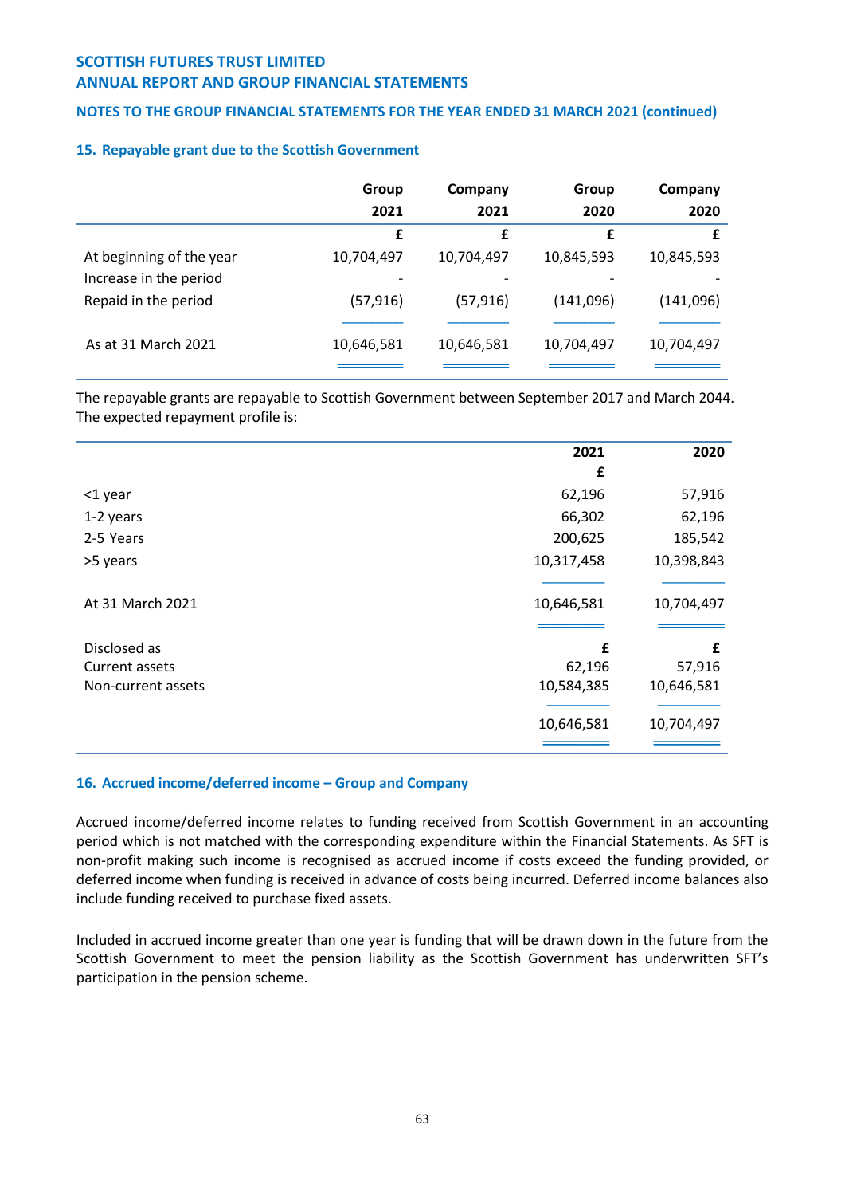## 15. Repayable grant due to the Scottish Government

| | Group 2021 | Company 2021 | Group 2020 | Company 2020 |
|---|---|---|---|---|
| | £ | £ | £ | £ |
| At beginning of the year | 10,704,497 | 10,704,497 | 10,845,593 | 10,845,593 |
| Increase in the period | - | - | - | - |
| Repaid in the period | (57,916) | (57,916) | (141,096) | (141,096) |
| As at 31 March 2021 | 10,646,581 | 10,646,581 | 10,704,497 | 10,704,497 |

The repayable grants are repayable to Scottish Government between September 2017 and March 2044. The expected repayment profile is:

| | 2021 | 2020 |
|---|---|---|
| | £ | |
| <1 year | 62,196 | 57,916 |
| 1-2 years | 66,302 | 62,196 |
| 2-5 Years | 200,625 | 185,542 |
| >5 years | 10,317,458 | 10,398,843 |
| At 31 March 2021 | 10,646,581 | 10,704,497 |
| Disclosed as | £ | £ |
| Current assets | 62,196 | 57,916 |
| Non-current assets | 10,584,385 | 10,646,581 |
| | 10,646,581 | 10,704,497 |

## 16. Accrued income/deferred income – Group and Company

Accrued income/deferred income relates to funding received from Scottish Government in an accounting period which is not matched with the corresponding expenditure within the Financial Statements. As SFT is non-profit making such income is recognised as accrued income if costs exceed the funding provided, or deferred income when funding is received in advance of costs being incurred. Deferred income balances also include funding received to purchase fixed assets.

Included in accrued income greater than one year is funding that will be drawn down in the future from the Scottish Government to meet the pension liability as the Scottish Government has underwritten SFT's participation in the pension scheme.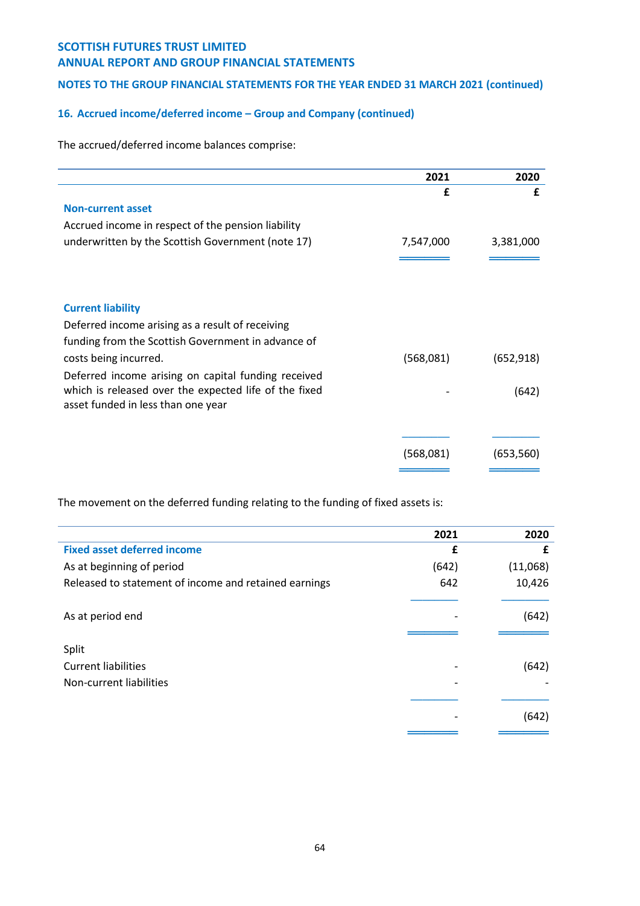## 16. Accrued income/deferred income – Group and Company (continued)

The accrued/deferred income balances comprise:

| | 2021 | 2020 |
|---|---|---|
| | £ | £ |
| **Non-current asset** | | |
| Accrued income in respect of the pension liability underwritten by the Scottish Government (note 17) | 7,547,000 | 3,381,000 |
| **Current liability** | | |
| Deferred income arising as a result of receiving funding from the Scottish Government in advance of costs being incurred. | (568,081) | (652,918) |
| Deferred income arising on capital funding received which is released over the expected life of the fixed asset funded in less than one year | - | (642) |
| | (568,081) | (653,560) |

The movement on the deferred funding relating to the funding of fixed assets is:

| | 2021 | 2020 |
|---|---|---|
| **Fixed asset deferred income** | £ | £ |
| As at beginning of period | (642) | (11,068) |
| Released to statement of income and retained earnings | 642 | 10,426 |
| As at period end | - | (642) |
| Split | | |
| Current liabilities | - | (642) |
| Non-current liabilities | - | - |
| | - | (642) |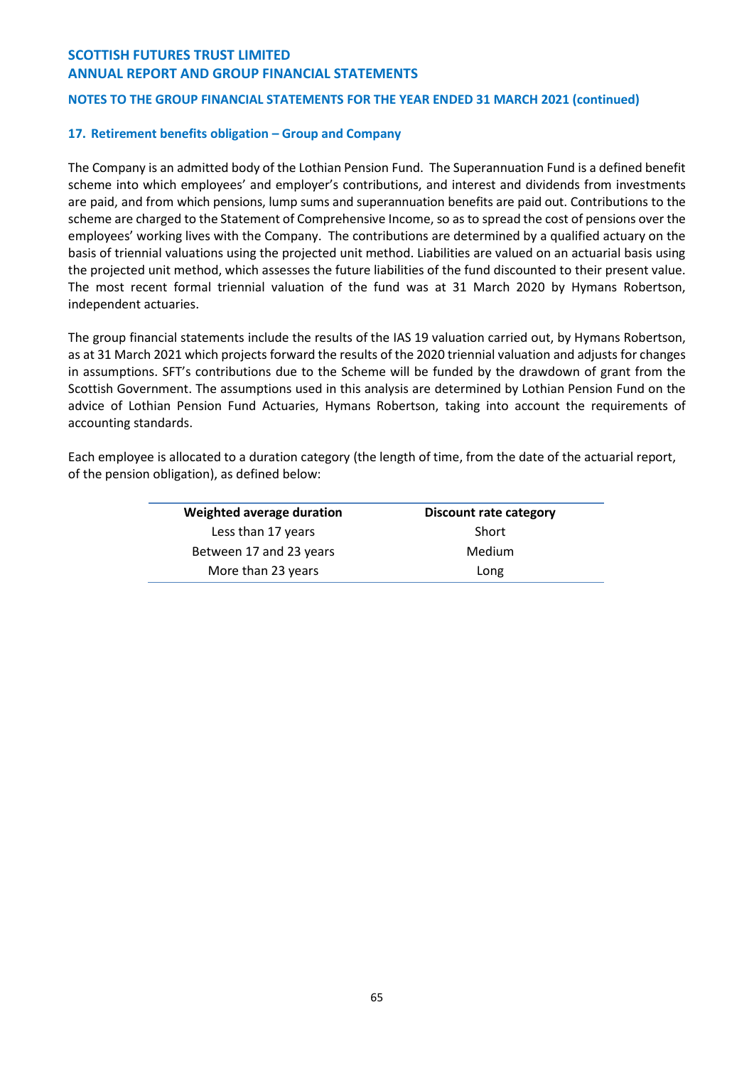## 17. Retirement benefits obligation – Group and Company

The Company is an admitted body of the Lothian Pension Fund. The Superannuation Fund is a defined benefit scheme into which employees' and employer's contributions, and interest and dividends from investments are paid, and from which pensions, lump sums and superannuation benefits are paid out. Contributions to the scheme are charged to the Statement of Comprehensive Income, so as to spread the cost of pensions over the employees' working lives with the Company. The contributions are determined by a qualified actuary on the basis of triennial valuations using the projected unit method. Liabilities are valued on an actuarial basis using the projected unit method, which assesses the future liabilities of the fund discounted to their present value. The most recent formal triennial valuation of the fund was at 31 March 2020 by Hymans Robertson, independent actuaries.

The group financial statements include the results of the IAS 19 valuation carried out, by Hymans Robertson, as at 31 March 2021 which projects forward the results of the 2020 triennial valuation and adjusts for changes in assumptions. SFT's contributions due to the Scheme will be funded by the drawdown of grant from the Scottish Government. The assumptions used in this analysis are determined by Lothian Pension Fund on the advice of Lothian Pension Fund Actuaries, Hymans Robertson, taking into account the requirements of accounting standards.

Each employee is allocated to a duration category (the length of time, from the date of the actuarial report, of the pension obligation), as defined below:

| Weighted average duration | Discount rate category |
|---|---|
| Less than 17 years | Short |
| Between 17 and 23 years | Medium |
| More than 23 years | Long |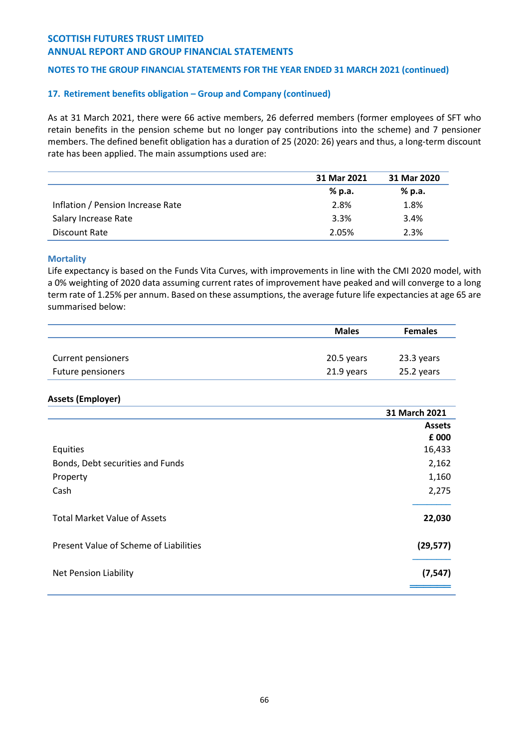**SCOTTISH FUTURES TRUST LIMITED**
**ANNUAL REPORT AND GROUP FINANCIAL STATEMENTS**

**NOTES TO THE GROUP FINANCIAL STATEMENTS FOR THE YEAR ENDED 31 MARCH 2021 (continued)**

## 17. Retirement benefits obligation – Group and Company (continued)

As at 31 March 2021, there were 66 active members, 26 deferred members (former employees of SFT who retain benefits in the pension scheme but no longer pay contributions into the scheme) and 7 pensioner members. The defined benefit obligation has a duration of 25 (2020: 26) years and thus, a long-term discount rate has been applied. The main assumptions used are:

| | 31 Mar 2021 | 31 Mar 2020 |
|---|---|---|
| | % p.a. | % p.a. |
| Inflation / Pension Increase Rate | 2.8% | 1.8% |
| Salary Increase Rate | 3.3% | 3.4% |
| Discount Rate | 2.05% | 2.3% |

### Mortality

Life expectancy is based on the Funds Vita Curves, with improvements in line with the CMI 2020 model, with a 0% weighting of 2020 data assuming current rates of improvement have peaked and will converge to a long term rate of 1.25% per annum. Based on these assumptions, the average future life expectancies at age 65 are summarised below:

| | Males | Females |
|---|---|---|
| Current pensioners | 20.5 years | 23.3 years |
| Future pensioners | 21.9 years | 25.2 years |

**Assets (Employer)**

| | 31 March 2021 |
|---|---|
| | Assets |
| | £ 000 |
| Equities | 16,433 |
| Bonds, Debt securities and Funds | 2,162 |
| Property | 1,160 |
| Cash | 2,275 |
| Total Market Value of Assets | **22,030** |
| Present Value of Scheme of Liabilities | **(29,577)** |
| Net Pension Liability | **(7,547)** |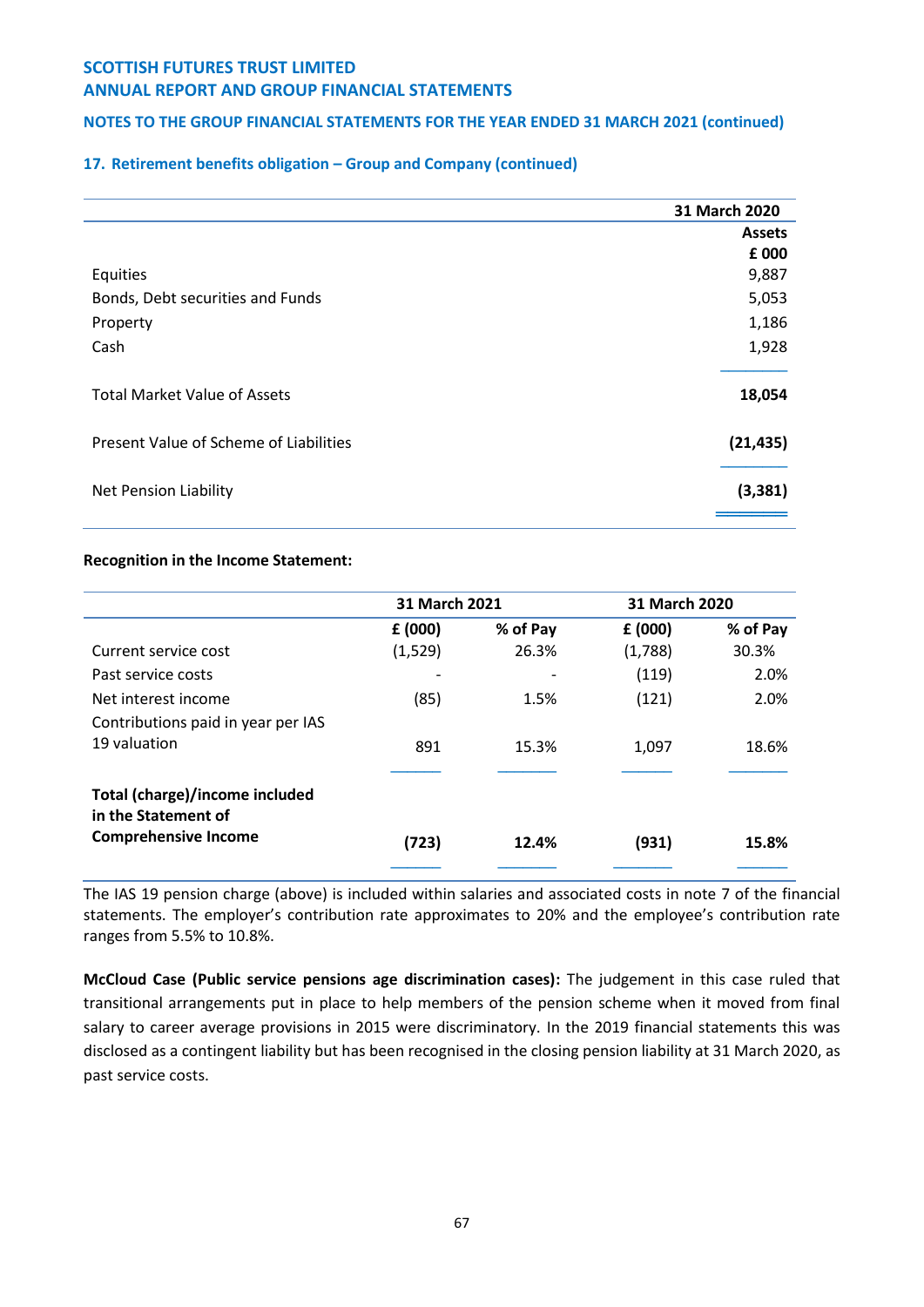## 17. Retirement benefits obligation – Group and Company (continued)

| | 31 March 2020 |
|---|---|
| | **Assets** |
| | **£ 000** |
| Equities | 9,887 |
| Bonds, Debt securities and Funds | 5,053 |
| Property | 1,186 |
| Cash | 1,928 |
| Total Market Value of Assets | **18,054** |
| Present Value of Scheme of Liabilities | **(21,435)** |
| Net Pension Liability | **(3,381)** |

**Recognition in the Income Statement:**

| | 31 March 2021 | | 31 March 2020 | |
|---|---|---|---|---|
| | **£ (000)** | **% of Pay** | **£ (000)** | **% of Pay** |
| Current service cost | (1,529) | 26.3% | (1,788) | 30.3% |
| Past service costs | - | - | (119) | 2.0% |
| Net interest income | (85) | 1.5% | (121) | 2.0% |
| Contributions paid in year per IAS 19 valuation | 891 | 15.3% | 1,097 | 18.6% |
| **Total (charge)/income included in the Statement of Comprehensive Income** | **(723)** | **12.4%** | **(931)** | **15.8%** |

The IAS 19 pension charge (above) is included within salaries and associated costs in note 7 of the financial statements. The employer's contribution rate approximates to 20% and the employee's contribution rate ranges from 5.5% to 10.8%.

**McCloud Case (Public service pensions age discrimination cases):** The judgement in this case ruled that transitional arrangements put in place to help members of the pension scheme when it moved from final salary to career average provisions in 2015 were discriminatory. In the 2019 financial statements this was disclosed as a contingent liability but has been recognised in the closing pension liability at 31 March 2020, as past service costs.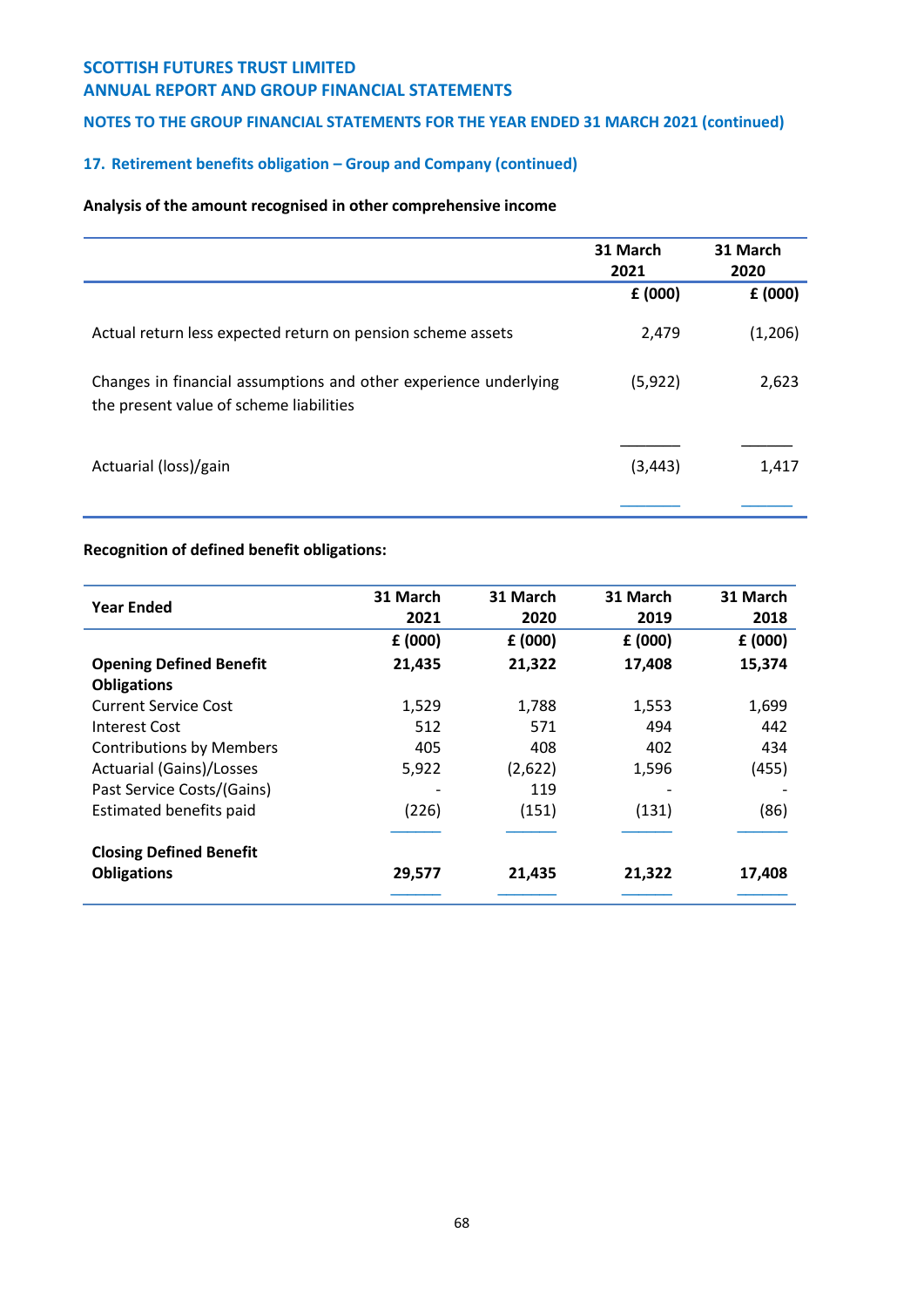## 17. Retirement benefits obligation – Group and Company (continued)

**Analysis of the amount recognised in other comprehensive income**

| | 31 March 2021 | 31 March 2020 |
|---|---|---|
| | £ (000) | £ (000) |
| Actual return less expected return on pension scheme assets | 2,479 | (1,206) |
| Changes in financial assumptions and other experience underlying the present value of scheme liabilities | (5,922) | 2,623 |
| Actuarial (loss)/gain | (3,443) | 1,417 |

**Recognition of defined benefit obligations:**

| Year Ended | 31 March 2021 | 31 March 2020 | 31 March 2019 | 31 March 2018 |
|---|---|---|---|---|
| | £ (000) | £ (000) | £ (000) | £ (000) |
| **Opening Defined Benefit Obligations** | **21,435** | **21,322** | **17,408** | **15,374** |
| Current Service Cost | 1,529 | 1,788 | 1,553 | 1,699 |
| Interest Cost | 512 | 571 | 494 | 442 |
| Contributions by Members | 405 | 408 | 402 | 434 |
| Actuarial (Gains)/Losses | 5,922 | (2,622) | 1,596 | (455) |
| Past Service Costs/(Gains) | - | 119 | - | - |
| Estimated benefits paid | (226) | (151) | (131) | (86) |
| **Closing Defined Benefit Obligations** | **29,577** | **21,435** | **21,322** | **17,408** |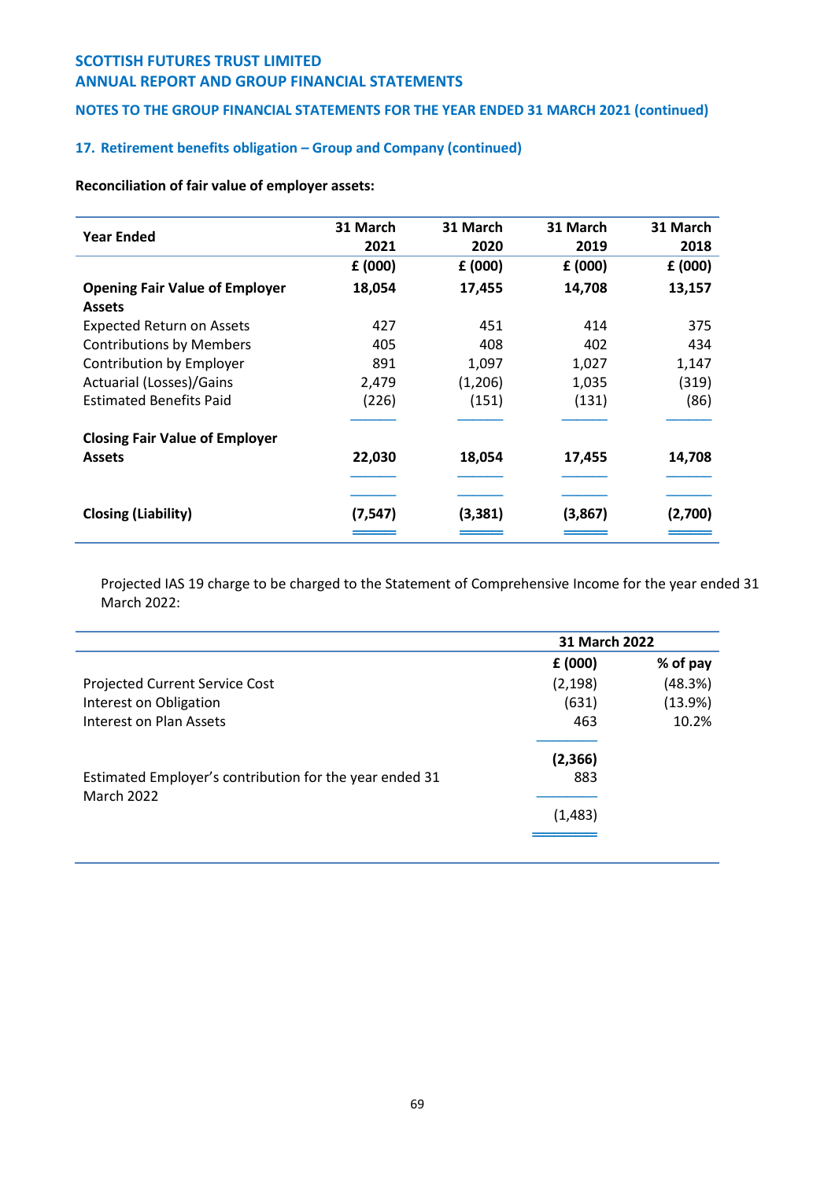# SCOTTISH FUTURES TRUST LIMITED
## ANNUAL REPORT AND GROUP FINANCIAL STATEMENTS

### NOTES TO THE GROUP FINANCIAL STATEMENTS FOR THE YEAR ENDED 31 MARCH 2021 (continued)

### 17. Retirement benefits obligation – Group and Company (continued)

**Reconciliation of fair value of employer assets:**

| Year Ended | 31 March 2021 | 31 March 2020 | 31 March 2019 | 31 March 2018 |
|---|---|---|---|---|
| | £ (000) | £ (000) | £ (000) | £ (000) |
| **Opening Fair Value of Employer Assets** | **18,054** | **17,455** | **14,708** | **13,157** |
| Expected Return on Assets | 427 | 451 | 414 | 375 |
| Contributions by Members | 405 | 408 | 402 | 434 |
| Contribution by Employer | 891 | 1,097 | 1,027 | 1,147 |
| Actuarial (Losses)/Gains | 2,479 | (1,206) | 1,035 | (319) |
| Estimated Benefits Paid | (226) | (151) | (131) | (86) |
| **Closing Fair Value of Employer Assets** | **22,030** | **18,054** | **17,455** | **14,708** |
| **Closing (Liability)** | **(7,547)** | **(3,381)** | **(3,867)** | **(2,700)** |

Projected IAS 19 charge to be charged to the Statement of Comprehensive Income for the year ended 31 March 2022:

| | 31 March 2022 | |
|---|---|---|
| | £ (000) | % of pay |
| Projected Current Service Cost | (2,198) | (48.3%) |
| Interest on Obligation | (631) | (13.9%) |
| Interest on Plan Assets | 463 | 10.2% |
| | **(2,366)** | |
| Estimated Employer's contribution for the year ended 31 March 2022 | 883 | |
| | (1,483) | |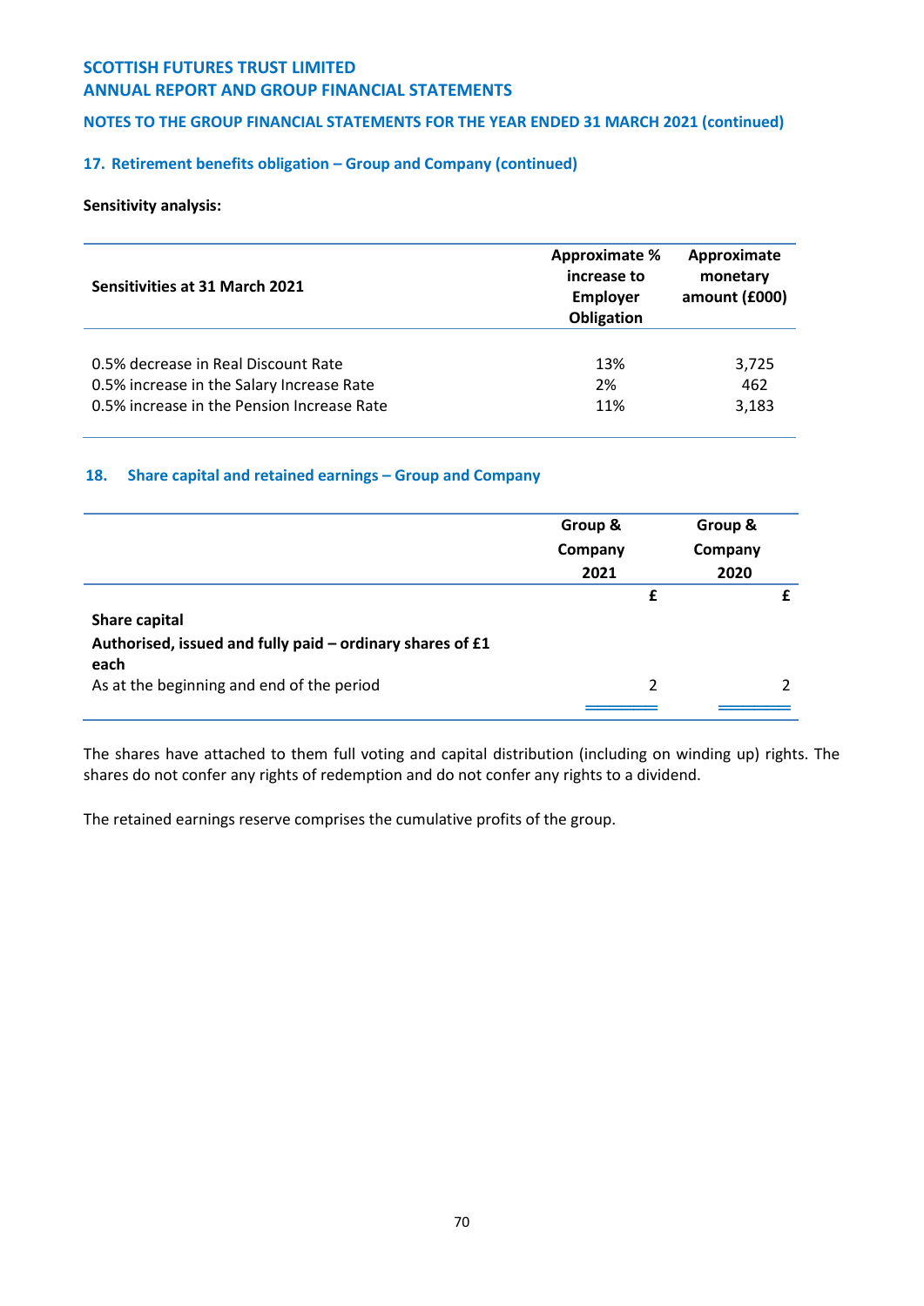## SCOTTISH FUTURES TRUST LIMITED
## ANNUAL REPORT AND GROUP FINANCIAL STATEMENTS

### NOTES TO THE GROUP FINANCIAL STATEMENTS FOR THE YEAR ENDED 31 MARCH 2021 (continued)

### 17. Retirement benefits obligation – Group and Company (continued)

**Sensitivity analysis:**

| Sensitivities at 31 March 2021 | Approximate % increase to Employer Obligation | Approximate monetary amount (£000) |
|---|---|---|
| 0.5% decrease in Real Discount Rate | 13% | 3,725 |
| 0.5% increase in the Salary Increase Rate | 2% | 462 |
| 0.5% increase in the Pension Increase Rate | 11% | 3,183 |

### 18. Share capital and retained earnings – Group and Company

| | Group & Company 2021 | Group & Company 2020 |
|---|---|---|
| | £ | £ |
| **Share capital** | | |
| **Authorised, issued and fully paid – ordinary shares of £1 each** | | |
| As at the beginning and end of the period | 2 | 2 |

The shares have attached to them full voting and capital distribution (including on winding up) rights. The shares do not confer any rights of redemption and do not confer any rights to a dividend.

The retained earnings reserve comprises the cumulative profits of the group.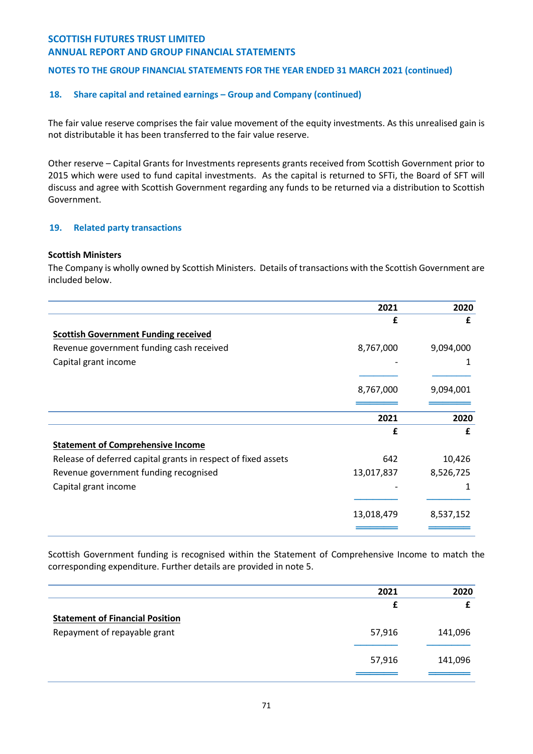### 18. Share capital and retained earnings – Group and Company (continued)

The fair value reserve comprises the fair value movement of the equity investments. As this unrealised gain is not distributable it has been transferred to the fair value reserve.

Other reserve – Capital Grants for Investments represents grants received from Scottish Government prior to 2015 which were used to fund capital investments. As the capital is returned to SFTi, the Board of SFT will discuss and agree with Scottish Government regarding any funds to be returned via a distribution to Scottish Government.

### 19. Related party transactions

**Scottish Ministers**

The Company is wholly owned by Scottish Ministers. Details of transactions with the Scottish Government are included below.

| | 2021 | 2020 |
|---|---|---|
| | £ | £ |
| **Scottish Government Funding received** | | |
| Revenue government funding cash received | 8,767,000 | 9,094,000 |
| Capital grant income | - | 1 |
| | 8,767,000 | 9,094,001 |

| | 2021 | 2020 |
|---|---|---|
| | £ | £ |
| **Statement of Comprehensive Income** | | |
| Release of deferred capital grants in respect of fixed assets | 642 | 10,426 |
| Revenue government funding recognised | 13,017,837 | 8,526,725 |
| Capital grant income | - | 1 |
| | 13,018,479 | 8,537,152 |

Scottish Government funding is recognised within the Statement of Comprehensive Income to match the corresponding expenditure. Further details are provided in note 5.

| | 2021 | 2020 |
|---|---|---|
| | £ | £ |
| **Statement of Financial Position** | | |
| Repayment of repayable grant | 57,916 | 141,096 |
| | 57,916 | 141,096 |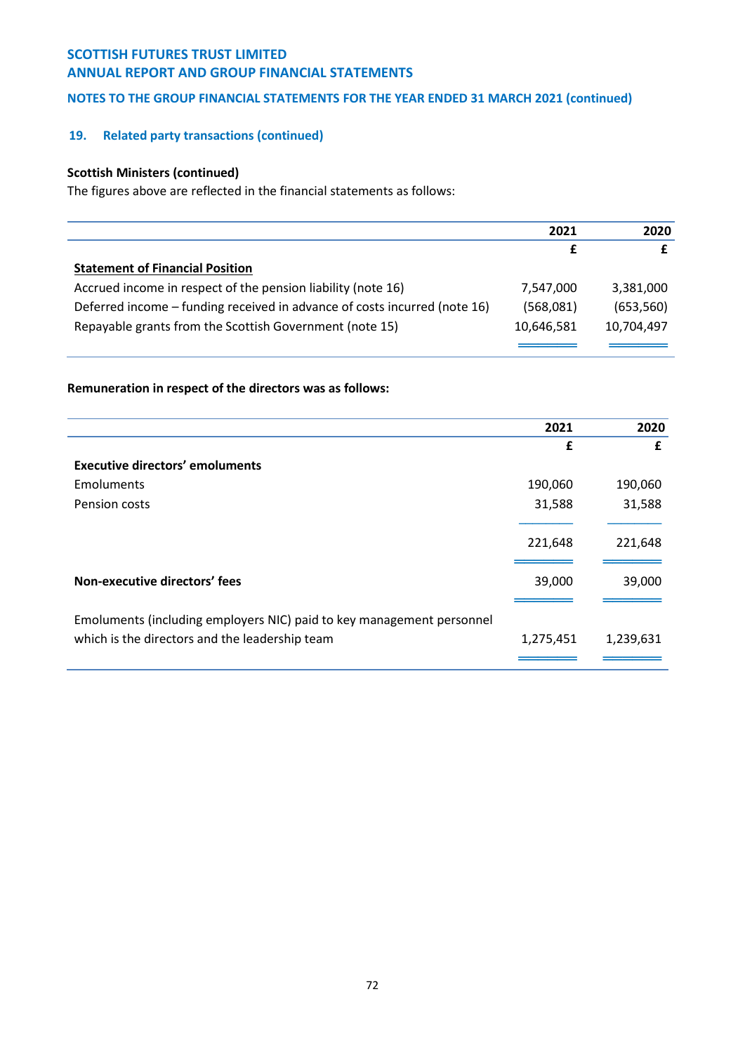## 19. Related party transactions (continued)

**Scottish Ministers (continued)**

The figures above are reflected in the financial statements as follows:

| | 2021 | 2020 |
|---|---|---|
| | £ | £ |
| **Statement of Financial Position** | | |
| Accrued income in respect of the pension liability (note 16) | 7,547,000 | 3,381,000 |
| Deferred income – funding received in advance of costs incurred (note 16) | (568,081) | (653,560) |
| Repayable grants from the Scottish Government (note 15) | 10,646,581 | 10,704,497 |

**Remuneration in respect of the directors was as follows:**

| | 2021 | 2020 |
|---|---|---|
| | £ | £ |
| **Executive directors' emoluments** | | |
| Emoluments | 190,060 | 190,060 |
| Pension costs | 31,588 | 31,588 |
| | 221,648 | 221,648 |
| **Non-executive directors' fees** | 39,000 | 39,000 |
| Emoluments (including employers NIC) paid to key management personnel which is the directors and the leadership team | 1,275,451 | 1,239,631 |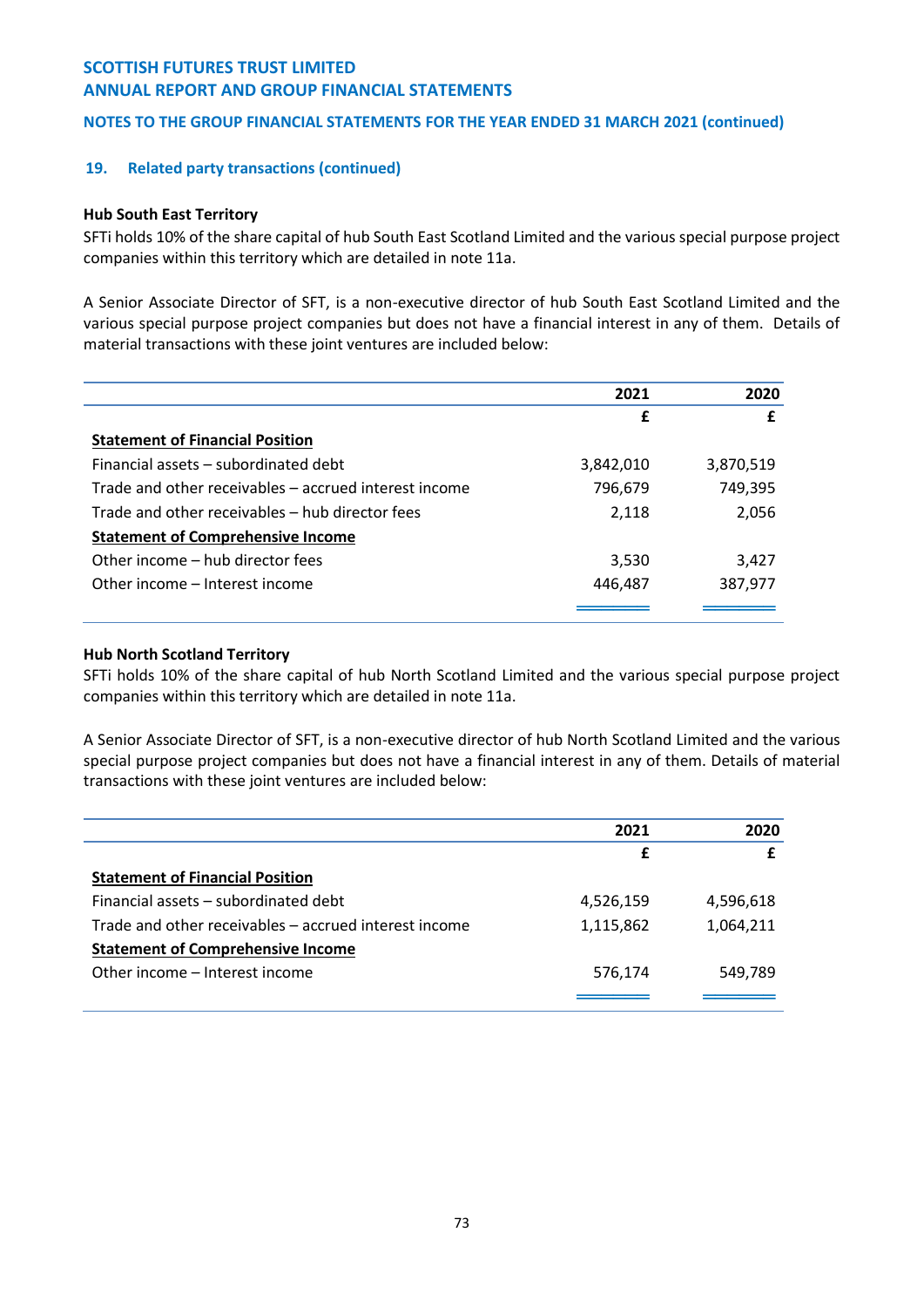## 19. Related party transactions (continued)

**Hub South East Territory**

SFTi holds 10% of the share capital of hub South East Scotland Limited and the various special purpose project companies within this territory which are detailed in note 11a.

A Senior Associate Director of SFT, is a non-executive director of hub South East Scotland Limited and the various special purpose project companies but does not have a financial interest in any of them. Details of material transactions with these joint ventures are included below:

| | 2021 | 2020 |
|---|---|---|
| | £ | £ |
| **Statement of Financial Position** | | |
| Financial assets – subordinated debt | 3,842,010 | 3,870,519 |
| Trade and other receivables – accrued interest income | 796,679 | 749,395 |
| Trade and other receivables – hub director fees | 2,118 | 2,056 |
| **Statement of Comprehensive Income** | | |
| Other income – hub director fees | 3,530 | 3,427 |
| Other income – Interest income | 446,487 | 387,977 |

**Hub North Scotland Territory**

SFTi holds 10% of the share capital of hub North Scotland Limited and the various special purpose project companies within this territory which are detailed in note 11a.

A Senior Associate Director of SFT, is a non-executive director of hub North Scotland Limited and the various special purpose project companies but does not have a financial interest in any of them. Details of material transactions with these joint ventures are included below:

| | 2021 | 2020 |
|---|---|---|
| | £ | £ |
| **Statement of Financial Position** | | |
| Financial assets – subordinated debt | 4,526,159 | 4,596,618 |
| Trade and other receivables – accrued interest income | 1,115,862 | 1,064,211 |
| **Statement of Comprehensive Income** | | |
| Other income – Interest income | 576,174 | 549,789 |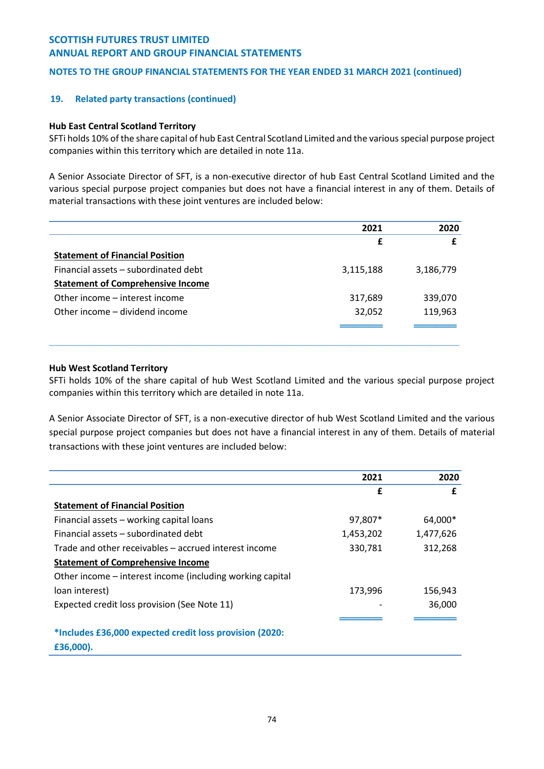## 19. Related party transactions (continued)

### Hub East Central Scotland Territory

SFTi holds 10% of the share capital of hub East Central Scotland Limited and the various special purpose project companies within this territory which are detailed in note 11a.

A Senior Associate Director of SFT, is a non-executive director of hub East Central Scotland Limited and the various special purpose project companies but does not have a financial interest in any of them. Details of material transactions with these joint ventures are included below:

| | 2021 | 2020 |
|---|---|---|
| | £ | £ |
| **Statement of Financial Position** | | |
| Financial assets – subordinated debt | 3,115,188 | 3,186,779 |
| **Statement of Comprehensive Income** | | |
| Other income – interest income | 317,689 | 339,070 |
| Other income – dividend income | 32,052 | 119,963 |

### Hub West Scotland Territory

SFTi holds 10% of the share capital of hub West Scotland Limited and the various special purpose project companies within this territory which are detailed in note 11a.

A Senior Associate Director of SFT, is a non-executive director of hub West Scotland Limited and the various special purpose project companies but does not have a financial interest in any of them. Details of material transactions with these joint ventures are included below:

| | 2021 | 2020 |
|---|---|---|
| | £ | £ |
| **Statement of Financial Position** | | |
| Financial assets – working capital loans | 97,807* | 64,000* |
| Financial assets – subordinated debt | 1,453,202 | 1,477,626 |
| Trade and other receivables – accrued interest income | 330,781 | 312,268 |
| **Statement of Comprehensive Income** | | |
| Other income – interest income (including working capital loan interest) | 173,996 | 156,943 |
| Expected credit loss provision (See Note 11) | - | 36,000 |

**\*Includes £36,000 expected credit loss provision (2020: £36,000).**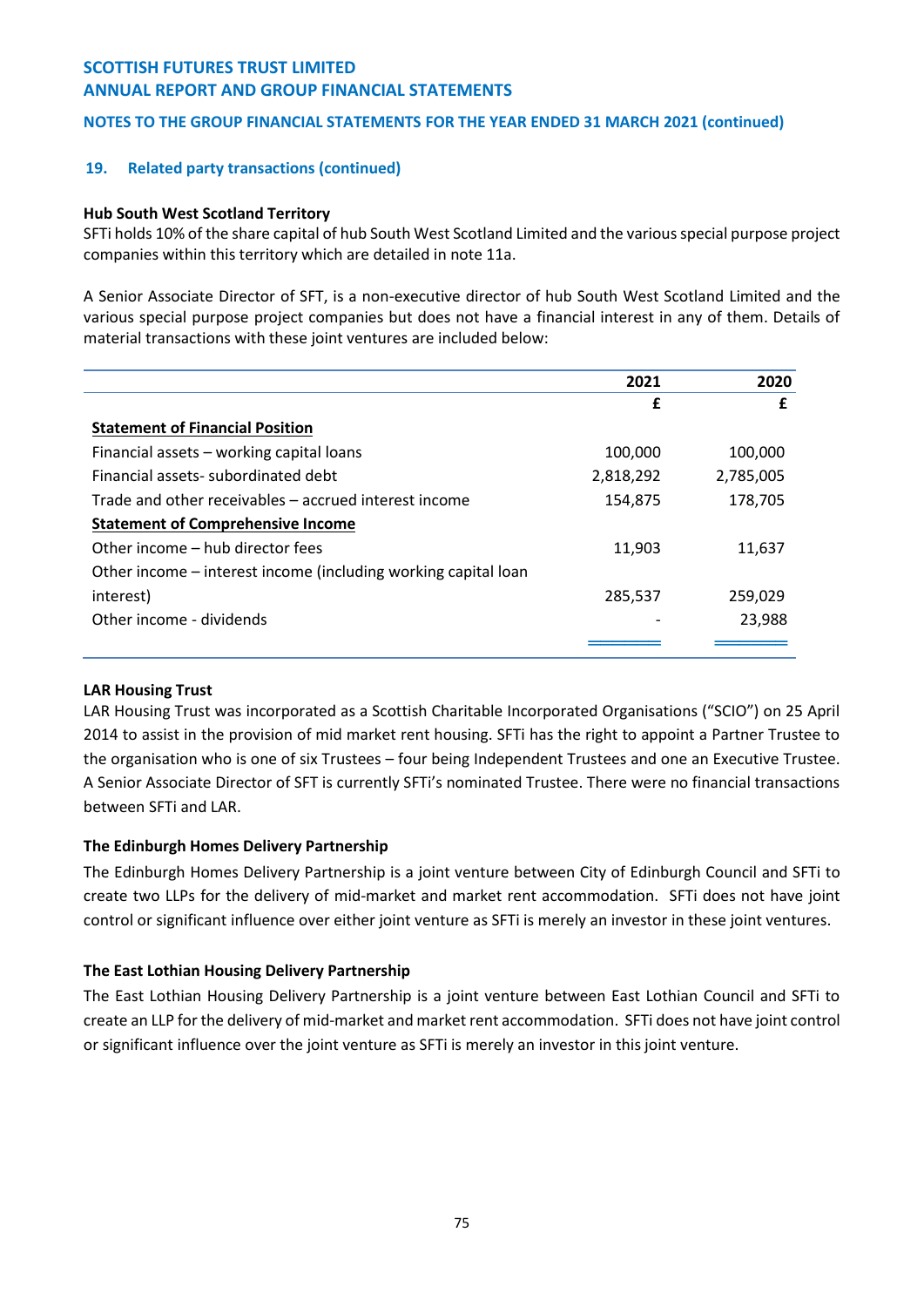## 19. Related party transactions (continued)

**Hub South West Scotland Territory**

SFTi holds 10% of the share capital of hub South West Scotland Limited and the various special purpose project companies within this territory which are detailed in note 11a.

A Senior Associate Director of SFT, is a non-executive director of hub South West Scotland Limited and the various special purpose project companies but does not have a financial interest in any of them. Details of material transactions with these joint ventures are included below:

| | 2021 | 2020 |
|---|---|---|
| | £ | £ |
| **Statement of Financial Position** | | |
| Financial assets – working capital loans | 100,000 | 100,000 |
| Financial assets- subordinated debt | 2,818,292 | 2,785,005 |
| Trade and other receivables – accrued interest income | 154,875 | 178,705 |
| **Statement of Comprehensive Income** | | |
| Other income – hub director fees | 11,903 | 11,637 |
| Other income – interest income (including working capital loan interest) | 285,537 | 259,029 |
| Other income - dividends | - | 23,988 |

**LAR Housing Trust**

LAR Housing Trust was incorporated as a Scottish Charitable Incorporated Organisations ("SCIO") on 25 April 2014 to assist in the provision of mid market rent housing. SFTi has the right to appoint a Partner Trustee to the organisation who is one of six Trustees – four being Independent Trustees and one an Executive Trustee. A Senior Associate Director of SFT is currently SFTi's nominated Trustee. There were no financial transactions between SFTi and LAR.

**The Edinburgh Homes Delivery Partnership**

The Edinburgh Homes Delivery Partnership is a joint venture between City of Edinburgh Council and SFTi to create two LLPs for the delivery of mid-market and market rent accommodation. SFTi does not have joint control or significant influence over either joint venture as SFTi is merely an investor in these joint ventures.

**The East Lothian Housing Delivery Partnership**

The East Lothian Housing Delivery Partnership is a joint venture between East Lothian Council and SFTi to create an LLP for the delivery of mid-market and market rent accommodation. SFTi does not have joint control or significant influence over the joint venture as SFTi is merely an investor in this joint venture.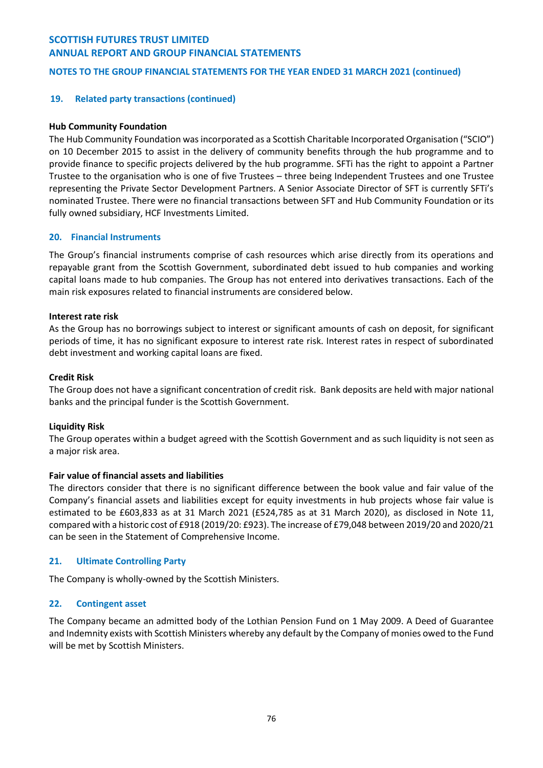## 19. Related party transactions (continued)

**Hub Community Foundation**

The Hub Community Foundation was incorporated as a Scottish Charitable Incorporated Organisation ("SCIO") on 10 December 2015 to assist in the delivery of community benefits through the hub programme and to provide finance to specific projects delivered by the hub programme. SFTi has the right to appoint a Partner Trustee to the organisation who is one of five Trustees – three being Independent Trustees and one Trustee representing the Private Sector Development Partners. A Senior Associate Director of SFT is currently SFTi's nominated Trustee. There were no financial transactions between SFT and Hub Community Foundation or its fully owned subsidiary, HCF Investments Limited.

## 20. Financial Instruments

The Group's financial instruments comprise of cash resources which arise directly from its operations and repayable grant from the Scottish Government, subordinated debt issued to hub companies and working capital loans made to hub companies. The Group has not entered into derivatives transactions. Each of the main risk exposures related to financial instruments are considered below.

**Interest rate risk**

As the Group has no borrowings subject to interest or significant amounts of cash on deposit, for significant periods of time, it has no significant exposure to interest rate risk. Interest rates in respect of subordinated debt investment and working capital loans are fixed.

**Credit Risk**

The Group does not have a significant concentration of credit risk. Bank deposits are held with major national banks and the principal funder is the Scottish Government.

**Liquidity Risk**

The Group operates within a budget agreed with the Scottish Government and as such liquidity is not seen as a major risk area.

**Fair value of financial assets and liabilities**

The directors consider that there is no significant difference between the book value and fair value of the Company's financial assets and liabilities except for equity investments in hub projects whose fair value is estimated to be £603,833 as at 31 March 2021 (£524,785 as at 31 March 2020), as disclosed in Note 11, compared with a historic cost of £918 (2019/20: £923). The increase of £79,048 between 2019/20 and 2020/21 can be seen in the Statement of Comprehensive Income.

## 21. Ultimate Controlling Party

The Company is wholly-owned by the Scottish Ministers.

## 22. Contingent asset

The Company became an admitted body of the Lothian Pension Fund on 1 May 2009. A Deed of Guarantee and Indemnity exists with Scottish Ministers whereby any default by the Company of monies owed to the Fund will be met by Scottish Ministers.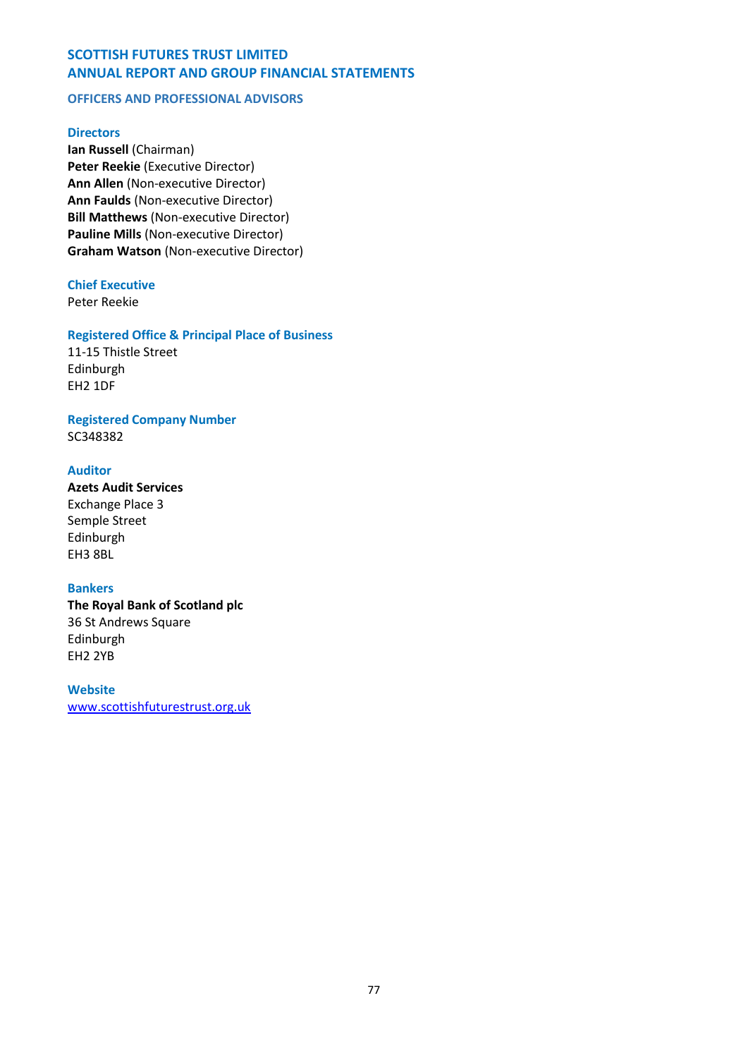# SCOTTISH FUTURES TRUST LIMITED
# ANNUAL REPORT AND GROUP FINANCIAL STATEMENTS

## OFFICERS AND PROFESSIONAL ADVISORS

### Directors

**Ian Russell** (Chairman)
**Peter Reekie** (Executive Director)
**Ann Allen** (Non-executive Director)
**Ann Faulds** (Non-executive Director)
**Bill Matthews** (Non-executive Director)
**Pauline Mills** (Non-executive Director)
**Graham Watson** (Non-executive Director)

### Chief Executive

Peter Reekie

### Registered Office & Principal Place of Business

11-15 Thistle Street
Edinburgh
EH2 1DF

### Registered Company Number

SC348382

### Auditor

**Azets Audit Services**
Exchange Place 3
Semple Street
Edinburgh
EH3 8BL

### Bankers

**The Royal Bank of Scotland plc**
36 St Andrews Square
Edinburgh
EH2 2YB

### Website

www.scottishfuturestrust.org.uk